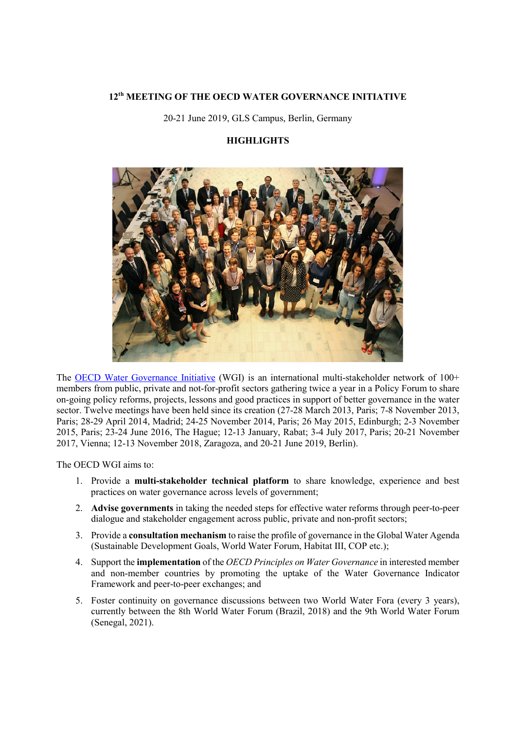# 12th MEETING OF THE OECD WATER GOVERNANCE INITIATIVE

20-21 June 2019, GLS Campus, Berlin, Germany

## HIGHLIGHTS

The OECD Water Governance Initiative (WGI) is an international multi-stakeholder network of 100+ members from public, private and not-for-profit sectors gathering twice a year in a Policy Forum to share on-going policy reforms, projects, lessons and good practices in support of better governance in the water sector. Twelve meetings have been held since its creation (27-28 March 2013, Paris; 7-8 November 2013, Paris; 28-29 April 2014, Madrid; 24-25 November 2014, Paris; 26 May 2015, Edinburgh; 2-3 November 2015, Paris; 23-24 June 2016, The Hague; 12-13 January, Rabat; 3-4 July 2017, Paris; 20-21 November 2017, Vienna; 12-13 November 2018, Zaragoza, and 20-21 June 2019, Berlin).

The OECD WGI aims to:

1. Provide a **multi-stakeholder technical platform** to share knowledge, experience and best practices on water governance across levels of government;
2. **Advise governments** in taking the needed steps for effective water reforms through peer-to-peer dialogue and stakeholder engagement across public, private and non-profit sectors;
3. Provide a **consultation mechanism** to raise the profile of governance in the Global Water Agenda (Sustainable Development Goals, World Water Forum, Habitat III, COP etc.);
4. Support the **implementation** of the *OECD Principles on Water Governance* in interested member and non-member countries by promoting the uptake of the Water Governance Indicator Framework and peer-to-peer exchanges; and
5. Foster continuity on governance discussions between two World Water Fora (every 3 years), currently between the 8th World Water Forum (Brazil, 2018) and the 9th World Water Forum (Senegal, 2021).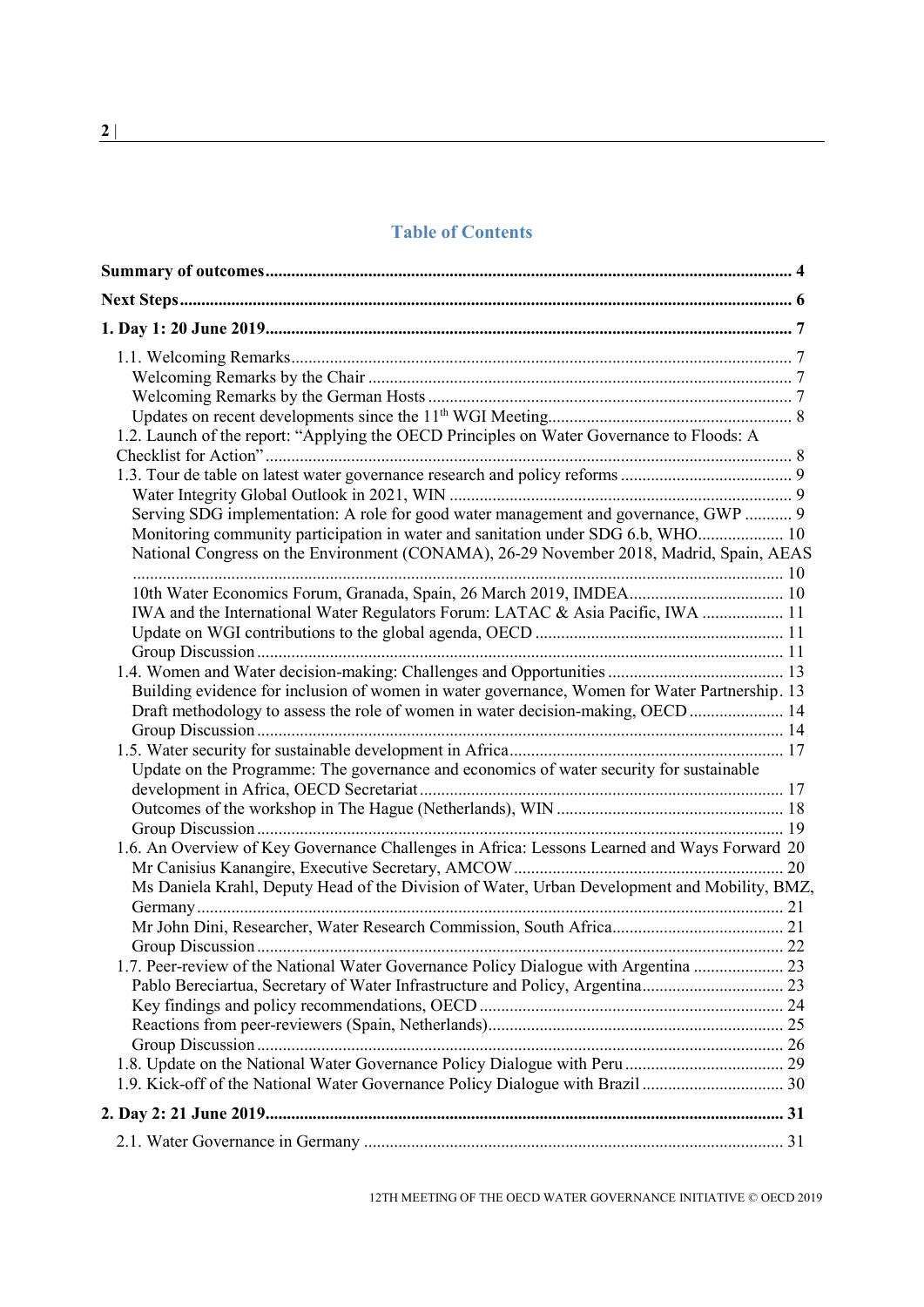# Table of Contents

**Summary of outcomes** ... 4

**Next Steps** ... 6

**1. Day 1: 20 June 2019** ... 7

- 1.1. Welcoming Remarks ... 7
  - Welcoming Remarks by the Chair ... 7
  - Welcoming Remarks by the German Hosts ... 7
  - Updates on recent developments since the 11th WGI Meeting ... 8
- 1.2. Launch of the report: "Applying the OECD Principles on Water Governance to Floods: A Checklist for Action" ... 8
- 1.3. Tour de table on latest water governance research and policy reforms ... 9
  - Water Integrity Global Outlook in 2021, WIN ... 9
  - Serving SDG implementation: A role for good water management and governance, GWP ... 9
  - Monitoring community participation in water and sanitation under SDG 6.b, WHO ... 10
  - National Congress on the Environment (CONAMA), 26-29 November 2018, Madrid, Spain, AEAS ... 10
  - 10th Water Economics Forum, Granada, Spain, 26 March 2019, IMDEA ... 10
  - IWA and the International Water Regulators Forum: LATAC & Asia Pacific, IWA ... 11
  - Update on WGI contributions to the global agenda, OECD ... 11
  - Group Discussion ... 11
- 1.4. Women and Water decision-making: Challenges and Opportunities ... 13
  - Building evidence for inclusion of women in water governance, Women for Water Partnership . 13
  - Draft methodology to assess the role of women in water decision-making, OECD ... 14
  - Group Discussion ... 14
- 1.5. Water security for sustainable development in Africa ... 17
  - Update on the Programme: The governance and economics of water security for sustainable development in Africa, OECD Secretariat ... 17
  - Outcomes of the workshop in The Hague (Netherlands), WIN ... 18
  - Group Discussion ... 19
- 1.6. An Overview of Key Governance Challenges in Africa: Lessons Learned and Ways Forward 20
  - Mr Canisius Kanangire, Executive Secretary, AMCOW ... 20
  - Ms Daniela Krahl, Deputy Head of the Division of Water, Urban Development and Mobility, BMZ, Germany ... 21
  - Mr John Dini, Researcher, Water Research Commission, South Africa ... 21
  - Group Discussion ... 22
- 1.7. Peer-review of the National Water Governance Policy Dialogue with Argentina ... 23
  - Pablo Bereciartua, Secretary of Water Infrastructure and Policy, Argentina ... 23
  - Key findings and policy recommendations, OECD ... 24
  - Reactions from peer-reviewers (Spain, Netherlands) ... 25
  - Group Discussion ... 26
- 1.8. Update on the National Water Governance Policy Dialogue with Peru ... 29
- 1.9. Kick-off of the National Water Governance Policy Dialogue with Brazil ... 30

**2. Day 2: 21 June 2019** ... 31

- 2.1. Water Governance in Germany ... 31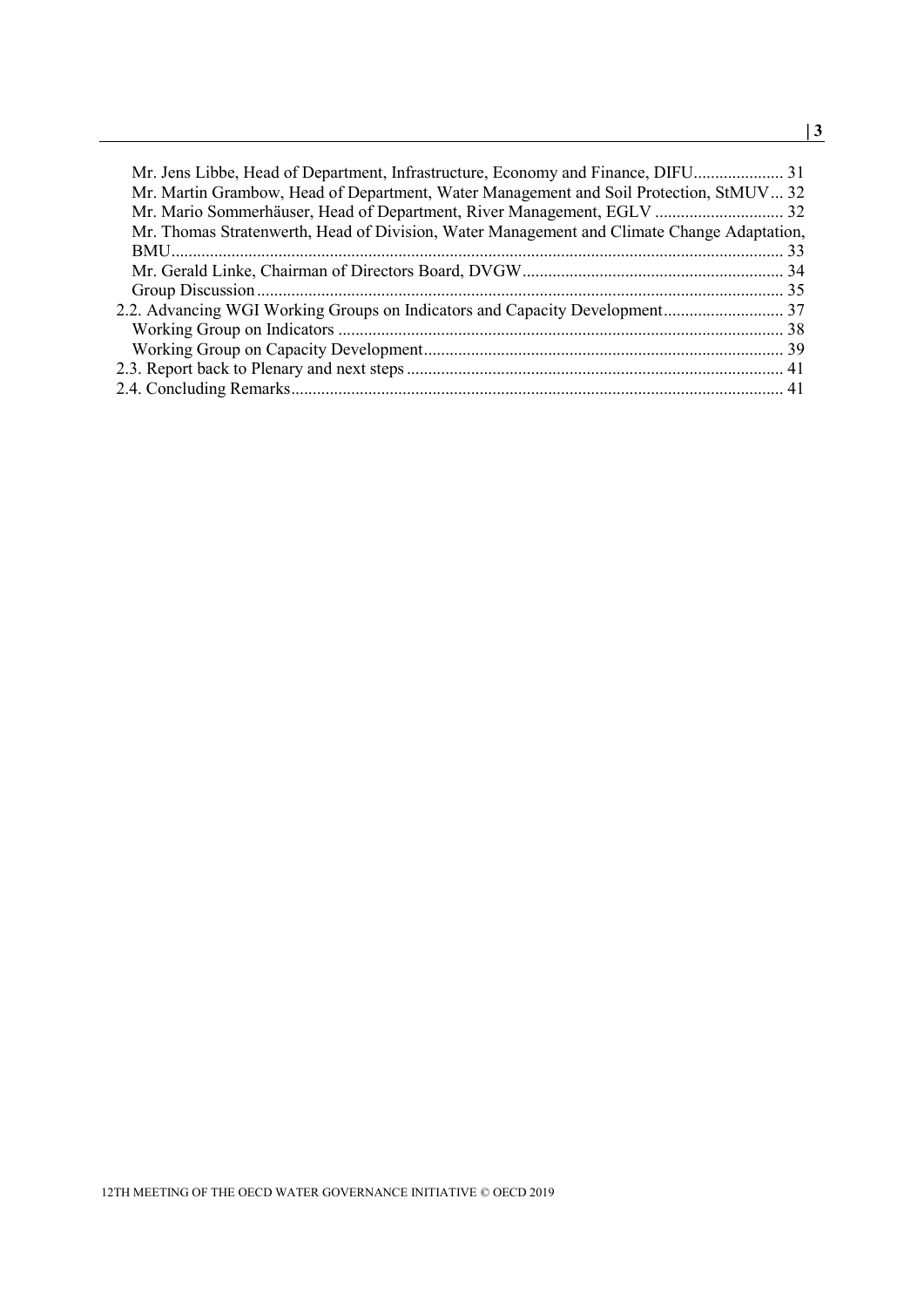Mr. Jens Libbe, Head of Department, Infrastructure, Economy and Finance, DIFU ..................... 31
Mr. Martin Grambow, Head of Department, Water Management and Soil Protection, StMUV ... 32
Mr. Mario Sommerhäuser, Head of Department, River Management, EGLV .............................. 32
Mr. Thomas Stratenwerth, Head of Division, Water Management and Climate Change Adaptation, BMU ........................................................................................................................................ 33
Mr. Gerald Linke, Chairman of Directors Board, DVGW ............................................................ 34
Group Discussion ........................................................................................................................... 35
2.2. Advancing WGI Working Groups on Indicators and Capacity Development ............................ 37
Working Group on Indicators ........................................................................................................ 38
Working Group on Capacity Development ................................................................................... 39
2.3. Report back to Plenary and next steps ....................................................................................... 41
2.4. Concluding Remarks ................................................................................................................. 41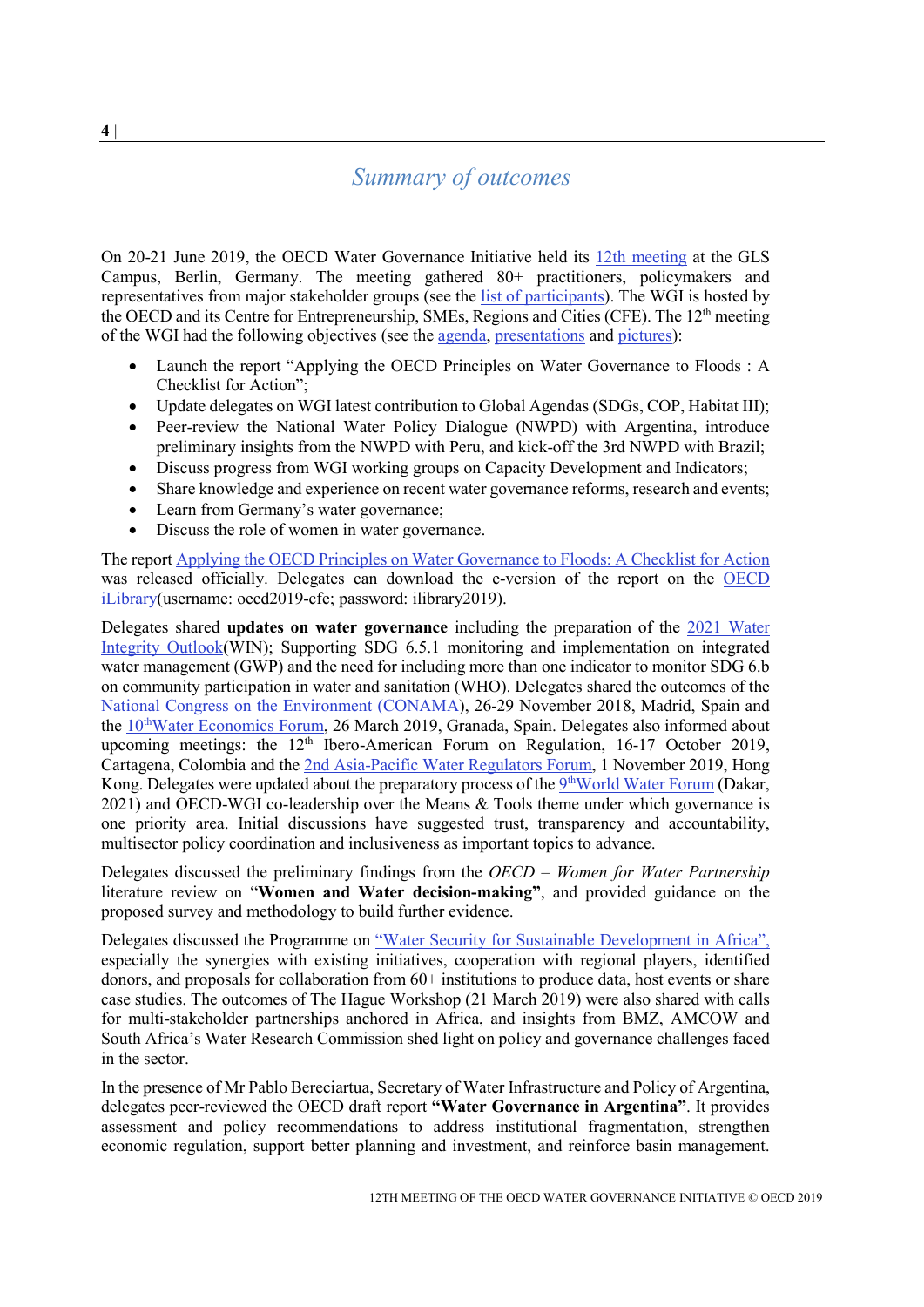# *Summary of outcomes*

On 20-21 June 2019, the OECD Water Governance Initiative held its 12th meeting at the GLS Campus, Berlin, Germany. The meeting gathered 80+ practitioners, policymakers and representatives from major stakeholder groups (see the list of participants). The WGI is hosted by the OECD and its Centre for Entrepreneurship, SMEs, Regions and Cities (CFE). The 12th meeting of the WGI had the following objectives (see the agenda, presentations and pictures):

- Launch the report "Applying the OECD Principles on Water Governance to Floods : A Checklist for Action";
- Update delegates on WGI latest contribution to Global Agendas (SDGs, COP, Habitat III);
- Peer-review the National Water Policy Dialogue (NWPD) with Argentina, introduce preliminary insights from the NWPD with Peru, and kick-off the 3rd NWPD with Brazil;
- Discuss progress from WGI working groups on Capacity Development and Indicators;
- Share knowledge and experience on recent water governance reforms, research and events;
- Learn from Germany's water governance;
- Discuss the role of women in water governance.

The report Applying the OECD Principles on Water Governance to Floods: A Checklist for Action was released officially. Delegates can download the e-version of the report on the OECD iLibrary(username: oecd2019-cfe; password: ilibrary2019).

Delegates shared **updates on water governance** including the preparation of the 2021 Water Integrity Outlook(WIN); Supporting SDG 6.5.1 monitoring and implementation on integrated water management (GWP) and the need for including more than one indicator to monitor SDG 6.b on community participation in water and sanitation (WHO). Delegates shared the outcomes of the National Congress on the Environment (CONAMA), 26-29 November 2018, Madrid, Spain and the 10th Water Economics Forum, 26 March 2019, Granada, Spain. Delegates also informed about upcoming meetings: the 12th Ibero-American Forum on Regulation, 16-17 October 2019, Cartagena, Colombia and the 2nd Asia-Pacific Water Regulators Forum, 1 November 2019, Hong Kong. Delegates were updated about the preparatory process of the 9th World Water Forum (Dakar, 2021) and OECD-WGI co-leadership over the Means & Tools theme under which governance is one priority area. Initial discussions have suggested trust, transparency and accountability, multisector policy coordination and inclusiveness as important topics to advance.

Delegates discussed the preliminary findings from the *OECD – Women for Water Partnership* literature review on "**Women and Water decision-making"**, and provided guidance on the proposed survey and methodology to build further evidence.

Delegates discussed the Programme on "Water Security for Sustainable Development in Africa", especially the synergies with existing initiatives, cooperation with regional players, identified donors, and proposals for collaboration from 60+ institutions to produce data, host events or share case studies. The outcomes of The Hague Workshop (21 March 2019) were also shared with calls for multi-stakeholder partnerships anchored in Africa, and insights from BMZ, AMCOW and South Africa's Water Research Commission shed light on policy and governance challenges faced in the sector.

In the presence of Mr Pablo Bereciartua, Secretary of Water Infrastructure and Policy of Argentina, delegates peer-reviewed the OECD draft report **"Water Governance in Argentina"**. It provides assessment and policy recommendations to address institutional fragmentation, strengthen economic regulation, support better planning and investment, and reinforce basin management.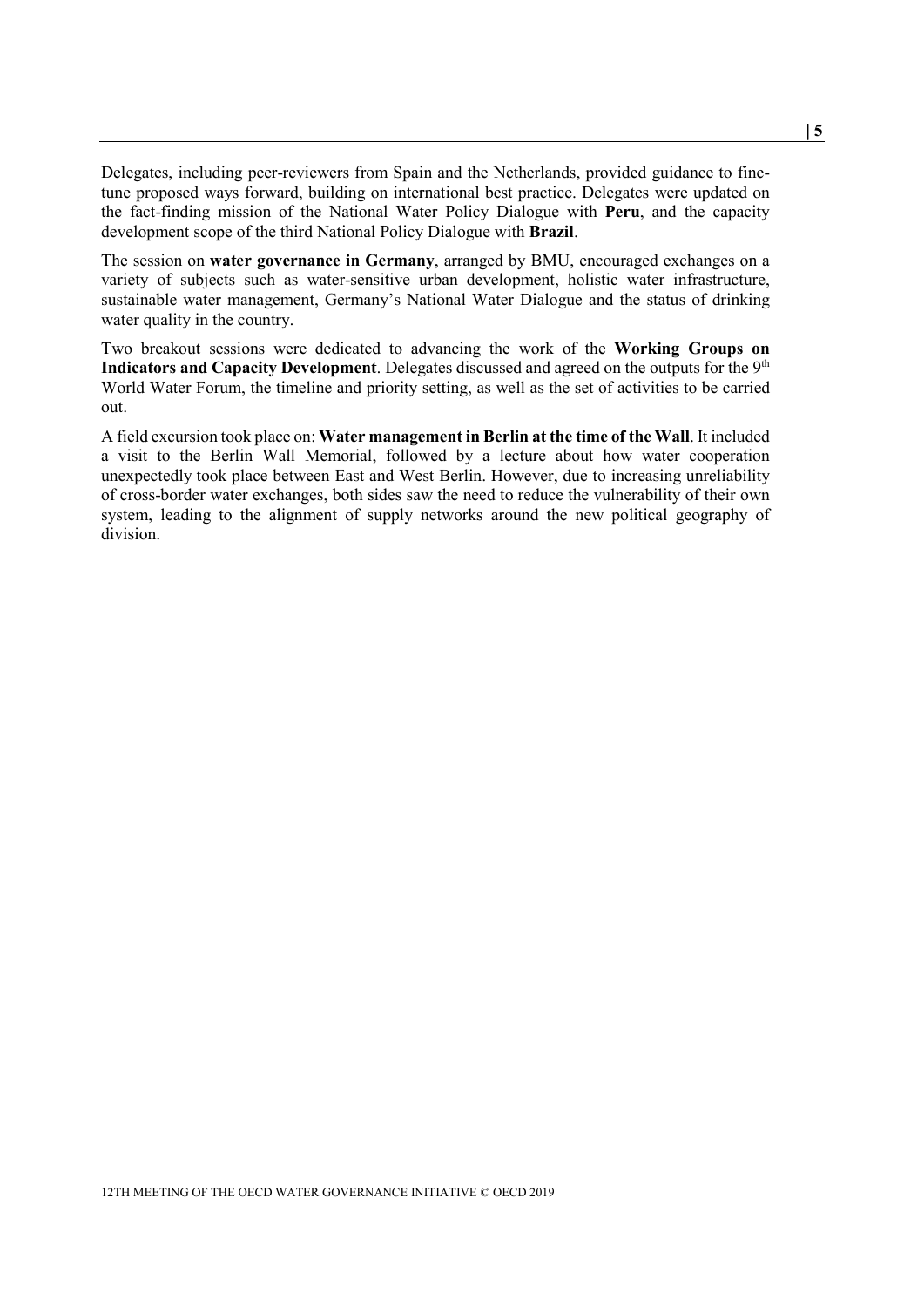Delegates, including peer-reviewers from Spain and the Netherlands, provided guidance to fine-tune proposed ways forward, building on international best practice. Delegates were updated on the fact-finding mission of the National Water Policy Dialogue with **Peru**, and the capacity development scope of the third National Policy Dialogue with **Brazil**.

The session on **water governance in Germany**, arranged by BMU, encouraged exchanges on a variety of subjects such as water-sensitive urban development, holistic water infrastructure, sustainable water management, Germany's National Water Dialogue and the status of drinking water quality in the country.

Two breakout sessions were dedicated to advancing the work of the **Working Groups on Indicators and Capacity Development**. Delegates discussed and agreed on the outputs for the 9th World Water Forum, the timeline and priority setting, as well as the set of activities to be carried out.

A field excursion took place on: **Water management in Berlin at the time of the Wall**. It included a visit to the Berlin Wall Memorial, followed by a lecture about how water cooperation unexpectedly took place between East and West Berlin. However, due to increasing unreliability of cross-border water exchanges, both sides saw the need to reduce the vulnerability of their own system, leading to the alignment of supply networks around the new political geography of division.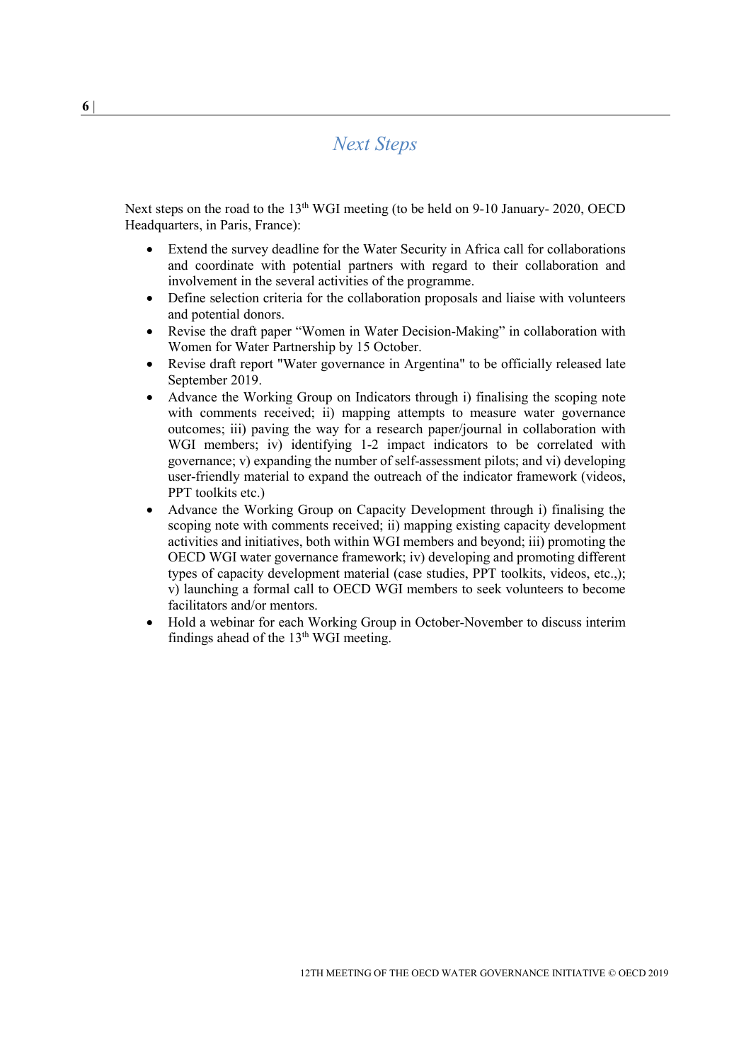## *Next Steps*

Next steps on the road to the 13th WGI meeting (to be held on 9-10 January- 2020, OECD Headquarters, in Paris, France):

- Extend the survey deadline for the Water Security in Africa call for collaborations and coordinate with potential partners with regard to their collaboration and involvement in the several activities of the programme.
- Define selection criteria for the collaboration proposals and liaise with volunteers and potential donors.
- Revise the draft paper "Women in Water Decision-Making" in collaboration with Women for Water Partnership by 15 October.
- Revise draft report "Water governance in Argentina" to be officially released late September 2019.
- Advance the Working Group on Indicators through i) finalising the scoping note with comments received; ii) mapping attempts to measure water governance outcomes; iii) paving the way for a research paper/journal in collaboration with WGI members; iv) identifying 1-2 impact indicators to be correlated with governance; v) expanding the number of self-assessment pilots; and vi) developing user-friendly material to expand the outreach of the indicator framework (videos, PPT toolkits etc.)
- Advance the Working Group on Capacity Development through i) finalising the scoping note with comments received; ii) mapping existing capacity development activities and initiatives, both within WGI members and beyond; iii) promoting the OECD WGI water governance framework; iv) developing and promoting different types of capacity development material (case studies, PPT toolkits, videos, etc.,); v) launching a formal call to OECD WGI members to seek volunteers to become facilitators and/or mentors.
- Hold a webinar for each Working Group in October-November to discuss interim findings ahead of the 13th WGI meeting.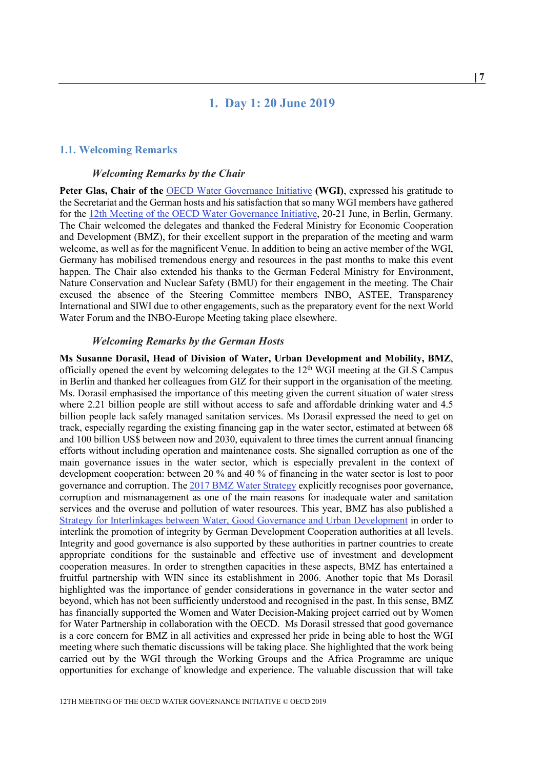# 1. Day 1: 20 June 2019

## 1.1. Welcoming Remarks

### *Welcoming Remarks by the Chair*

**Peter Glas, Chair of the** OECD Water Governance Initiative **(WGI)**, expressed his gratitude to the Secretariat and the German hosts and his satisfaction that so many WGI members have gathered for the 12th Meeting of the OECD Water Governance Initiative, 20-21 June, in Berlin, Germany. The Chair welcomed the delegates and thanked the Federal Ministry for Economic Cooperation and Development (BMZ), for their excellent support in the preparation of the meeting and warm welcome, as well as for the magnificent Venue. In addition to being an active member of the WGI, Germany has mobilised tremendous energy and resources in the past months to make this event happen. The Chair also extended his thanks to the German Federal Ministry for Environment, Nature Conservation and Nuclear Safety (BMU) for their engagement in the meeting. The Chair excused the absence of the Steering Committee members INBO, ASTEE, Transparency International and SIWI due to other engagements, such as the preparatory event for the next World Water Forum and the INBO-Europe Meeting taking place elsewhere.

### *Welcoming Remarks by the German Hosts*

**Ms Susanne Dorasil, Head of Division of Water, Urban Development and Mobility, BMZ**, officially opened the event by welcoming delegates to the 12th WGI meeting at the GLS Campus in Berlin and thanked her colleagues from GIZ for their support in the organisation of the meeting. Ms. Dorasil emphasised the importance of this meeting given the current situation of water stress where 2.21 billion people are still without access to safe and affordable drinking water and 4.5 billion people lack safely managed sanitation services. Ms Dorasil expressed the need to get on track, especially regarding the existing financing gap in the water sector, estimated at between 68 and 100 billion US$ between now and 2030, equivalent to three times the current annual financing efforts without including operation and maintenance costs. She signalled corruption as one of the main governance issues in the water sector, which is especially prevalent in the context of development cooperation: between 20 % and 40 % of financing in the water sector is lost to poor governance and corruption. The 2017 BMZ Water Strategy explicitly recognises poor governance, corruption and mismanagement as one of the main reasons for inadequate water and sanitation services and the overuse and pollution of water resources. This year, BMZ has also published a Strategy for Interlinkages between Water, Good Governance and Urban Development in order to interlink the promotion of integrity by German Development Cooperation authorities at all levels. Integrity and good governance is also supported by these authorities in partner countries to create appropriate conditions for the sustainable and effective use of investment and development cooperation measures. In order to strengthen capacities in these aspects, BMZ has entertained a fruitful partnership with WIN since its establishment in 2006. Another topic that Ms Dorasil highlighted was the importance of gender considerations in governance in the water sector and beyond, which has not been sufficiently understood and recognised in the past. In this sense, BMZ has financially supported the Women and Water Decision-Making project carried out by Women for Water Partnership in collaboration with the OECD. Ms Dorasil stressed that good governance is a core concern for BMZ in all activities and expressed her pride in being able to host the WGI meeting where such thematic discussions will be taking place. She highlighted that the work being carried out by the WGI through the Working Groups and the Africa Programme are unique opportunities for exchange of knowledge and experience. The valuable discussion that will take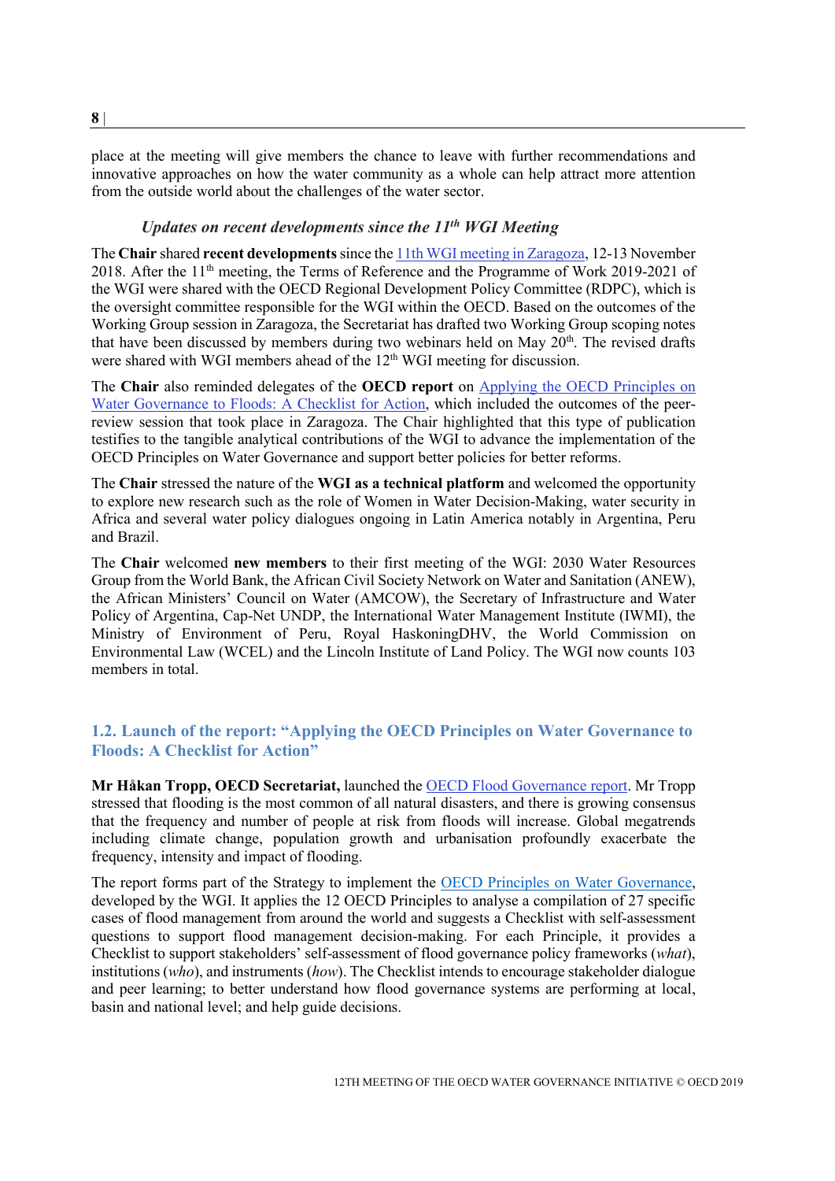place at the meeting will give members the chance to leave with further recommendations and innovative approaches on how the water community as a whole can help attract more attention from the outside world about the challenges of the water sector.

### *Updates on recent developments since the 11th WGI Meeting*

The **Chair** shared **recent developments** since the 11th WGI meeting in Zaragoza, 12-13 November 2018. After the 11th meeting, the Terms of Reference and the Programme of Work 2019-2021 of the WGI were shared with the OECD Regional Development Policy Committee (RDPC), which is the oversight committee responsible for the WGI within the OECD. Based on the outcomes of the Working Group session in Zaragoza, the Secretariat has drafted two Working Group scoping notes that have been discussed by members during two webinars held on May 20th. The revised drafts were shared with WGI members ahead of the 12th WGI meeting for discussion.

The **Chair** also reminded delegates of the **OECD report** on Applying the OECD Principles on Water Governance to Floods: A Checklist for Action, which included the outcomes of the peer-review session that took place in Zaragoza. The Chair highlighted that this type of publication testifies to the tangible analytical contributions of the WGI to advance the implementation of the OECD Principles on Water Governance and support better policies for better reforms.

The **Chair** stressed the nature of the **WGI as a technical platform** and welcomed the opportunity to explore new research such as the role of Women in Water Decision-Making, water security in Africa and several water policy dialogues ongoing in Latin America notably in Argentina, Peru and Brazil.

The **Chair** welcomed **new members** to their first meeting of the WGI: 2030 Water Resources Group from the World Bank, the African Civil Society Network on Water and Sanitation (ANEW), the African Ministers' Council on Water (AMCOW), the Secretary of Infrastructure and Water Policy of Argentina, Cap-Net UNDP, the International Water Management Institute (IWMI), the Ministry of Environment of Peru, Royal HaskoningDHV, the World Commission on Environmental Law (WCEL) and the Lincoln Institute of Land Policy. The WGI now counts 103 members in total.

## 1.2. Launch of the report: "Applying the OECD Principles on Water Governance to Floods: A Checklist for Action"

**Mr Håkan Tropp, OECD Secretariat,** launched the OECD Flood Governance report. Mr Tropp stressed that flooding is the most common of all natural disasters, and there is growing consensus that the frequency and number of people at risk from floods will increase. Global megatrends including climate change, population growth and urbanisation profoundly exacerbate the frequency, intensity and impact of flooding.

The report forms part of the Strategy to implement the OECD Principles on Water Governance, developed by the WGI. It applies the 12 OECD Principles to analyse a compilation of 27 specific cases of flood management from around the world and suggests a Checklist with self-assessment questions to support flood management decision-making. For each Principle, it provides a Checklist to support stakeholders' self-assessment of flood governance policy frameworks (*what*), institutions (*who*), and instruments (*how*). The Checklist intends to encourage stakeholder dialogue and peer learning; to better understand how flood governance systems are performing at local, basin and national level; and help guide decisions.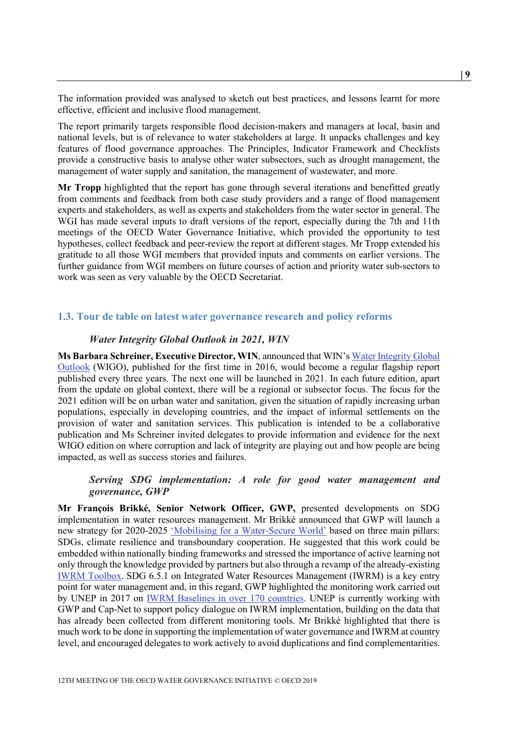The information provided was analysed to sketch out best practices, and lessons learnt for more effective, efficient and inclusive flood management.

The report primarily targets responsible flood decision-makers and managers at local, basin and national levels, but is of relevance to water stakeholders at large. It unpacks challenges and key features of flood governance approaches. The Principles, Indicator Framework and Checklists provide a constructive basis to analyse other water subsectors, such as drought management, the management of water supply and sanitation, the management of wastewater, and more.

**Mr Tropp** highlighted that the report has gone through several iterations and benefitted greatly from comments and feedback from both case study providers and a range of flood management experts and stakeholders, as well as experts and stakeholders from the water sector in general. The WGI has made several inputs to draft versions of the report, especially during the 7th and 11th meetings of the OECD Water Governance Initiative, which provided the opportunity to test hypotheses, collect feedback and peer-review the report at different stages. Mr Tropp extended his gratitude to all those WGI members that provided inputs and comments on earlier versions. The further guidance from WGI members on future courses of action and priority water sub-sectors to work was seen as very valuable by the OECD Secretariat.

## 1.3. Tour de table on latest water governance research and policy reforms

### *Water Integrity Global Outlook in 2021, WIN*

**Ms Barbara Schreiner, Executive Director, WIN**, announced that WIN's Water Integrity Global Outlook (WIGO), published for the first time in 2016, would become a regular flagship report published every three years. The next one will be launched in 2021. In each future edition, apart from the update on global context, there will be a regional or subsector focus. The focus for the 2021 edition will be on urban water and sanitation, given the situation of rapidly increasing urban populations, especially in developing countries, and the impact of informal settlements on the provision of water and sanitation services. This publication is intended to be a collaborative publication and Ms Schreiner invited delegates to provide information and evidence for the next WIGO edition on where corruption and lack of integrity are playing out and how people are being impacted, as well as success stories and failures.

### *Serving SDG implementation: A role for good water management and governance, GWP*

**Mr François Brikké, Senior Network Officer, GWP,** presented developments on SDG implementation in water resources management. Mr Brikké announced that GWP will launch a new strategy for 2020-2025 'Mobilising for a Water-Secure World' based on three main pillars: SDGs, climate resilience and transboundary cooperation. He suggested that this work could be embedded within nationally binding frameworks and stressed the importance of active learning not only through the knowledge provided by partners but also through a revamp of the already-existing IWRM Toolbox. SDG 6.5.1 on Integrated Water Resources Management (IWRM) is a key entry point for water management and, in this regard, GWP highlighted the monitoring work carried out by UNEP in 2017 on IWRM Baselines in over 170 countries. UNEP is currently working with GWP and Cap-Net to support policy dialogue on IWRM implementation, building on the data that has already been collected from different monitoring tools. Mr Brikké highlighted that there is much work to be done in supporting the implementation of water governance and IWRM at country level, and encouraged delegates to work actively to avoid duplications and find complementarities.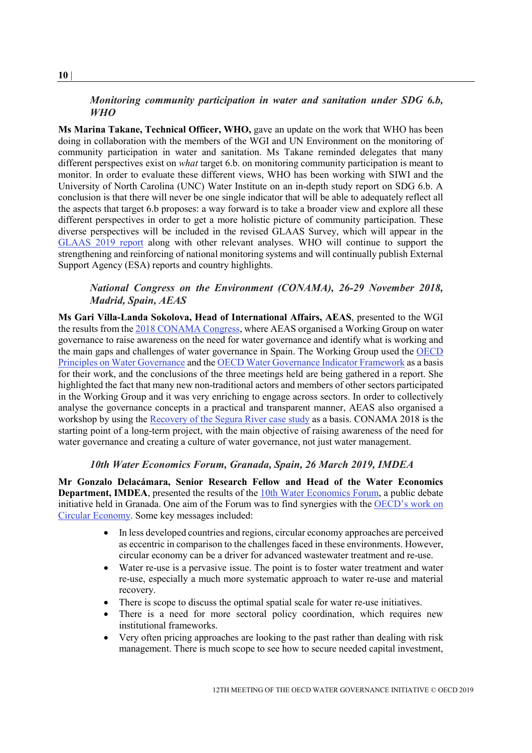### *Monitoring community participation in water and sanitation under SDG 6.b, WHO*

**Ms Marina Takane, Technical Officer, WHO,** gave an update on the work that WHO has been doing in collaboration with the members of the WGI and UN Environment on the monitoring of community participation in water and sanitation. Ms Takane reminded delegates that many different perspectives exist on *what* target 6.b. on monitoring community participation is meant to monitor. In order to evaluate these different views, WHO has been working with SIWI and the University of North Carolina (UNC) Water Institute on an in-depth study report on SDG 6.b. A conclusion is that there will never be one single indicator that will be able to adequately reflect all the aspects that target 6.b proposes: a way forward is to take a broader view and explore all these different perspectives in order to get a more holistic picture of community participation. These diverse perspectives will be included in the revised GLAAS Survey, which will appear in the GLAAS 2019 report along with other relevant analyses. WHO will continue to support the strengthening and reinforcing of national monitoring systems and will continually publish External Support Agency (ESA) reports and country highlights.

### *National Congress on the Environment (CONAMA), 26-29 November 2018, Madrid, Spain, AEAS*

**Ms Gari Villa-Landa Sokolova, Head of International Affairs, AEAS**, presented to the WGI the results from the 2018 CONAMA Congress, where AEAS organised a Working Group on water governance to raise awareness on the need for water governance and identify what is working and the main gaps and challenges of water governance in Spain. The Working Group used the OECD Principles on Water Governance and the OECD Water Governance Indicator Framework as a basis for their work, and the conclusions of the three meetings held are being gathered in a report. She highlighted the fact that many new non-traditional actors and members of other sectors participated in the Working Group and it was very enriching to engage across sectors. In order to collectively analyse the governance concepts in a practical and transparent manner, AEAS also organised a workshop by using the Recovery of the Segura River case study as a basis. CONAMA 2018 is the starting point of a long-term project, with the main objective of raising awareness of the need for water governance and creating a culture of water governance, not just water management.

### *10th Water Economics Forum, Granada, Spain, 26 March 2019, IMDEA*

**Mr Gonzalo Delacámara, Senior Research Fellow and Head of the Water Economics Department, IMDEA**, presented the results of the 10th Water Economics Forum, a public debate initiative held in Granada. One aim of the Forum was to find synergies with the OECD's work on Circular Economy. Some key messages included:

- In less developed countries and regions, circular economy approaches are perceived as eccentric in comparison to the challenges faced in these environments. However, circular economy can be a driver for advanced wastewater treatment and re-use.
- Water re-use is a pervasive issue. The point is to foster water treatment and water re-use, especially a much more systematic approach to water re-use and material recovery.
- There is scope to discuss the optimal spatial scale for water re-use initiatives.
- There is a need for more sectoral policy coordination, which requires new institutional frameworks.
- Very often pricing approaches are looking to the past rather than dealing with risk management. There is much scope to see how to secure needed capital investment,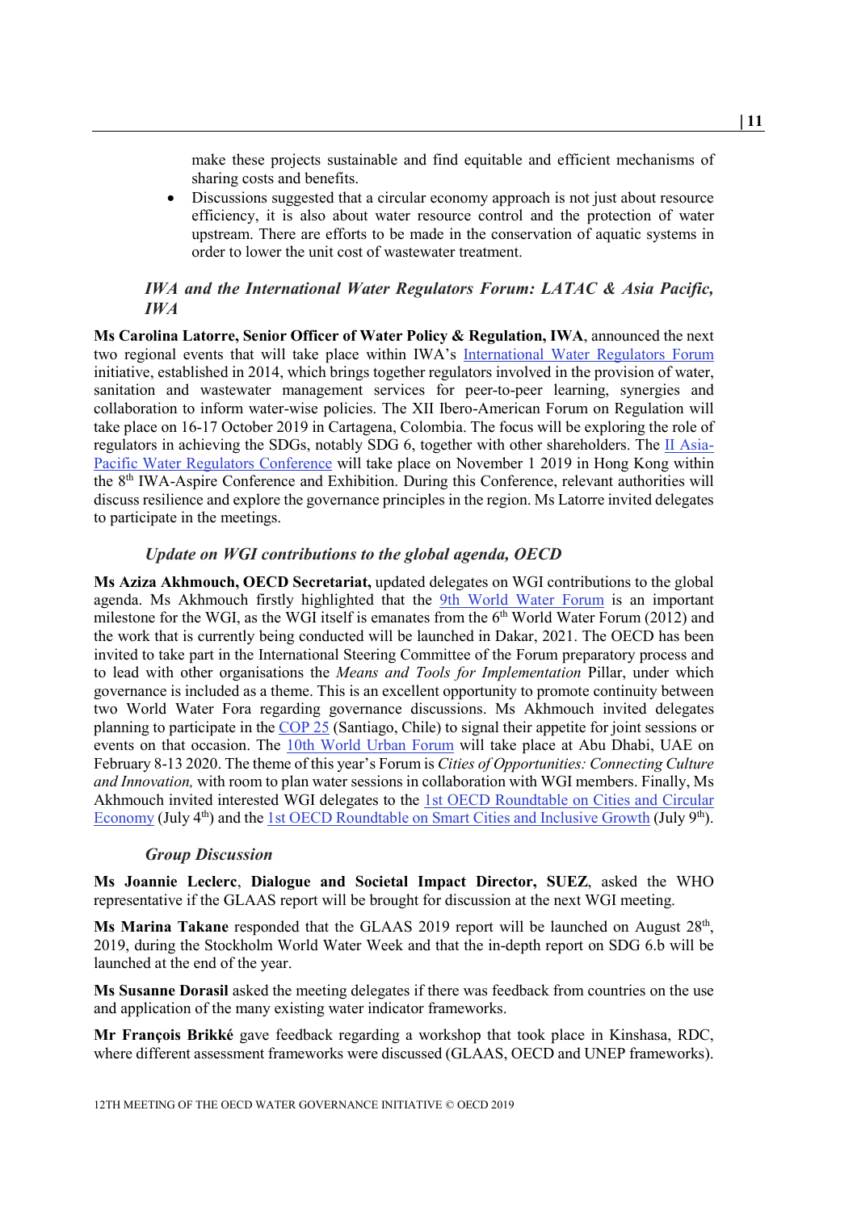make these projects sustainable and find equitable and efficient mechanisms of sharing costs and benefits.

- Discussions suggested that a circular economy approach is not just about resource efficiency, it is also about water resource control and the protection of water upstream. There are efforts to be made in the conservation of aquatic systems in order to lower the unit cost of wastewater treatment.

### *IWA and the International Water Regulators Forum: LATAC & Asia Pacific, IWA*

**Ms Carolina Latorre, Senior Officer of Water Policy & Regulation, IWA**, announced the next two regional events that will take place within IWA's International Water Regulators Forum initiative, established in 2014, which brings together regulators involved in the provision of water, sanitation and wastewater management services for peer-to-peer learning, synergies and collaboration to inform water-wise policies. The XII Ibero-American Forum on Regulation will take place on 16-17 October 2019 in Cartagena, Colombia. The focus will be exploring the role of regulators in achieving the SDGs, notably SDG 6, together with other shareholders. The II Asia-Pacific Water Regulators Conference will take place on November 1 2019 in Hong Kong within the 8th IWA-Aspire Conference and Exhibition. During this Conference, relevant authorities will discuss resilience and explore the governance principles in the region. Ms Latorre invited delegates to participate in the meetings.

### *Update on WGI contributions to the global agenda, OECD*

**Ms Aziza Akhmouch, OECD Secretariat,** updated delegates on WGI contributions to the global agenda. Ms Akhmouch firstly highlighted that the 9th World Water Forum is an important milestone for the WGI, as the WGI itself is emanates from the 6th World Water Forum (2012) and the work that is currently being conducted will be launched in Dakar, 2021. The OECD has been invited to take part in the International Steering Committee of the Forum preparatory process and to lead with other organisations the *Means and Tools for Implementation* Pillar, under which governance is included as a theme. This is an excellent opportunity to promote continuity between two World Water Fora regarding governance discussions. Ms Akhmouch invited delegates planning to participate in the COP 25 (Santiago, Chile) to signal their appetite for joint sessions or events on that occasion. The 10th World Urban Forum will take place at Abu Dhabi, UAE on February 8-13 2020. The theme of this year's Forum is *Cities of Opportunities: Connecting Culture and Innovation,* with room to plan water sessions in collaboration with WGI members. Finally, Ms Akhmouch invited interested WGI delegates to the 1st OECD Roundtable on Cities and Circular Economy (July 4th) and the 1st OECD Roundtable on Smart Cities and Inclusive Growth (July 9th).

### *Group Discussion*

**Ms Joannie Leclerc**, **Dialogue and Societal Impact Director, SUEZ**, asked the WHO representative if the GLAAS report will be brought for discussion at the next WGI meeting.

**Ms Marina Takane** responded that the GLAAS 2019 report will be launched on August 28th, 2019, during the Stockholm World Water Week and that the in-depth report on SDG 6.b will be launched at the end of the year.

**Ms Susanne Dorasil** asked the meeting delegates if there was feedback from countries on the use and application of the many existing water indicator frameworks.

**Mr François Brikké** gave feedback regarding a workshop that took place in Kinshasa, RDC, where different assessment frameworks were discussed (GLAAS, OECD and UNEP frameworks).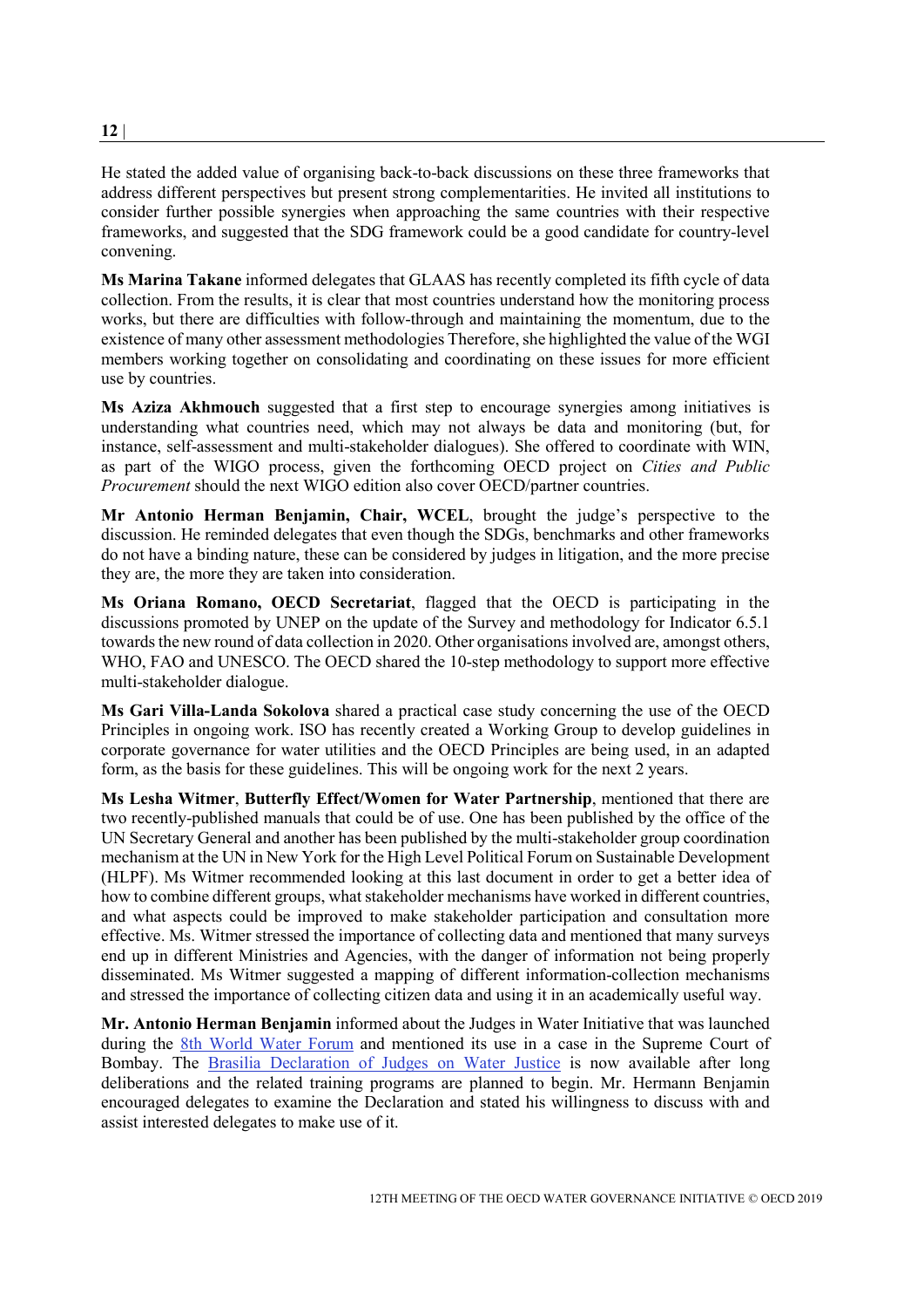He stated the added value of organising back-to-back discussions on these three frameworks that address different perspectives but present strong complementarities. He invited all institutions to consider further possible synergies when approaching the same countries with their respective frameworks, and suggested that the SDG framework could be a good candidate for country-level convening.

**Ms Marina Takane** informed delegates that GLAAS has recently completed its fifth cycle of data collection. From the results, it is clear that most countries understand how the monitoring process works, but there are difficulties with follow-through and maintaining the momentum, due to the existence of many other assessment methodologies Therefore, she highlighted the value of the WGI members working together on consolidating and coordinating on these issues for more efficient use by countries.

**Ms Aziza Akhmouch** suggested that a first step to encourage synergies among initiatives is understanding what countries need, which may not always be data and monitoring (but, for instance, self-assessment and multi-stakeholder dialogues). She offered to coordinate with WIN, as part of the WIGO process, given the forthcoming OECD project on *Cities and Public Procurement* should the next WIGO edition also cover OECD/partner countries.

**Mr Antonio Herman Benjamin, Chair, WCEL**, brought the judge's perspective to the discussion. He reminded delegates that even though the SDGs, benchmarks and other frameworks do not have a binding nature, these can be considered by judges in litigation, and the more precise they are, the more they are taken into consideration.

**Ms Oriana Romano, OECD Secretariat**, flagged that the OECD is participating in the discussions promoted by UNEP on the update of the Survey and methodology for Indicator 6.5.1 towards the new round of data collection in 2020. Other organisations involved are, amongst others, WHO, FAO and UNESCO. The OECD shared the 10-step methodology to support more effective multi-stakeholder dialogue.

**Ms Gari Villa-Landa Sokolova** shared a practical case study concerning the use of the OECD Principles in ongoing work. ISO has recently created a Working Group to develop guidelines in corporate governance for water utilities and the OECD Principles are being used, in an adapted form, as the basis for these guidelines. This will be ongoing work for the next 2 years.

**Ms Lesha Witmer**, **Butterfly Effect/Women for Water Partnership**, mentioned that there are two recently-published manuals that could be of use. One has been published by the office of the UN Secretary General and another has been published by the multi-stakeholder group coordination mechanism at the UN in New York for the High Level Political Forum on Sustainable Development (HLPF). Ms Witmer recommended looking at this last document in order to get a better idea of how to combine different groups, what stakeholder mechanisms have worked in different countries, and what aspects could be improved to make stakeholder participation and consultation more effective. Ms. Witmer stressed the importance of collecting data and mentioned that many surveys end up in different Ministries and Agencies, with the danger of information not being properly disseminated. Ms Witmer suggested a mapping of different information-collection mechanisms and stressed the importance of collecting citizen data and using it in an academically useful way.

**Mr. Antonio Herman Benjamin** informed about the Judges in Water Initiative that was launched during the 8th World Water Forum and mentioned its use in a case in the Supreme Court of Bombay. The Brasilia Declaration of Judges on Water Justice is now available after long deliberations and the related training programs are planned to begin. Mr. Hermann Benjamin encouraged delegates to examine the Declaration and stated his willingness to discuss with and assist interested delegates to make use of it.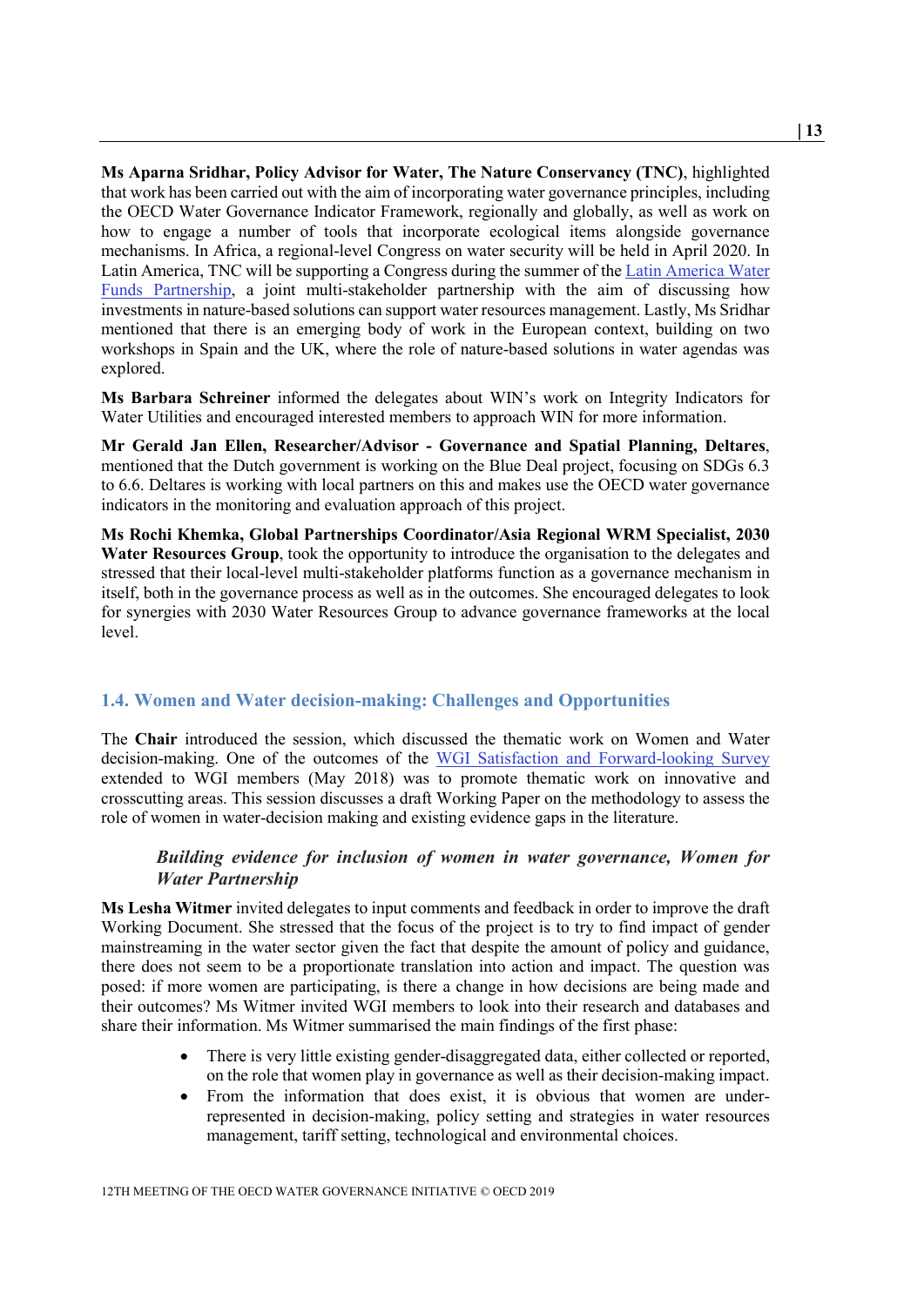**Ms Aparna Sridhar, Policy Advisor for Water, The Nature Conservancy (TNC)**, highlighted that work has been carried out with the aim of incorporating water governance principles, including the OECD Water Governance Indicator Framework, regionally and globally, as well as work on how to engage a number of tools that incorporate ecological items alongside governance mechanisms. In Africa, a regional-level Congress on water security will be held in April 2020. In Latin America, TNC will be supporting a Congress during the summer of the Latin America Water Funds Partnership, a joint multi-stakeholder partnership with the aim of discussing how investments in nature-based solutions can support water resources management. Lastly, Ms Sridhar mentioned that there is an emerging body of work in the European context, building on two workshops in Spain and the UK, where the role of nature-based solutions in water agendas was explored.

**Ms Barbara Schreiner** informed the delegates about WIN's work on Integrity Indicators for Water Utilities and encouraged interested members to approach WIN for more information.

**Mr Gerald Jan Ellen, Researcher/Advisor - Governance and Spatial Planning, Deltares**, mentioned that the Dutch government is working on the Blue Deal project, focusing on SDGs 6.3 to 6.6. Deltares is working with local partners on this and makes use the OECD water governance indicators in the monitoring and evaluation approach of this project.

**Ms Rochi Khemka, Global Partnerships Coordinator/Asia Regional WRM Specialist, 2030 Water Resources Group**, took the opportunity to introduce the organisation to the delegates and stressed that their local-level multi-stakeholder platforms function as a governance mechanism in itself, both in the governance process as well as in the outcomes. She encouraged delegates to look for synergies with 2030 Water Resources Group to advance governance frameworks at the local level.

## 1.4. Women and Water decision-making: Challenges and Opportunities

The **Chair** introduced the session, which discussed the thematic work on Women and Water decision-making. One of the outcomes of the WGI Satisfaction and Forward-looking Survey extended to WGI members (May 2018) was to promote thematic work on innovative and crosscutting areas. This session discusses a draft Working Paper on the methodology to assess the role of women in water-decision making and existing evidence gaps in the literature.

### *Building evidence for inclusion of women in water governance, Women for Water Partnership*

**Ms Lesha Witmer** invited delegates to input comments and feedback in order to improve the draft Working Document. She stressed that the focus of the project is to try to find impact of gender mainstreaming in the water sector given the fact that despite the amount of policy and guidance, there does not seem to be a proportionate translation into action and impact. The question was posed: if more women are participating, is there a change in how decisions are being made and their outcomes? Ms Witmer invited WGI members to look into their research and databases and share their information. Ms Witmer summarised the main findings of the first phase:

- There is very little existing gender-disaggregated data, either collected or reported, on the role that women play in governance as well as their decision-making impact.
- From the information that does exist, it is obvious that women are under-represented in decision-making, policy setting and strategies in water resources management, tariff setting, technological and environmental choices.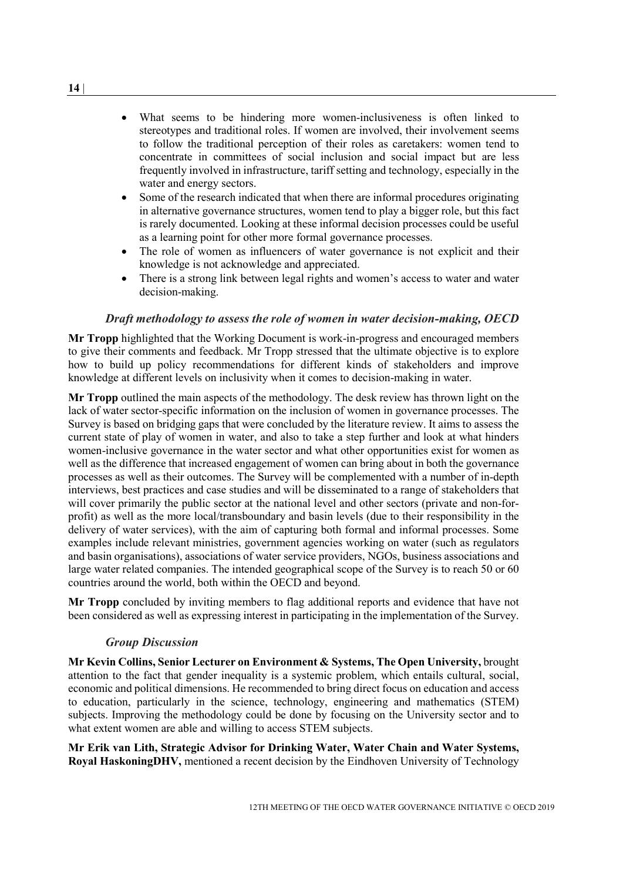- What seems to be hindering more women-inclusiveness is often linked to stereotypes and traditional roles. If women are involved, their involvement seems to follow the traditional perception of their roles as caretakers: women tend to concentrate in committees of social inclusion and social impact but are less frequently involved in infrastructure, tariff setting and technology, especially in the water and energy sectors.
- Some of the research indicated that when there are informal procedures originating in alternative governance structures, women tend to play a bigger role, but this fact is rarely documented. Looking at these informal decision processes could be useful as a learning point for other more formal governance processes.
- The role of women as influencers of water governance is not explicit and their knowledge is not acknowledge and appreciated.
- There is a strong link between legal rights and women's access to water and water decision-making.

### *Draft methodology to assess the role of women in water decision-making, OECD*

**Mr Tropp** highlighted that the Working Document is work-in-progress and encouraged members to give their comments and feedback. Mr Tropp stressed that the ultimate objective is to explore how to build up policy recommendations for different kinds of stakeholders and improve knowledge at different levels on inclusivity when it comes to decision-making in water.

**Mr Tropp** outlined the main aspects of the methodology. The desk review has thrown light on the lack of water sector-specific information on the inclusion of women in governance processes. The Survey is based on bridging gaps that were concluded by the literature review. It aims to assess the current state of play of women in water, and also to take a step further and look at what hinders women-inclusive governance in the water sector and what other opportunities exist for women as well as the difference that increased engagement of women can bring about in both the governance processes as well as their outcomes. The Survey will be complemented with a number of in-depth interviews, best practices and case studies and will be disseminated to a range of stakeholders that will cover primarily the public sector at the national level and other sectors (private and non-for-profit) as well as the more local/transboundary and basin levels (due to their responsibility in the delivery of water services), with the aim of capturing both formal and informal processes. Some examples include relevant ministries, government agencies working on water (such as regulators and basin organisations), associations of water service providers, NGOs, business associations and large water related companies. The intended geographical scope of the Survey is to reach 50 or 60 countries around the world, both within the OECD and beyond.

**Mr Tropp** concluded by inviting members to flag additional reports and evidence that have not been considered as well as expressing interest in participating in the implementation of the Survey.

### *Group Discussion*

**Mr Kevin Collins, Senior Lecturer on Environment & Systems, The Open University,** brought attention to the fact that gender inequality is a systemic problem, which entails cultural, social, economic and political dimensions. He recommended to bring direct focus on education and access to education, particularly in the science, technology, engineering and mathematics (STEM) subjects. Improving the methodology could be done by focusing on the University sector and to what extent women are able and willing to access STEM subjects.

**Mr Erik van Lith, Strategic Advisor for Drinking Water, Water Chain and Water Systems, Royal HaskoningDHV,** mentioned a recent decision by the Eindhoven University of Technology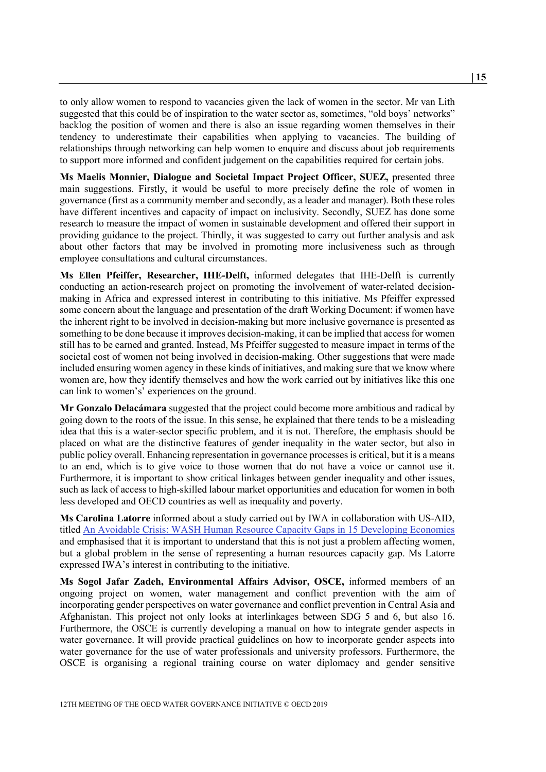to only allow women to respond to vacancies given the lack of women in the sector. Mr van Lith suggested that this could be of inspiration to the water sector as, sometimes, "old boys' networks" backlog the position of women and there is also an issue regarding women themselves in their tendency to underestimate their capabilities when applying to vacancies. The building of relationships through networking can help women to enquire and discuss about job requirements to support more informed and confident judgement on the capabilities required for certain jobs.

**Ms Maelis Monnier, Dialogue and Societal Impact Project Officer, SUEZ,** presented three main suggestions. Firstly, it would be useful to more precisely define the role of women in governance (first as a community member and secondly, as a leader and manager). Both these roles have different incentives and capacity of impact on inclusivity. Secondly, SUEZ has done some research to measure the impact of women in sustainable development and offered their support in providing guidance to the project. Thirdly, it was suggested to carry out further analysis and ask about other factors that may be involved in promoting more inclusiveness such as through employee consultations and cultural circumstances.

**Ms Ellen Pfeiffer, Researcher, IHE-Delft,** informed delegates that IHE-Delft is currently conducting an action-research project on promoting the involvement of water-related decision-making in Africa and expressed interest in contributing to this initiative. Ms Pfeiffer expressed some concern about the language and presentation of the draft Working Document: if women have the inherent right to be involved in decision-making but more inclusive governance is presented as something to be done because it improves decision-making, it can be implied that access for women still has to be earned and granted. Instead, Ms Pfeiffer suggested to measure impact in terms of the societal cost of women not being involved in decision-making. Other suggestions that were made included ensuring women agency in these kinds of initiatives, and making sure that we know where women are, how they identify themselves and how the work carried out by initiatives like this one can link to women's' experiences on the ground.

**Mr Gonzalo Delacámara** suggested that the project could become more ambitious and radical by going down to the roots of the issue. In this sense, he explained that there tends to be a misleading idea that this is a water-sector specific problem, and it is not. Therefore, the emphasis should be placed on what are the distinctive features of gender inequality in the water sector, but also in public policy overall. Enhancing representation in governance processes is critical, but it is a means to an end, which is to give voice to those women that do not have a voice or cannot use it. Furthermore, it is important to show critical linkages between gender inequality and other issues, such as lack of access to high-skilled labour market opportunities and education for women in both less developed and OECD countries as well as inequality and poverty.

**Ms Carolina Latorre** informed about a study carried out by IWA in collaboration with US-AID, titled An Avoidable Crisis: WASH Human Resource Capacity Gaps in 15 Developing Economies and emphasised that it is important to understand that this is not just a problem affecting women, but a global problem in the sense of representing a human resources capacity gap. Ms Latorre expressed IWA's interest in contributing to the initiative.

**Ms Sogol Jafar Zadeh, Environmental Affairs Advisor, OSCE,** informed members of an ongoing project on women, water management and conflict prevention with the aim of incorporating gender perspectives on water governance and conflict prevention in Central Asia and Afghanistan. This project not only looks at interlinkages between SDG 5 and 6, but also 16. Furthermore, the OSCE is currently developing a manual on how to integrate gender aspects in water governance. It will provide practical guidelines on how to incorporate gender aspects into water governance for the use of water professionals and university professors. Furthermore, the OSCE is organising a regional training course on water diplomacy and gender sensitive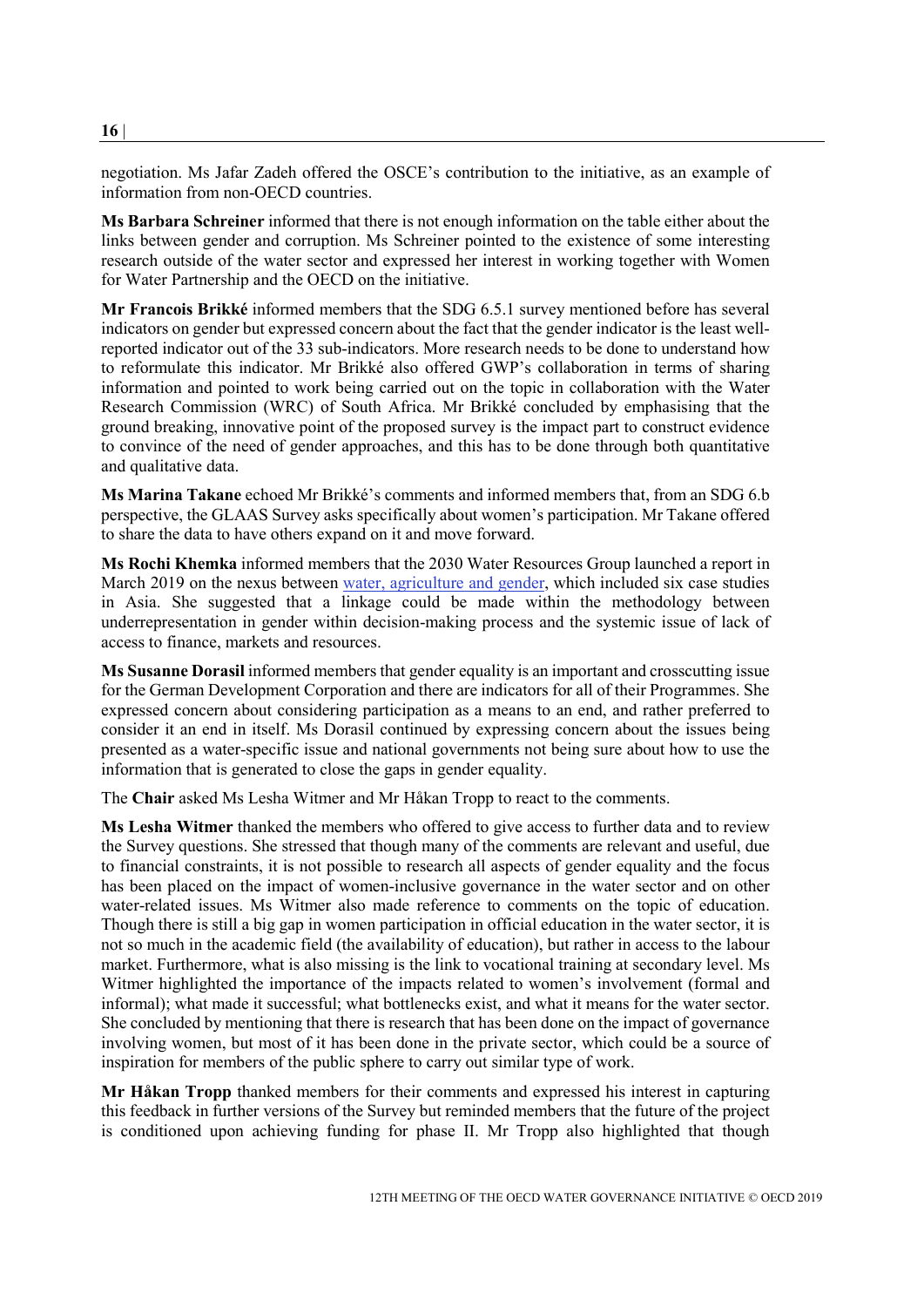negotiation. Ms Jafar Zadeh offered the OSCE's contribution to the initiative, as an example of information from non-OECD countries.

**Ms Barbara Schreiner** informed that there is not enough information on the table either about the links between gender and corruption. Ms Schreiner pointed to the existence of some interesting research outside of the water sector and expressed her interest in working together with Women for Water Partnership and the OECD on the initiative.

**Mr Francois Brikké** informed members that the SDG 6.5.1 survey mentioned before has several indicators on gender but expressed concern about the fact that the gender indicator is the least well-reported indicator out of the 33 sub-indicators. More research needs to be done to understand how to reformulate this indicator. Mr Brikké also offered GWP's collaboration in terms of sharing information and pointed to work being carried out on the topic in collaboration with the Water Research Commission (WRC) of South Africa. Mr Brikké concluded by emphasising that the ground breaking, innovative point of the proposed survey is the impact part to construct evidence to convince of the need of gender approaches, and this has to be done through both quantitative and qualitative data.

**Ms Marina Takane** echoed Mr Brikké's comments and informed members that, from an SDG 6.b perspective, the GLAAS Survey asks specifically about women's participation. Mr Takane offered to share the data to have others expand on it and move forward.

**Ms Rochi Khemka** informed members that the 2030 Water Resources Group launched a report in March 2019 on the nexus between water, agriculture and gender, which included six case studies in Asia. She suggested that a linkage could be made within the methodology between underrepresentation in gender within decision-making process and the systemic issue of lack of access to finance, markets and resources.

**Ms Susanne Dorasil** informed members that gender equality is an important and crosscutting issue for the German Development Corporation and there are indicators for all of their Programmes. She expressed concern about considering participation as a means to an end, and rather preferred to consider it an end in itself. Ms Dorasil continued by expressing concern about the issues being presented as a water-specific issue and national governments not being sure about how to use the information that is generated to close the gaps in gender equality.

The **Chair** asked Ms Lesha Witmer and Mr Håkan Tropp to react to the comments.

**Ms Lesha Witmer** thanked the members who offered to give access to further data and to review the Survey questions. She stressed that though many of the comments are relevant and useful, due to financial constraints, it is not possible to research all aspects of gender equality and the focus has been placed on the impact of women-inclusive governance in the water sector and on other water-related issues. Ms Witmer also made reference to comments on the topic of education. Though there is still a big gap in women participation in official education in the water sector, it is not so much in the academic field (the availability of education), but rather in access to the labour market. Furthermore, what is also missing is the link to vocational training at secondary level. Ms Witmer highlighted the importance of the impacts related to women's involvement (formal and informal); what made it successful; what bottlenecks exist, and what it means for the water sector. She concluded by mentioning that there is research that has been done on the impact of governance involving women, but most of it has been done in the private sector, which could be a source of inspiration for members of the public sphere to carry out similar type of work.

**Mr Håkan Tropp** thanked members for their comments and expressed his interest in capturing this feedback in further versions of the Survey but reminded members that the future of the project is conditioned upon achieving funding for phase II. Mr Tropp also highlighted that though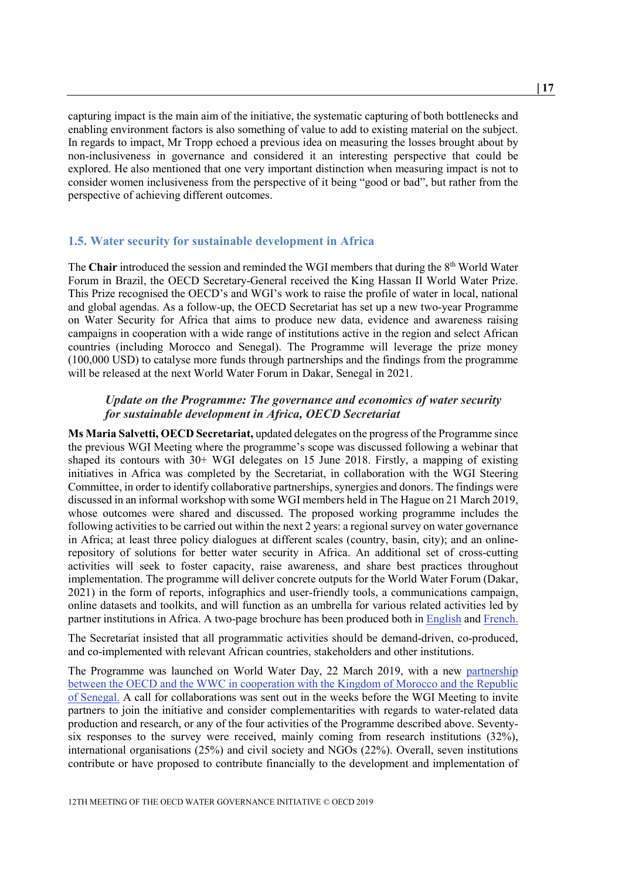capturing impact is the main aim of the initiative, the systematic capturing of both bottlenecks and enabling environment factors is also something of value to add to existing material on the subject. In regards to impact, Mr Tropp echoed a previous idea on measuring the losses brought about by non-inclusiveness in governance and considered it an interesting perspective that could be explored. He also mentioned that one very important distinction when measuring impact is not to consider women inclusiveness from the perspective of it being "good or bad", but rather from the perspective of achieving different outcomes.

## 1.5. Water security for sustainable development in Africa

The **Chair** introduced the session and reminded the WGI members that during the 8th World Water Forum in Brazil, the OECD Secretary-General received the King Hassan II World Water Prize. This Prize recognised the OECD's and WGI's work to raise the profile of water in local, national and global agendas. As a follow-up, the OECD Secretariat has set up a new two-year Programme on Water Security for Africa that aims to produce new data, evidence and awareness raising campaigns in cooperation with a wide range of institutions active in the region and select African countries (including Morocco and Senegal). The Programme will leverage the prize money (100,000 USD) to catalyse more funds through partnerships and the findings from the programme will be released at the next World Water Forum in Dakar, Senegal in 2021.

### *Update on the Programme: The governance and economics of water security for sustainable development in Africa, OECD Secretariat*

**Ms Maria Salvetti, OECD Secretariat,** updated delegates on the progress of the Programme since the previous WGI Meeting where the programme's scope was discussed following a webinar that shaped its contours with 30+ WGI delegates on 15 June 2018. Firstly, a mapping of existing initiatives in Africa was completed by the Secretariat, in collaboration with the WGI Steering Committee, in order to identify collaborative partnerships, synergies and donors. The findings were discussed in an informal workshop with some WGI members held in The Hague on 21 March 2019, whose outcomes were shared and discussed. The proposed working programme includes the following activities to be carried out within the next 2 years: a regional survey on water governance in Africa; at least three policy dialogues at different scales (country, basin, city); and an online-repository of solutions for better water security in Africa. An additional set of cross-cutting activities will seek to foster capacity, raise awareness, and share best practices throughout implementation. The programme will deliver concrete outputs for the World Water Forum (Dakar, 2021) in the form of reports, infographics and user-friendly tools, a communications campaign, online datasets and toolkits, and will function as an umbrella for various related activities led by partner institutions in Africa. A two-page brochure has been produced both in English and French.

The Secretariat insisted that all programmatic activities should be demand-driven, co-produced, and co-implemented with relevant African countries, stakeholders and other institutions.

The Programme was launched on World Water Day, 22 March 2019, with a new partnership between the OECD and the WWC in cooperation with the Kingdom of Morocco and the Republic of Senegal. A call for collaborations was sent out in the weeks before the WGI Meeting to invite partners to join the initiative and consider complementarities with regards to water-related data production and research, or any of the four activities of the Programme described above. Seventy-six responses to the survey were received, mainly coming from research institutions (32%), international organisations (25%) and civil society and NGOs (22%). Overall, seven institutions contribute or have proposed to contribute financially to the development and implementation of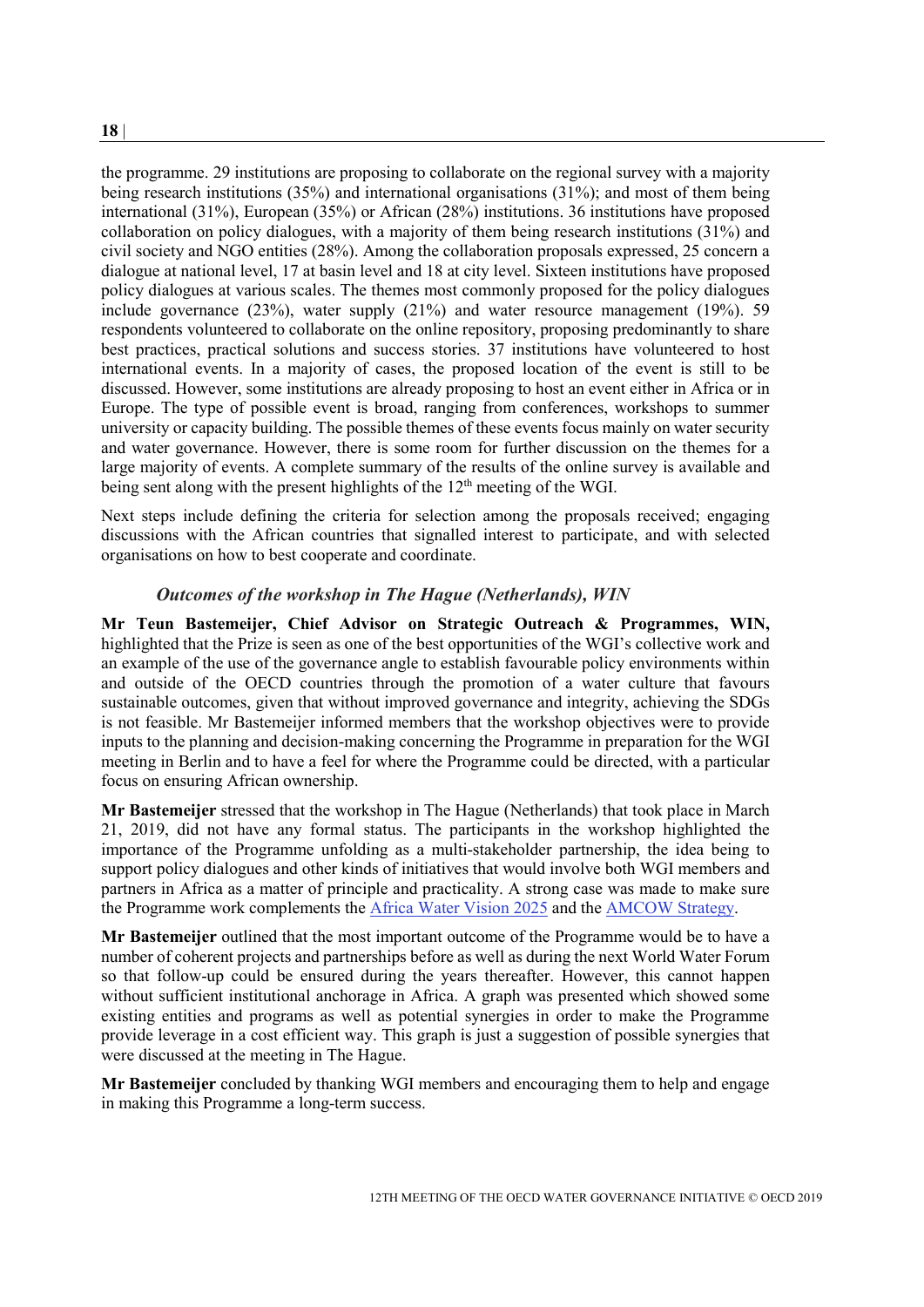the programme. 29 institutions are proposing to collaborate on the regional survey with a majority being research institutions (35%) and international organisations (31%); and most of them being international (31%), European (35%) or African (28%) institutions. 36 institutions have proposed collaboration on policy dialogues, with a majority of them being research institutions (31%) and civil society and NGO entities (28%). Among the collaboration proposals expressed, 25 concern a dialogue at national level, 17 at basin level and 18 at city level. Sixteen institutions have proposed policy dialogues at various scales. The themes most commonly proposed for the policy dialogues include governance (23%), water supply (21%) and water resource management (19%). 59 respondents volunteered to collaborate on the online repository, proposing predominantly to share best practices, practical solutions and success stories. 37 institutions have volunteered to host international events. In a majority of cases, the proposed location of the event is still to be discussed. However, some institutions are already proposing to host an event either in Africa or in Europe. The type of possible event is broad, ranging from conferences, workshops to summer university or capacity building. The possible themes of these events focus mainly on water security and water governance. However, there is some room for further discussion on the themes for a large majority of events. A complete summary of the results of the online survey is available and being sent along with the present highlights of the 12th meeting of the WGI.

Next steps include defining the criteria for selection among the proposals received; engaging discussions with the African countries that signalled interest to participate, and with selected organisations on how to best cooperate and coordinate.

### *Outcomes of the workshop in The Hague (Netherlands), WIN*

**Mr Teun Bastemeijer, Chief Advisor on Strategic Outreach & Programmes, WIN,** highlighted that the Prize is seen as one of the best opportunities of the WGI's collective work and an example of the use of the governance angle to establish favourable policy environments within and outside of the OECD countries through the promotion of a water culture that favours sustainable outcomes, given that without improved governance and integrity, achieving the SDGs is not feasible. Mr Bastemeijer informed members that the workshop objectives were to provide inputs to the planning and decision-making concerning the Programme in preparation for the WGI meeting in Berlin and to have a feel for where the Programme could be directed, with a particular focus on ensuring African ownership.

**Mr Bastemeijer** stressed that the workshop in The Hague (Netherlands) that took place in March 21, 2019, did not have any formal status. The participants in the workshop highlighted the importance of the Programme unfolding as a multi-stakeholder partnership, the idea being to support policy dialogues and other kinds of initiatives that would involve both WGI members and partners in Africa as a matter of principle and practicality. A strong case was made to make sure the Programme work complements the Africa Water Vision 2025 and the AMCOW Strategy.

**Mr Bastemeijer** outlined that the most important outcome of the Programme would be to have a number of coherent projects and partnerships before as well as during the next World Water Forum so that follow-up could be ensured during the years thereafter. However, this cannot happen without sufficient institutional anchorage in Africa. A graph was presented which showed some existing entities and programs as well as potential synergies in order to make the Programme provide leverage in a cost efficient way. This graph is just a suggestion of possible synergies that were discussed at the meeting in The Hague.

**Mr Bastemeijer** concluded by thanking WGI members and encouraging them to help and engage in making this Programme a long-term success.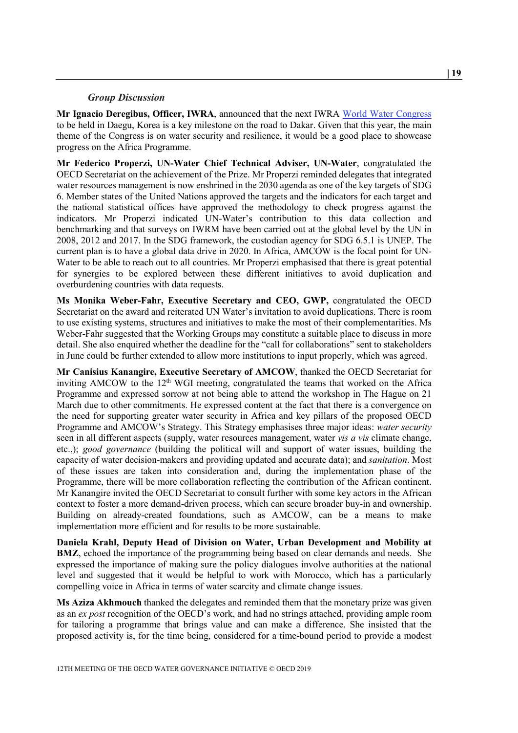### *Group Discussion*

**Mr Ignacio Deregibus, Officer, IWRA**, announced that the next IWRA World Water Congress to be held in Daegu, Korea is a key milestone on the road to Dakar. Given that this year, the main theme of the Congress is on water security and resilience, it would be a good place to showcase progress on the Africa Programme.

**Mr Federico Properzi, UN-Water Chief Technical Adviser, UN-Water**, congratulated the OECD Secretariat on the achievement of the Prize. Mr Properzi reminded delegates that integrated water resources management is now enshrined in the 2030 agenda as one of the key targets of SDG 6. Member states of the United Nations approved the targets and the indicators for each target and the national statistical offices have approved the methodology to check progress against the indicators. Mr Properzi indicated UN-Water's contribution to this data collection and benchmarking and that surveys on IWRM have been carried out at the global level by the UN in 2008, 2012 and 2017. In the SDG framework, the custodian agency for SDG 6.5.1 is UNEP. The current plan is to have a global data drive in 2020. In Africa, AMCOW is the focal point for UN-Water to be able to reach out to all countries. Mr Properzi emphasised that there is great potential for synergies to be explored between these different initiatives to avoid duplication and overburdening countries with data requests.

**Ms Monika Weber-Fahr, Executive Secretary and CEO, GWP,** congratulated the OECD Secretariat on the award and reiterated UN Water's invitation to avoid duplications. There is room to use existing systems, structures and initiatives to make the most of their complementarities. Ms Weber-Fahr suggested that the Working Groups may constitute a suitable place to discuss in more detail. She also enquired whether the deadline for the "call for collaborations" sent to stakeholders in June could be further extended to allow more institutions to input properly, which was agreed.

**Mr Canisius Kanangire, Executive Secretary of AMCOW**, thanked the OECD Secretariat for inviting AMCOW to the 12th WGI meeting, congratulated the teams that worked on the Africa Programme and expressed sorrow at not being able to attend the workshop in The Hague on 21 March due to other commitments. He expressed content at the fact that there is a convergence on the need for supporting greater water security in Africa and key pillars of the proposed OECD Programme and AMCOW's Strategy. This Strategy emphasises three major ideas: *water security* seen in all different aspects (supply, water resources management, water *vis a vis* climate change, etc.,); *good governance* (building the political will and support of water issues, building the capacity of water decision-makers and providing updated and accurate data); and *sanitation*. Most of these issues are taken into consideration and, during the implementation phase of the Programme, there will be more collaboration reflecting the contribution of the African continent. Mr Kanangire invited the OECD Secretariat to consult further with some key actors in the African context to foster a more demand-driven process, which can secure broader buy-in and ownership. Building on already-created foundations, such as AMCOW, can be a means to make implementation more efficient and for results to be more sustainable.

**Daniela Krahl, Deputy Head of Division on Water, Urban Development and Mobility at BMZ**, echoed the importance of the programming being based on clear demands and needs. She expressed the importance of making sure the policy dialogues involve authorities at the national level and suggested that it would be helpful to work with Morocco, which has a particularly compelling voice in Africa in terms of water scarcity and climate change issues.

**Ms Aziza Akhmouch** thanked the delegates and reminded them that the monetary prize was given as an *ex post* recognition of the OECD's work, and had no strings attached, providing ample room for tailoring a programme that brings value and can make a difference. She insisted that the proposed activity is, for the time being, considered for a time-bound period to provide a modest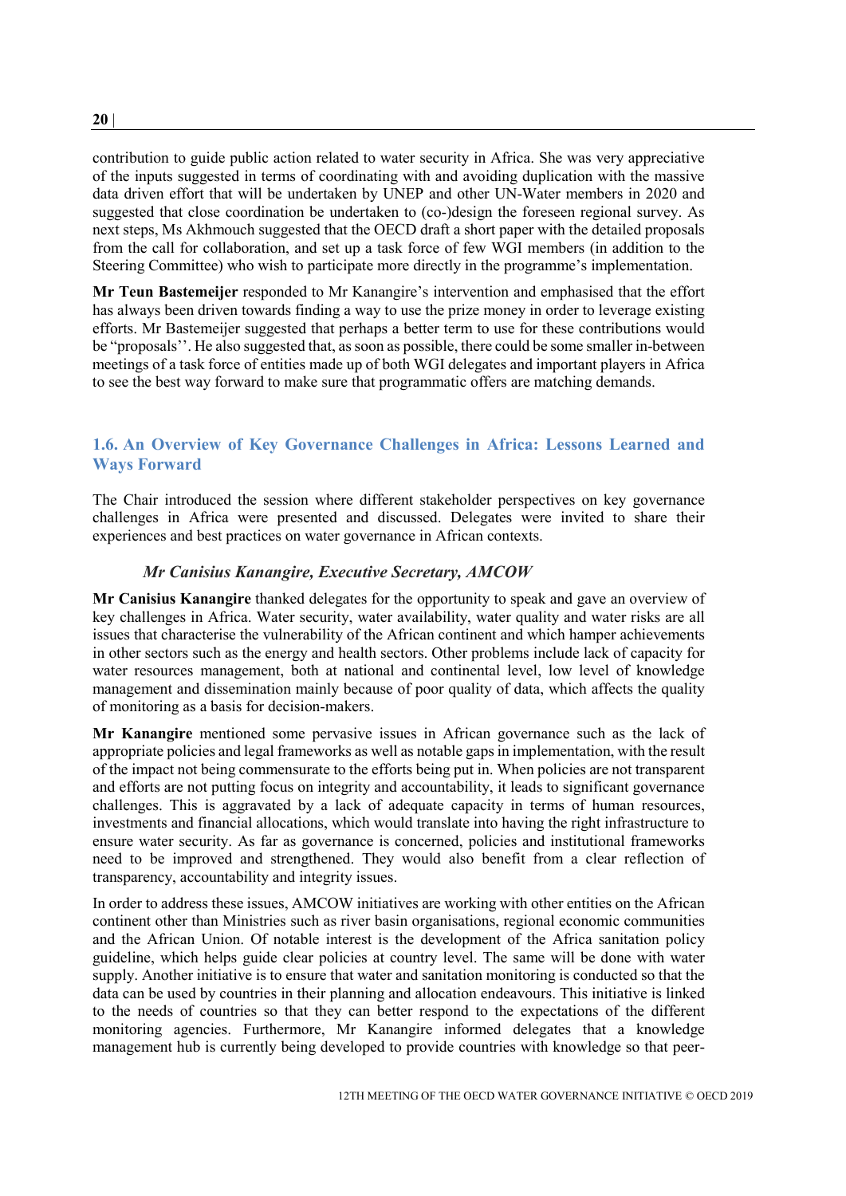contribution to guide public action related to water security in Africa. She was very appreciative of the inputs suggested in terms of coordinating with and avoiding duplication with the massive data driven effort that will be undertaken by UNEP and other UN-Water members in 2020 and suggested that close coordination be undertaken to (co-)design the foreseen regional survey. As next steps, Ms Akhmouch suggested that the OECD draft a short paper with the detailed proposals from the call for collaboration, and set up a task force of few WGI members (in addition to the Steering Committee) who wish to participate more directly in the programme's implementation.

**Mr Teun Bastemeijer** responded to Mr Kanangire's intervention and emphasised that the effort has always been driven towards finding a way to use the prize money in order to leverage existing efforts. Mr Bastemeijer suggested that perhaps a better term to use for these contributions would be "proposals''. He also suggested that, as soon as possible, there could be some smaller in-between meetings of a task force of entities made up of both WGI delegates and important players in Africa to see the best way forward to make sure that programmatic offers are matching demands.

## 1.6. An Overview of Key Governance Challenges in Africa: Lessons Learned and Ways Forward

The Chair introduced the session where different stakeholder perspectives on key governance challenges in Africa were presented and discussed. Delegates were invited to share their experiences and best practices on water governance in African contexts.

*Mr Canisius Kanangire, Executive Secretary, AMCOW*

**Mr Canisius Kanangire** thanked delegates for the opportunity to speak and gave an overview of key challenges in Africa. Water security, water availability, water quality and water risks are all issues that characterise the vulnerability of the African continent and which hamper achievements in other sectors such as the energy and health sectors. Other problems include lack of capacity for water resources management, both at national and continental level, low level of knowledge management and dissemination mainly because of poor quality of data, which affects the quality of monitoring as a basis for decision-makers.

**Mr Kanangire** mentioned some pervasive issues in African governance such as the lack of appropriate policies and legal frameworks as well as notable gaps in implementation, with the result of the impact not being commensurate to the efforts being put in. When policies are not transparent and efforts are not putting focus on integrity and accountability, it leads to significant governance challenges. This is aggravated by a lack of adequate capacity in terms of human resources, investments and financial allocations, which would translate into having the right infrastructure to ensure water security. As far as governance is concerned, policies and institutional frameworks need to be improved and strengthened. They would also benefit from a clear reflection of transparency, accountability and integrity issues.

In order to address these issues, AMCOW initiatives are working with other entities on the African continent other than Ministries such as river basin organisations, regional economic communities and the African Union. Of notable interest is the development of the Africa sanitation policy guideline, which helps guide clear policies at country level. The same will be done with water supply. Another initiative is to ensure that water and sanitation monitoring is conducted so that the data can be used by countries in their planning and allocation endeavours. This initiative is linked to the needs of countries so that they can better respond to the expectations of the different monitoring agencies. Furthermore, Mr Kanangire informed delegates that a knowledge management hub is currently being developed to provide countries with knowledge so that peer-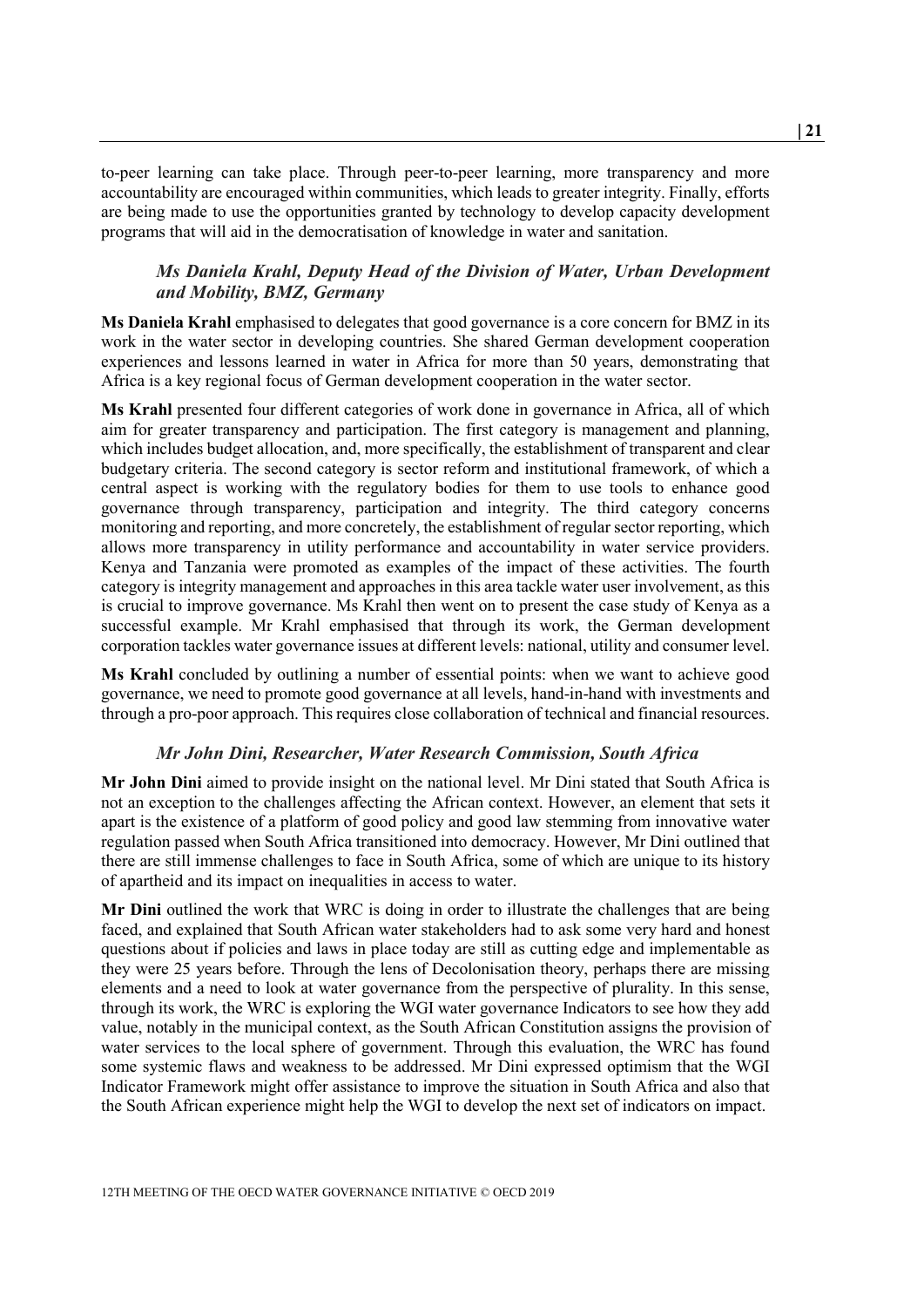to-peer learning can take place. Through peer-to-peer learning, more transparency and more accountability are encouraged within communities, which leads to greater integrity. Finally, efforts are being made to use the opportunities granted by technology to develop capacity development programs that will aid in the democratisation of knowledge in water and sanitation.

### *Ms Daniela Krahl, Deputy Head of the Division of Water, Urban Development and Mobility, BMZ, Germany*

**Ms Daniela Krahl** emphasised to delegates that good governance is a core concern for BMZ in its work in the water sector in developing countries. She shared German development cooperation experiences and lessons learned in water in Africa for more than 50 years, demonstrating that Africa is a key regional focus of German development cooperation in the water sector.

**Ms Krahl** presented four different categories of work done in governance in Africa, all of which aim for greater transparency and participation. The first category is management and planning, which includes budget allocation, and, more specifically, the establishment of transparent and clear budgetary criteria. The second category is sector reform and institutional framework, of which a central aspect is working with the regulatory bodies for them to use tools to enhance good governance through transparency, participation and integrity. The third category concerns monitoring and reporting, and more concretely, the establishment of regular sector reporting, which allows more transparency in utility performance and accountability in water service providers. Kenya and Tanzania were promoted as examples of the impact of these activities. The fourth category is integrity management and approaches in this area tackle water user involvement, as this is crucial to improve governance. Ms Krahl then went on to present the case study of Kenya as a successful example. Mr Krahl emphasised that through its work, the German development corporation tackles water governance issues at different levels: national, utility and consumer level.

**Ms Krahl** concluded by outlining a number of essential points: when we want to achieve good governance, we need to promote good governance at all levels, hand-in-hand with investments and through a pro-poor approach. This requires close collaboration of technical and financial resources.

### *Mr John Dini, Researcher, Water Research Commission, South Africa*

**Mr John Dini** aimed to provide insight on the national level. Mr Dini stated that South Africa is not an exception to the challenges affecting the African context. However, an element that sets it apart is the existence of a platform of good policy and good law stemming from innovative water regulation passed when South Africa transitioned into democracy. However, Mr Dini outlined that there are still immense challenges to face in South Africa, some of which are unique to its history of apartheid and its impact on inequalities in access to water.

**Mr Dini** outlined the work that WRC is doing in order to illustrate the challenges that are being faced, and explained that South African water stakeholders had to ask some very hard and honest questions about if policies and laws in place today are still as cutting edge and implementable as they were 25 years before. Through the lens of Decolonisation theory, perhaps there are missing elements and a need to look at water governance from the perspective of plurality. In this sense, through its work, the WRC is exploring the WGI water governance Indicators to see how they add value, notably in the municipal context, as the South African Constitution assigns the provision of water services to the local sphere of government. Through this evaluation, the WRC has found some systemic flaws and weakness to be addressed. Mr Dini expressed optimism that the WGI Indicator Framework might offer assistance to improve the situation in South Africa and also that the South African experience might help the WGI to develop the next set of indicators on impact.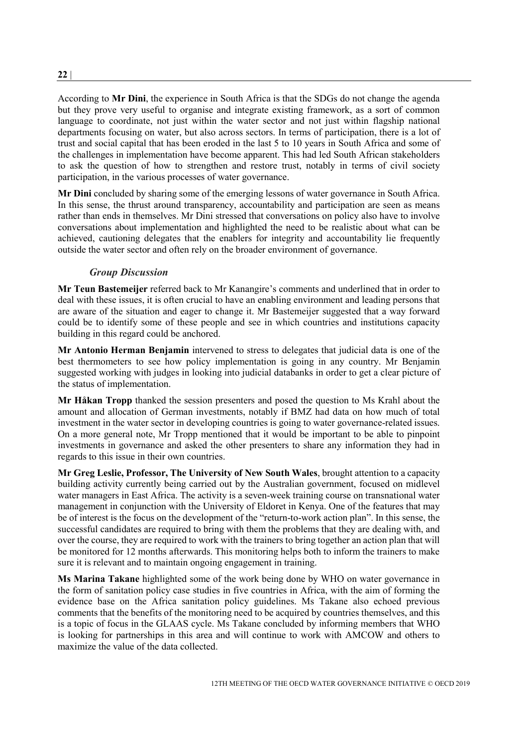According to **Mr Dini**, the experience in South Africa is that the SDGs do not change the agenda but they prove very useful to organise and integrate existing framework, as a sort of common language to coordinate, not just within the water sector and not just within flagship national departments focusing on water, but also across sectors. In terms of participation, there is a lot of trust and social capital that has been eroded in the last 5 to 10 years in South Africa and some of the challenges in implementation have become apparent. This had led South African stakeholders to ask the question of how to strengthen and restore trust, notably in terms of civil society participation, in the various processes of water governance.

**Mr Dini** concluded by sharing some of the emerging lessons of water governance in South Africa. In this sense, the thrust around transparency, accountability and participation are seen as means rather than ends in themselves. Mr Dini stressed that conversations on policy also have to involve conversations about implementation and highlighted the need to be realistic about what can be achieved, cautioning delegates that the enablers for integrity and accountability lie frequently outside the water sector and often rely on the broader environment of governance.

### *Group Discussion*

**Mr Teun Bastemeijer** referred back to Mr Kanangire's comments and underlined that in order to deal with these issues, it is often crucial to have an enabling environment and leading persons that are aware of the situation and eager to change it. Mr Bastemeijer suggested that a way forward could be to identify some of these people and see in which countries and institutions capacity building in this regard could be anchored.

**Mr Antonio Herman Benjamin** intervened to stress to delegates that judicial data is one of the best thermometers to see how policy implementation is going in any country. Mr Benjamin suggested working with judges in looking into judicial databanks in order to get a clear picture of the status of implementation.

**Mr Håkan Tropp** thanked the session presenters and posed the question to Ms Krahl about the amount and allocation of German investments, notably if BMZ had data on how much of total investment in the water sector in developing countries is going to water governance-related issues. On a more general note, Mr Tropp mentioned that it would be important to be able to pinpoint investments in governance and asked the other presenters to share any information they had in regards to this issue in their own countries.

**Mr Greg Leslie, Professor, The University of New South Wales**, brought attention to a capacity building activity currently being carried out by the Australian government, focused on midlevel water managers in East Africa. The activity is a seven-week training course on transnational water management in conjunction with the University of Eldoret in Kenya. One of the features that may be of interest is the focus on the development of the "return-to-work action plan". In this sense, the successful candidates are required to bring with them the problems that they are dealing with, and over the course, they are required to work with the trainers to bring together an action plan that will be monitored for 12 months afterwards. This monitoring helps both to inform the trainers to make sure it is relevant and to maintain ongoing engagement in training.

**Ms Marina Takane** highlighted some of the work being done by WHO on water governance in the form of sanitation policy case studies in five countries in Africa, with the aim of forming the evidence base on the Africa sanitation policy guidelines. Ms Takane also echoed previous comments that the benefits of the monitoring need to be acquired by countries themselves, and this is a topic of focus in the GLAAS cycle. Ms Takane concluded by informing members that WHO is looking for partnerships in this area and will continue to work with AMCOW and others to maximize the value of the data collected.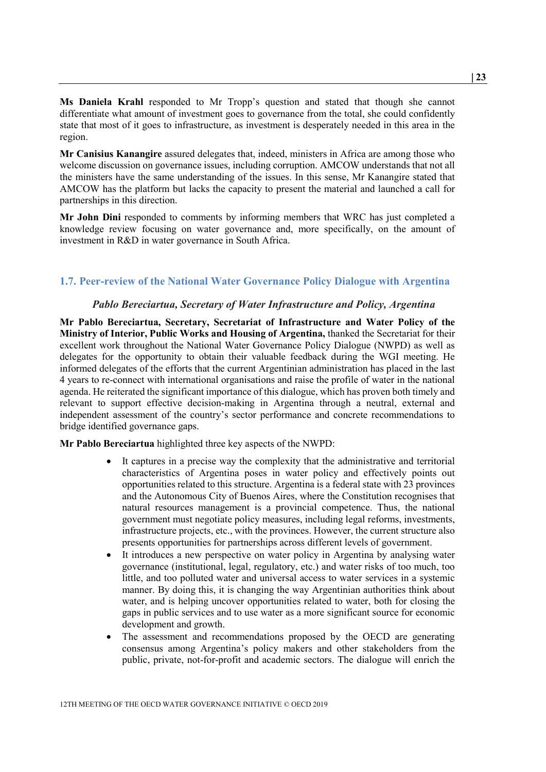**Ms Daniela Krahl** responded to Mr Tropp's question and stated that though she cannot differentiate what amount of investment goes to governance from the total, she could confidently state that most of it goes to infrastructure, as investment is desperately needed in this area in the region.

**Mr Canisius Kanangire** assured delegates that, indeed, ministers in Africa are among those who welcome discussion on governance issues, including corruption. AMCOW understands that not all the ministers have the same understanding of the issues. In this sense, Mr Kanangire stated that AMCOW has the platform but lacks the capacity to present the material and launched a call for partnerships in this direction.

**Mr John Dini** responded to comments by informing members that WRC has just completed a knowledge review focusing on water governance and, more specifically, on the amount of investment in R&D in water governance in South Africa.

## 1.7. Peer-review of the National Water Governance Policy Dialogue with Argentina

*Pablo Bereciartua, Secretary of Water Infrastructure and Policy, Argentina*

**Mr Pablo Bereciartua, Secretary, Secretariat of Infrastructure and Water Policy of the Ministry of Interior, Public Works and Housing of Argentina,** thanked the Secretariat for their excellent work throughout the National Water Governance Policy Dialogue (NWPD) as well as delegates for the opportunity to obtain their valuable feedback during the WGI meeting. He informed delegates of the efforts that the current Argentinian administration has placed in the last 4 years to re-connect with international organisations and raise the profile of water in the national agenda. He reiterated the significant importance of this dialogue, which has proven both timely and relevant to support effective decision-making in Argentina through a neutral, external and independent assessment of the country's sector performance and concrete recommendations to bridge identified governance gaps.

**Mr Pablo Bereciartua** highlighted three key aspects of the NWPD:

- It captures in a precise way the complexity that the administrative and territorial characteristics of Argentina poses in water policy and effectively points out opportunities related to this structure. Argentina is a federal state with 23 provinces and the Autonomous City of Buenos Aires, where the Constitution recognises that natural resources management is a provincial competence. Thus, the national government must negotiate policy measures, including legal reforms, investments, infrastructure projects, etc., with the provinces. However, the current structure also presents opportunities for partnerships across different levels of government.
- It introduces a new perspective on water policy in Argentina by analysing water governance (institutional, legal, regulatory, etc.) and water risks of too much, too little, and too polluted water and universal access to water services in a systemic manner. By doing this, it is changing the way Argentinian authorities think about water, and is helping uncover opportunities related to water, both for closing the gaps in public services and to use water as a more significant source for economic development and growth.
- The assessment and recommendations proposed by the OECD are generating consensus among Argentina's policy makers and other stakeholders from the public, private, not-for-profit and academic sectors. The dialogue will enrich the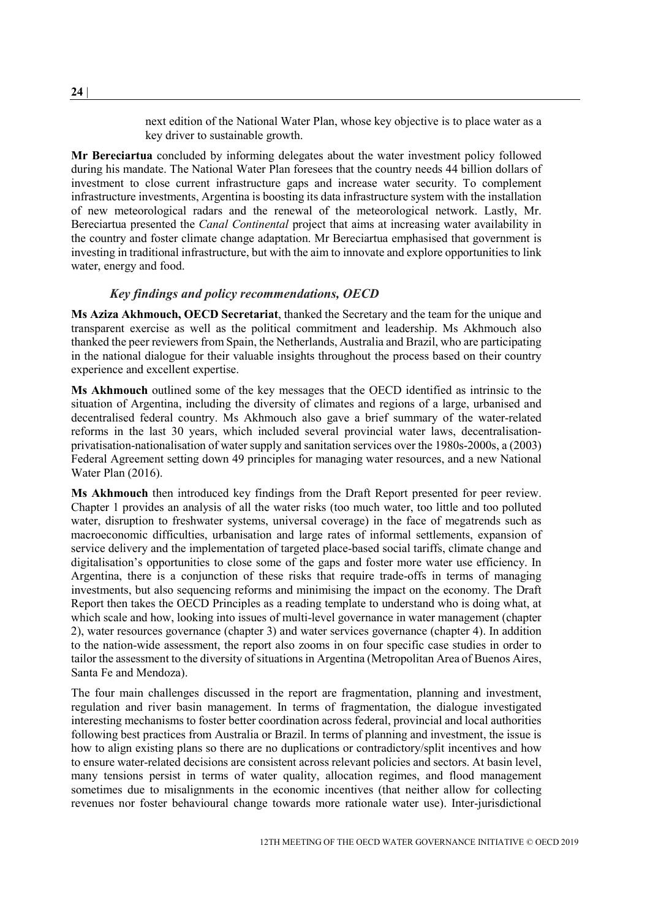next edition of the National Water Plan, whose key objective is to place water as a key driver to sustainable growth.

**Mr Bereciartua** concluded by informing delegates about the water investment policy followed during his mandate. The National Water Plan foresees that the country needs 44 billion dollars of investment to close current infrastructure gaps and increase water security. To complement infrastructure investments, Argentina is boosting its data infrastructure system with the installation of new meteorological radars and the renewal of the meteorological network. Lastly, Mr. Bereciartua presented the *Canal Continental* project that aims at increasing water availability in the country and foster climate change adaptation. Mr Bereciartua emphasised that government is investing in traditional infrastructure, but with the aim to innovate and explore opportunities to link water, energy and food.

### *Key findings and policy recommendations, OECD*

**Ms Aziza Akhmouch, OECD Secretariat**, thanked the Secretary and the team for the unique and transparent exercise as well as the political commitment and leadership. Ms Akhmouch also thanked the peer reviewers from Spain, the Netherlands, Australia and Brazil, who are participating in the national dialogue for their valuable insights throughout the process based on their country experience and excellent expertise.

**Ms Akhmouch** outlined some of the key messages that the OECD identified as intrinsic to the situation of Argentina, including the diversity of climates and regions of a large, urbanised and decentralised federal country. Ms Akhmouch also gave a brief summary of the water-related reforms in the last 30 years, which included several provincial water laws, decentralisation-privatisation-nationalisation of water supply and sanitation services over the 1980s-2000s, a (2003) Federal Agreement setting down 49 principles for managing water resources, and a new National Water Plan (2016).

**Ms Akhmouch** then introduced key findings from the Draft Report presented for peer review. Chapter 1 provides an analysis of all the water risks (too much water, too little and too polluted water, disruption to freshwater systems, universal coverage) in the face of megatrends such as macroeconomic difficulties, urbanisation and large rates of informal settlements, expansion of service delivery and the implementation of targeted place-based social tariffs, climate change and digitalisation's opportunities to close some of the gaps and foster more water use efficiency. In Argentina, there is a conjunction of these risks that require trade-offs in terms of managing investments, but also sequencing reforms and minimising the impact on the economy. The Draft Report then takes the OECD Principles as a reading template to understand who is doing what, at which scale and how, looking into issues of multi-level governance in water management (chapter 2), water resources governance (chapter 3) and water services governance (chapter 4). In addition to the nation-wide assessment, the report also zooms in on four specific case studies in order to tailor the assessment to the diversity of situations in Argentina (Metropolitan Area of Buenos Aires, Santa Fe and Mendoza).

The four main challenges discussed in the report are fragmentation, planning and investment, regulation and river basin management. In terms of fragmentation, the dialogue investigated interesting mechanisms to foster better coordination across federal, provincial and local authorities following best practices from Australia or Brazil. In terms of planning and investment, the issue is how to align existing plans so there are no duplications or contradictory/split incentives and how to ensure water-related decisions are consistent across relevant policies and sectors. At basin level, many tensions persist in terms of water quality, allocation regimes, and flood management sometimes due to misalignments in the economic incentives (that neither allow for collecting revenues nor foster behavioural change towards more rationale water use). Inter-jurisdictional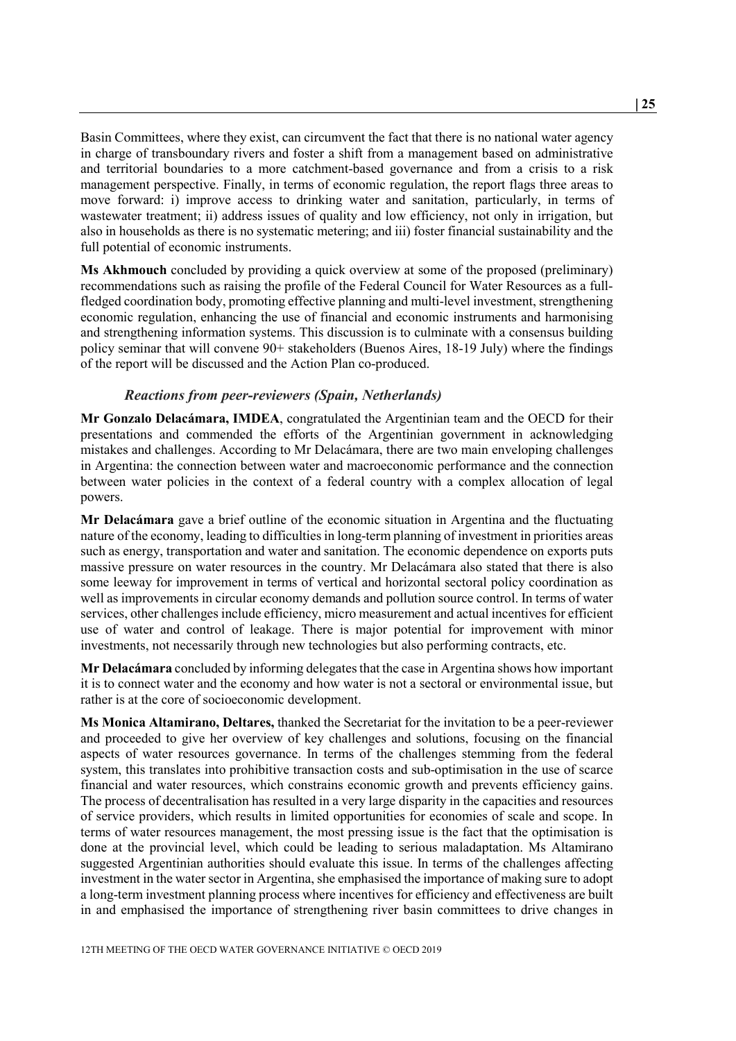Basin Committees, where they exist, can circumvent the fact that there is no national water agency in charge of transboundary rivers and foster a shift from a management based on administrative and territorial boundaries to a more catchment-based governance and from a crisis to a risk management perspective. Finally, in terms of economic regulation, the report flags three areas to move forward: i) improve access to drinking water and sanitation, particularly, in terms of wastewater treatment; ii) address issues of quality and low efficiency, not only in irrigation, but also in households as there is no systematic metering; and iii) foster financial sustainability and the full potential of economic instruments.

**Ms Akhmouch** concluded by providing a quick overview at some of the proposed (preliminary) recommendations such as raising the profile of the Federal Council for Water Resources as a full-fledged coordination body, promoting effective planning and multi-level investment, strengthening economic regulation, enhancing the use of financial and economic instruments and harmonising and strengthening information systems. This discussion is to culminate with a consensus building policy seminar that will convene 90+ stakeholders (Buenos Aires, 18-19 July) where the findings of the report will be discussed and the Action Plan co-produced.

### *Reactions from peer-reviewers (Spain, Netherlands)*

**Mr Gonzalo Delacámara, IMDEA**, congratulated the Argentinian team and the OECD for their presentations and commended the efforts of the Argentinian government in acknowledging mistakes and challenges. According to Mr Delacámara, there are two main enveloping challenges in Argentina: the connection between water and macroeconomic performance and the connection between water policies in the context of a federal country with a complex allocation of legal powers.

**Mr Delacámara** gave a brief outline of the economic situation in Argentina and the fluctuating nature of the economy, leading to difficulties in long-term planning of investment in priorities areas such as energy, transportation and water and sanitation. The economic dependence on exports puts massive pressure on water resources in the country. Mr Delacámara also stated that there is also some leeway for improvement in terms of vertical and horizontal sectoral policy coordination as well as improvements in circular economy demands and pollution source control. In terms of water services, other challenges include efficiency, micro measurement and actual incentives for efficient use of water and control of leakage. There is major potential for improvement with minor investments, not necessarily through new technologies but also performing contracts, etc.

**Mr Delacámara** concluded by informing delegates that the case in Argentina shows how important it is to connect water and the economy and how water is not a sectoral or environmental issue, but rather is at the core of socioeconomic development.

**Ms Monica Altamirano, Deltares,** thanked the Secretariat for the invitation to be a peer-reviewer and proceeded to give her overview of key challenges and solutions, focusing on the financial aspects of water resources governance. In terms of the challenges stemming from the federal system, this translates into prohibitive transaction costs and sub-optimisation in the use of scarce financial and water resources, which constrains economic growth and prevents efficiency gains. The process of decentralisation has resulted in a very large disparity in the capacities and resources of service providers, which results in limited opportunities for economies of scale and scope. In terms of water resources management, the most pressing issue is the fact that the optimisation is done at the provincial level, which could be leading to serious maladaptation. Ms Altamirano suggested Argentinian authorities should evaluate this issue. In terms of the challenges affecting investment in the water sector in Argentina, she emphasised the importance of making sure to adopt a long-term investment planning process where incentives for efficiency and effectiveness are built in and emphasised the importance of strengthening river basin committees to drive changes in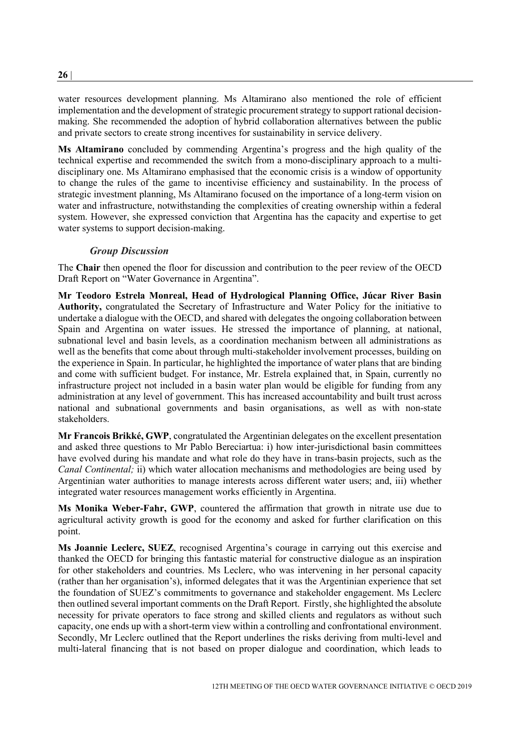water resources development planning. Ms Altamirano also mentioned the role of efficient implementation and the development of strategic procurement strategy to support rational decision-making. She recommended the adoption of hybrid collaboration alternatives between the public and private sectors to create strong incentives for sustainability in service delivery.

**Ms Altamirano** concluded by commending Argentina's progress and the high quality of the technical expertise and recommended the switch from a mono-disciplinary approach to a multi-disciplinary one. Ms Altamirano emphasised that the economic crisis is a window of opportunity to change the rules of the game to incentivise efficiency and sustainability. In the process of strategic investment planning, Ms Altamirano focused on the importance of a long-term vision on water and infrastructure, notwithstanding the complexities of creating ownership within a federal system. However, she expressed conviction that Argentina has the capacity and expertise to get water systems to support decision-making.

### *Group Discussion*

The **Chair** then opened the floor for discussion and contribution to the peer review of the OECD Draft Report on "Water Governance in Argentina".

**Mr Teodoro Estrela Monreal, Head of Hydrological Planning Office, Júcar River Basin Authority,** congratulated the Secretary of Infrastructure and Water Policy for the initiative to undertake a dialogue with the OECD, and shared with delegates the ongoing collaboration between Spain and Argentina on water issues. He stressed the importance of planning, at national, subnational level and basin levels, as a coordination mechanism between all administrations as well as the benefits that come about through multi-stakeholder involvement processes, building on the experience in Spain. In particular, he highlighted the importance of water plans that are binding and come with sufficient budget. For instance, Mr. Estrela explained that, in Spain, currently no infrastructure project not included in a basin water plan would be eligible for funding from any administration at any level of government. This has increased accountability and built trust across national and subnational governments and basin organisations, as well as with non-state stakeholders.

**Mr Francois Brikké, GWP**, congratulated the Argentinian delegates on the excellent presentation and asked three questions to Mr Pablo Bereciartua: i) how inter-jurisdictional basin committees have evolved during his mandate and what role do they have in trans-basin projects, such as the *Canal Continental;* ii) which water allocation mechanisms and methodologies are being used by Argentinian water authorities to manage interests across different water users; and, iii) whether integrated water resources management works efficiently in Argentina.

**Ms Monika Weber-Fahr, GWP**, countered the affirmation that growth in nitrate use due to agricultural activity growth is good for the economy and asked for further clarification on this point.

**Ms Joannie Leclerc, SUEZ**, recognised Argentina's courage in carrying out this exercise and thanked the OECD for bringing this fantastic material for constructive dialogue as an inspiration for other stakeholders and countries. Ms Leclerc, who was intervening in her personal capacity (rather than her organisation's), informed delegates that it was the Argentinian experience that set the foundation of SUEZ's commitments to governance and stakeholder engagement. Ms Leclerc then outlined several important comments on the Draft Report. Firstly, she highlighted the absolute necessity for private operators to face strong and skilled clients and regulators as without such capacity, one ends up with a short-term view within a controlling and confrontational environment. Secondly, Mr Leclerc outlined that the Report underlines the risks deriving from multi-level and multi-lateral financing that is not based on proper dialogue and coordination, which leads to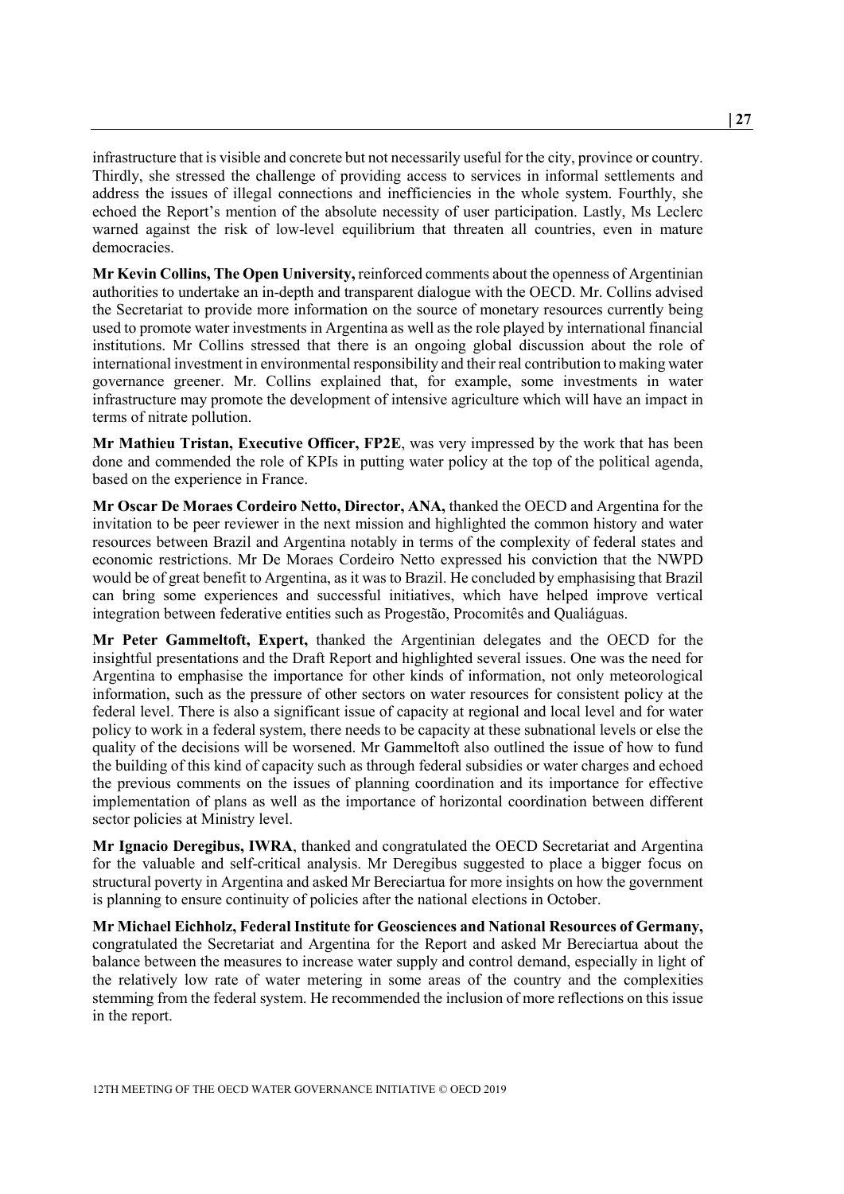infrastructure that is visible and concrete but not necessarily useful for the city, province or country. Thirdly, she stressed the challenge of providing access to services in informal settlements and address the issues of illegal connections and inefficiencies in the whole system. Fourthly, she echoed the Report's mention of the absolute necessity of user participation. Lastly, Ms Leclerc warned against the risk of low-level equilibrium that threaten all countries, even in mature democracies.

**Mr Kevin Collins, The Open University,** reinforced comments about the openness of Argentinian authorities to undertake an in-depth and transparent dialogue with the OECD. Mr. Collins advised the Secretariat to provide more information on the source of monetary resources currently being used to promote water investments in Argentina as well as the role played by international financial institutions. Mr Collins stressed that there is an ongoing global discussion about the role of international investment in environmental responsibility and their real contribution to making water governance greener. Mr. Collins explained that, for example, some investments in water infrastructure may promote the development of intensive agriculture which will have an impact in terms of nitrate pollution.

**Mr Mathieu Tristan, Executive Officer, FP2E**, was very impressed by the work that has been done and commended the role of KPIs in putting water policy at the top of the political agenda, based on the experience in France.

**Mr Oscar De Moraes Cordeiro Netto, Director, ANA,** thanked the OECD and Argentina for the invitation to be peer reviewer in the next mission and highlighted the common history and water resources between Brazil and Argentina notably in terms of the complexity of federal states and economic restrictions. Mr De Moraes Cordeiro Netto expressed his conviction that the NWPD would be of great benefit to Argentina, as it was to Brazil. He concluded by emphasising that Brazil can bring some experiences and successful initiatives, which have helped improve vertical integration between federative entities such as Progestão, Procomitês and Qualiáguas.

**Mr Peter Gammeltoft, Expert,** thanked the Argentinian delegates and the OECD for the insightful presentations and the Draft Report and highlighted several issues. One was the need for Argentina to emphasise the importance for other kinds of information, not only meteorological information, such as the pressure of other sectors on water resources for consistent policy at the federal level. There is also a significant issue of capacity at regional and local level and for water policy to work in a federal system, there needs to be capacity at these subnational levels or else the quality of the decisions will be worsened. Mr Gammeltoft also outlined the issue of how to fund the building of this kind of capacity such as through federal subsidies or water charges and echoed the previous comments on the issues of planning coordination and its importance for effective implementation of plans as well as the importance of horizontal coordination between different sector policies at Ministry level.

**Mr Ignacio Deregibus, IWRA**, thanked and congratulated the OECD Secretariat and Argentina for the valuable and self-critical analysis. Mr Deregibus suggested to place a bigger focus on structural poverty in Argentina and asked Mr Bereciartua for more insights on how the government is planning to ensure continuity of policies after the national elections in October.

**Mr Michael Eichholz, Federal Institute for Geosciences and National Resources of Germany,** congratulated the Secretariat and Argentina for the Report and asked Mr Bereciartua about the balance between the measures to increase water supply and control demand, especially in light of the relatively low rate of water metering in some areas of the country and the complexities stemming from the federal system. He recommended the inclusion of more reflections on this issue in the report.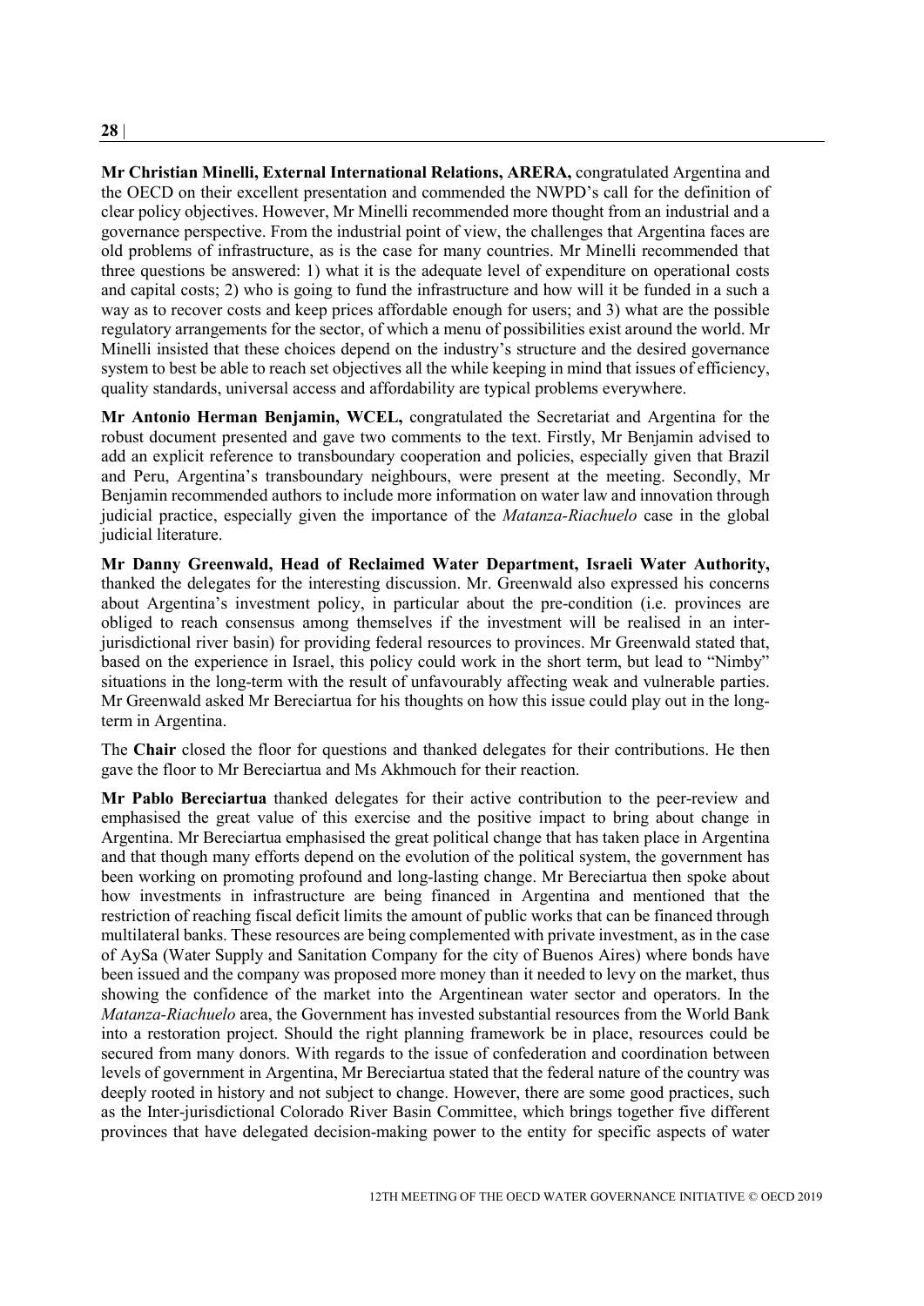**Mr Christian Minelli, External International Relations, ARERA,** congratulated Argentina and the OECD on their excellent presentation and commended the NWPD's call for the definition of clear policy objectives. However, Mr Minelli recommended more thought from an industrial and a governance perspective. From the industrial point of view, the challenges that Argentina faces are old problems of infrastructure, as is the case for many countries. Mr Minelli recommended that three questions be answered: 1) what it is the adequate level of expenditure on operational costs and capital costs; 2) who is going to fund the infrastructure and how will it be funded in a such a way as to recover costs and keep prices affordable enough for users; and 3) what are the possible regulatory arrangements for the sector, of which a menu of possibilities exist around the world. Mr Minelli insisted that these choices depend on the industry's structure and the desired governance system to best be able to reach set objectives all the while keeping in mind that issues of efficiency, quality standards, universal access and affordability are typical problems everywhere.

**Mr Antonio Herman Benjamin, WCEL,** congratulated the Secretariat and Argentina for the robust document presented and gave two comments to the text. Firstly, Mr Benjamin advised to add an explicit reference to transboundary cooperation and policies, especially given that Brazil and Peru, Argentina's transboundary neighbours, were present at the meeting. Secondly, Mr Benjamin recommended authors to include more information on water law and innovation through judicial practice, especially given the importance of the *Matanza-Riachuelo* case in the global judicial literature.

**Mr Danny Greenwald, Head of Reclaimed Water Department, Israeli Water Authority,** thanked the delegates for the interesting discussion. Mr. Greenwald also expressed his concerns about Argentina's investment policy, in particular about the pre-condition (i.e. provinces are obliged to reach consensus among themselves if the investment will be realised in an inter-jurisdictional river basin) for providing federal resources to provinces. Mr Greenwald stated that, based on the experience in Israel, this policy could work in the short term, but lead to "Nimby" situations in the long-term with the result of unfavourably affecting weak and vulnerable parties. Mr Greenwald asked Mr Bereciartua for his thoughts on how this issue could play out in the long-term in Argentina.

The **Chair** closed the floor for questions and thanked delegates for their contributions. He then gave the floor to Mr Bereciartua and Ms Akhmouch for their reaction.

**Mr Pablo Bereciartua** thanked delegates for their active contribution to the peer-review and emphasised the great value of this exercise and the positive impact to bring about change in Argentina. Mr Bereciartua emphasised the great political change that has taken place in Argentina and that though many efforts depend on the evolution of the political system, the government has been working on promoting profound and long-lasting change. Mr Bereciartua then spoke about how investments in infrastructure are being financed in Argentina and mentioned that the restriction of reaching fiscal deficit limits the amount of public works that can be financed through multilateral banks. These resources are being complemented with private investment, as in the case of AySa (Water Supply and Sanitation Company for the city of Buenos Aires) where bonds have been issued and the company was proposed more money than it needed to levy on the market, thus showing the confidence of the market into the Argentinean water sector and operators. In the *Matanza-Riachuelo* area, the Government has invested substantial resources from the World Bank into a restoration project. Should the right planning framework be in place, resources could be secured from many donors. With regards to the issue of confederation and coordination between levels of government in Argentina, Mr Bereciartua stated that the federal nature of the country was deeply rooted in history and not subject to change. However, there are some good practices, such as the Inter-jurisdictional Colorado River Basin Committee, which brings together five different provinces that have delegated decision-making power to the entity for specific aspects of water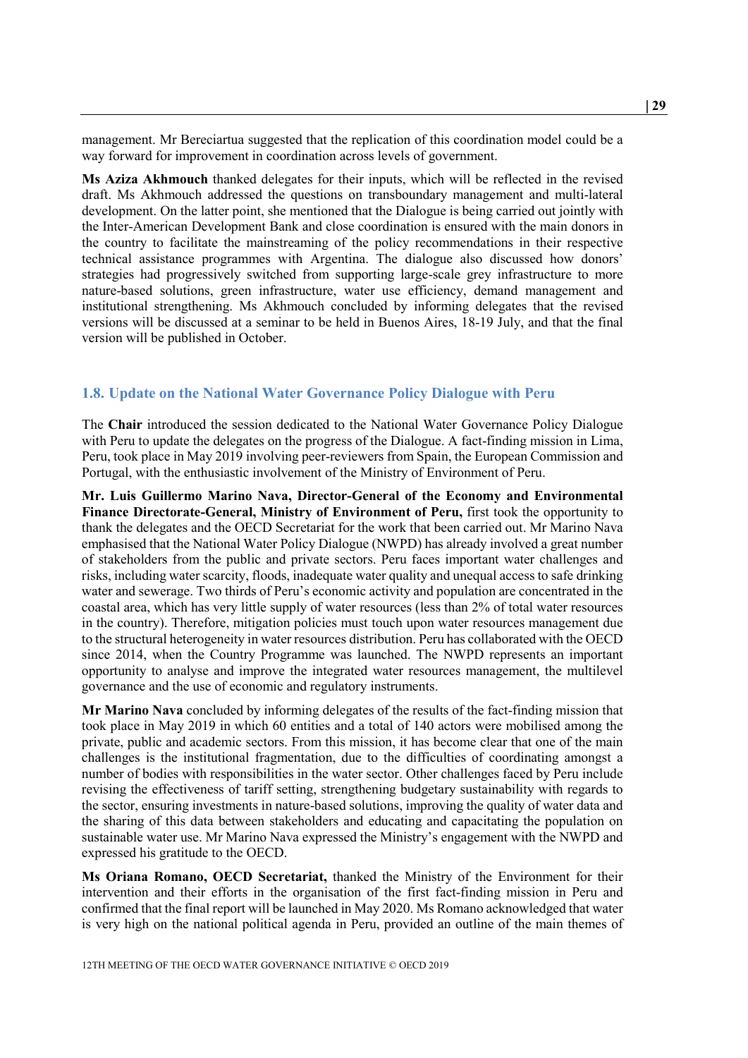management. Mr Bereciartua suggested that the replication of this coordination model could be a way forward for improvement in coordination across levels of government.

**Ms Aziza Akhmouch** thanked delegates for their inputs, which will be reflected in the revised draft. Ms Akhmouch addressed the questions on transboundary management and multi-lateral development. On the latter point, she mentioned that the Dialogue is being carried out jointly with the Inter-American Development Bank and close coordination is ensured with the main donors in the country to facilitate the mainstreaming of the policy recommendations in their respective technical assistance programmes with Argentina. The dialogue also discussed how donors' strategies had progressively switched from supporting large-scale grey infrastructure to more nature-based solutions, green infrastructure, water use efficiency, demand management and institutional strengthening. Ms Akhmouch concluded by informing delegates that the revised versions will be discussed at a seminar to be held in Buenos Aires, 18-19 July, and that the final version will be published in October.

## 1.8. Update on the National Water Governance Policy Dialogue with Peru

The **Chair** introduced the session dedicated to the National Water Governance Policy Dialogue with Peru to update the delegates on the progress of the Dialogue. A fact-finding mission in Lima, Peru, took place in May 2019 involving peer-reviewers from Spain, the European Commission and Portugal, with the enthusiastic involvement of the Ministry of Environment of Peru.

**Mr. Luis Guillermo Marino Nava, Director-General of the Economy and Environmental Finance Directorate-General, Ministry of Environment of Peru,** first took the opportunity to thank the delegates and the OECD Secretariat for the work that been carried out. Mr Marino Nava emphasised that the National Water Policy Dialogue (NWPD) has already involved a great number of stakeholders from the public and private sectors. Peru faces important water challenges and risks, including water scarcity, floods, inadequate water quality and unequal access to safe drinking water and sewerage. Two thirds of Peru's economic activity and population are concentrated in the coastal area, which has very little supply of water resources (less than 2% of total water resources in the country). Therefore, mitigation policies must touch upon water resources management due to the structural heterogeneity in water resources distribution. Peru has collaborated with the OECD since 2014, when the Country Programme was launched. The NWPD represents an important opportunity to analyse and improve the integrated water resources management, the multilevel governance and the use of economic and regulatory instruments.

**Mr Marino Nava** concluded by informing delegates of the results of the fact-finding mission that took place in May 2019 in which 60 entities and a total of 140 actors were mobilised among the private, public and academic sectors. From this mission, it has become clear that one of the main challenges is the institutional fragmentation, due to the difficulties of coordinating amongst a number of bodies with responsibilities in the water sector. Other challenges faced by Peru include revising the effectiveness of tariff setting, strengthening budgetary sustainability with regards to the sector, ensuring investments in nature-based solutions, improving the quality of water data and the sharing of this data between stakeholders and educating and capacitating the population on sustainable water use. Mr Marino Nava expressed the Ministry's engagement with the NWPD and expressed his gratitude to the OECD.

**Ms Oriana Romano, OECD Secretariat,** thanked the Ministry of the Environment for their intervention and their efforts in the organisation of the first fact-finding mission in Peru and confirmed that the final report will be launched in May 2020. Ms Romano acknowledged that water is very high on the national political agenda in Peru, provided an outline of the main themes of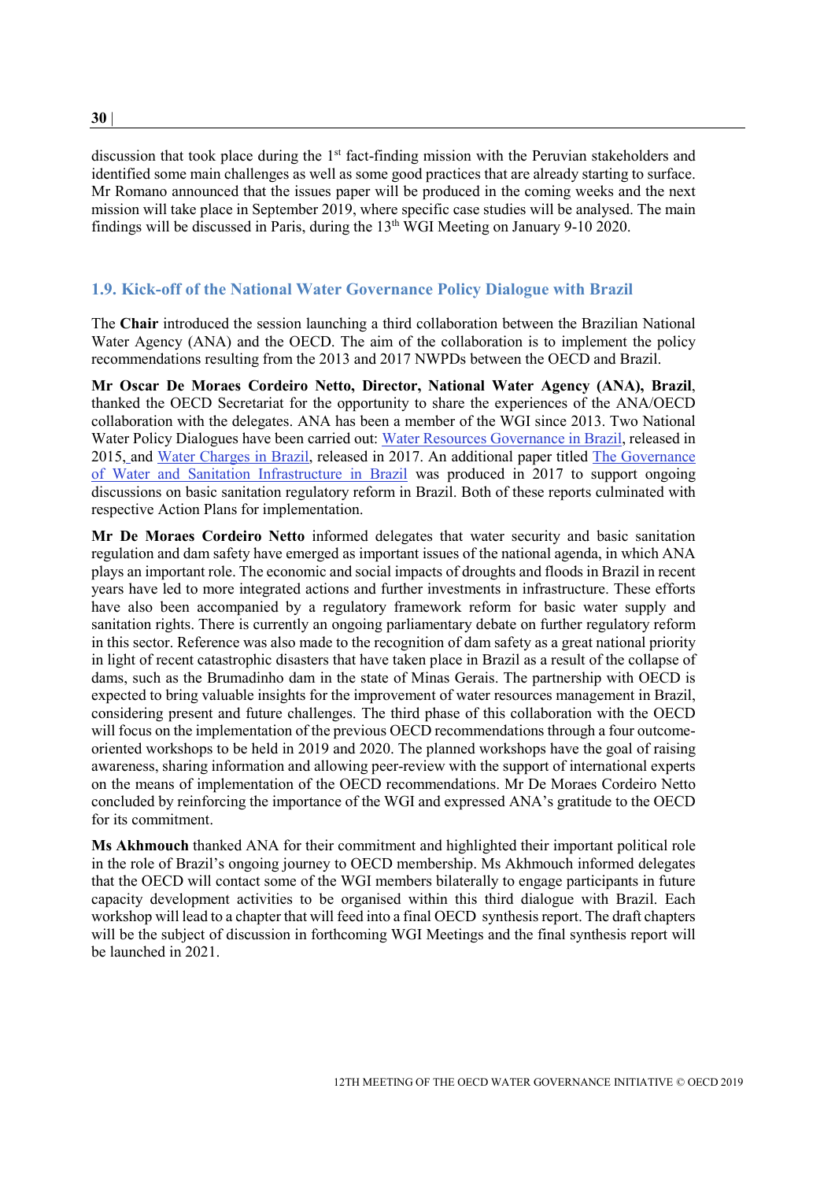discussion that took place during the 1st fact-finding mission with the Peruvian stakeholders and identified some main challenges as well as some good practices that are already starting to surface. Mr Romano announced that the issues paper will be produced in the coming weeks and the next mission will take place in September 2019, where specific case studies will be analysed. The main findings will be discussed in Paris, during the 13th WGI Meeting on January 9-10 2020.

### 1.9. Kick-off of the National Water Governance Policy Dialogue with Brazil

The **Chair** introduced the session launching a third collaboration between the Brazilian National Water Agency (ANA) and the OECD. The aim of the collaboration is to implement the policy recommendations resulting from the 2013 and 2017 NWPDs between the OECD and Brazil.

**Mr Oscar De Moraes Cordeiro Netto, Director, National Water Agency (ANA), Brazil**, thanked the OECD Secretariat for the opportunity to share the experiences of the ANA/OECD collaboration with the delegates. ANA has been a member of the WGI since 2013. Two National Water Policy Dialogues have been carried out: Water Resources Governance in Brazil, released in 2015, and Water Charges in Brazil, released in 2017. An additional paper titled The Governance of Water and Sanitation Infrastructure in Brazil was produced in 2017 to support ongoing discussions on basic sanitation regulatory reform in Brazil. Both of these reports culminated with respective Action Plans for implementation.

**Mr De Moraes Cordeiro Netto** informed delegates that water security and basic sanitation regulation and dam safety have emerged as important issues of the national agenda, in which ANA plays an important role. The economic and social impacts of droughts and floods in Brazil in recent years have led to more integrated actions and further investments in infrastructure. These efforts have also been accompanied by a regulatory framework reform for basic water supply and sanitation rights. There is currently an ongoing parliamentary debate on further regulatory reform in this sector. Reference was also made to the recognition of dam safety as a great national priority in light of recent catastrophic disasters that have taken place in Brazil as a result of the collapse of dams, such as the Brumadinho dam in the state of Minas Gerais. The partnership with OECD is expected to bring valuable insights for the improvement of water resources management in Brazil, considering present and future challenges. The third phase of this collaboration with the OECD will focus on the implementation of the previous OECD recommendations through a four outcome-oriented workshops to be held in 2019 and 2020. The planned workshops have the goal of raising awareness, sharing information and allowing peer-review with the support of international experts on the means of implementation of the OECD recommendations. Mr De Moraes Cordeiro Netto concluded by reinforcing the importance of the WGI and expressed ANA's gratitude to the OECD for its commitment.

**Ms Akhmouch** thanked ANA for their commitment and highlighted their important political role in the role of Brazil's ongoing journey to OECD membership. Ms Akhmouch informed delegates that the OECD will contact some of the WGI members bilaterally to engage participants in future capacity development activities to be organised within this third dialogue with Brazil. Each workshop will lead to a chapter that will feed into a final OECD synthesis report. The draft chapters will be the subject of discussion in forthcoming WGI Meetings and the final synthesis report will be launched in 2021.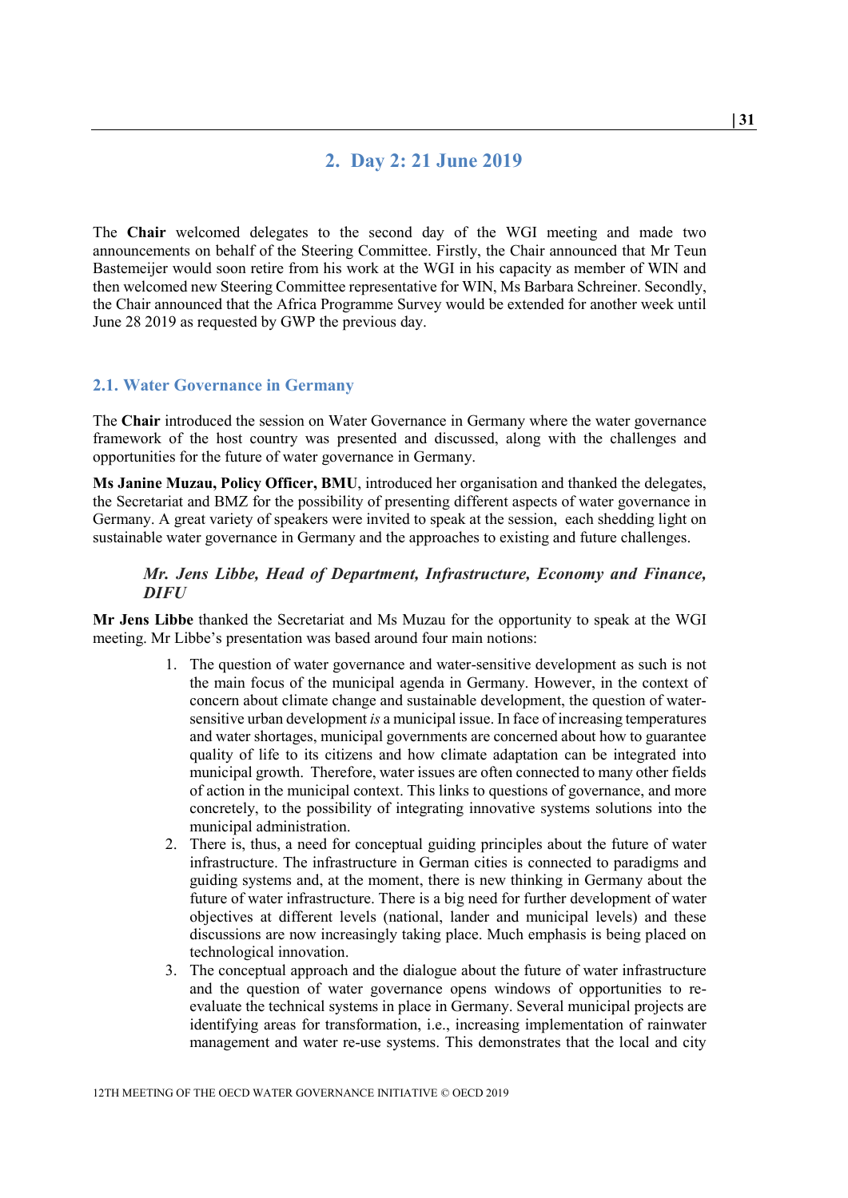# 2. Day 2: 21 June 2019

The **Chair** welcomed delegates to the second day of the WGI meeting and made two announcements on behalf of the Steering Committee. Firstly, the Chair announced that Mr Teun Bastemeijer would soon retire from his work at the WGI in his capacity as member of WIN and then welcomed new Steering Committee representative for WIN, Ms Barbara Schreiner. Secondly, the Chair announced that the Africa Programme Survey would be extended for another week until June 28 2019 as requested by GWP the previous day.

## 2.1. Water Governance in Germany

The **Chair** introduced the session on Water Governance in Germany where the water governance framework of the host country was presented and discussed, along with the challenges and opportunities for the future of water governance in Germany.

**Ms Janine Muzau, Policy Officer, BMU**, introduced her organisation and thanked the delegates, the Secretariat and BMZ for the possibility of presenting different aspects of water governance in Germany. A great variety of speakers were invited to speak at the session, each shedding light on sustainable water governance in Germany and the approaches to existing and future challenges.

> *Mr. Jens Libbe, Head of Department, Infrastructure, Economy and Finance, DIFU*

**Mr Jens Libbe** thanked the Secretariat and Ms Muzau for the opportunity to speak at the WGI meeting. Mr Libbe's presentation was based around four main notions:

1. The question of water governance and water-sensitive development as such is not the main focus of the municipal agenda in Germany. However, in the context of concern about climate change and sustainable development, the question of water-sensitive urban development *is* a municipal issue. In face of increasing temperatures and water shortages, municipal governments are concerned about how to guarantee quality of life to its citizens and how climate adaptation can be integrated into municipal growth. Therefore, water issues are often connected to many other fields of action in the municipal context. This links to questions of governance, and more concretely, to the possibility of integrating innovative systems solutions into the municipal administration.
2. There is, thus, a need for conceptual guiding principles about the future of water infrastructure. The infrastructure in German cities is connected to paradigms and guiding systems and, at the moment, there is new thinking in Germany about the future of water infrastructure. There is a big need for further development of water objectives at different levels (national, lander and municipal levels) and these discussions are now increasingly taking place. Much emphasis is being placed on technological innovation.
3. The conceptual approach and the dialogue about the future of water infrastructure and the question of water governance opens windows of opportunities to re-evaluate the technical systems in place in Germany. Several municipal projects are identifying areas for transformation, i.e., increasing implementation of rainwater management and water re-use systems. This demonstrates that the local and city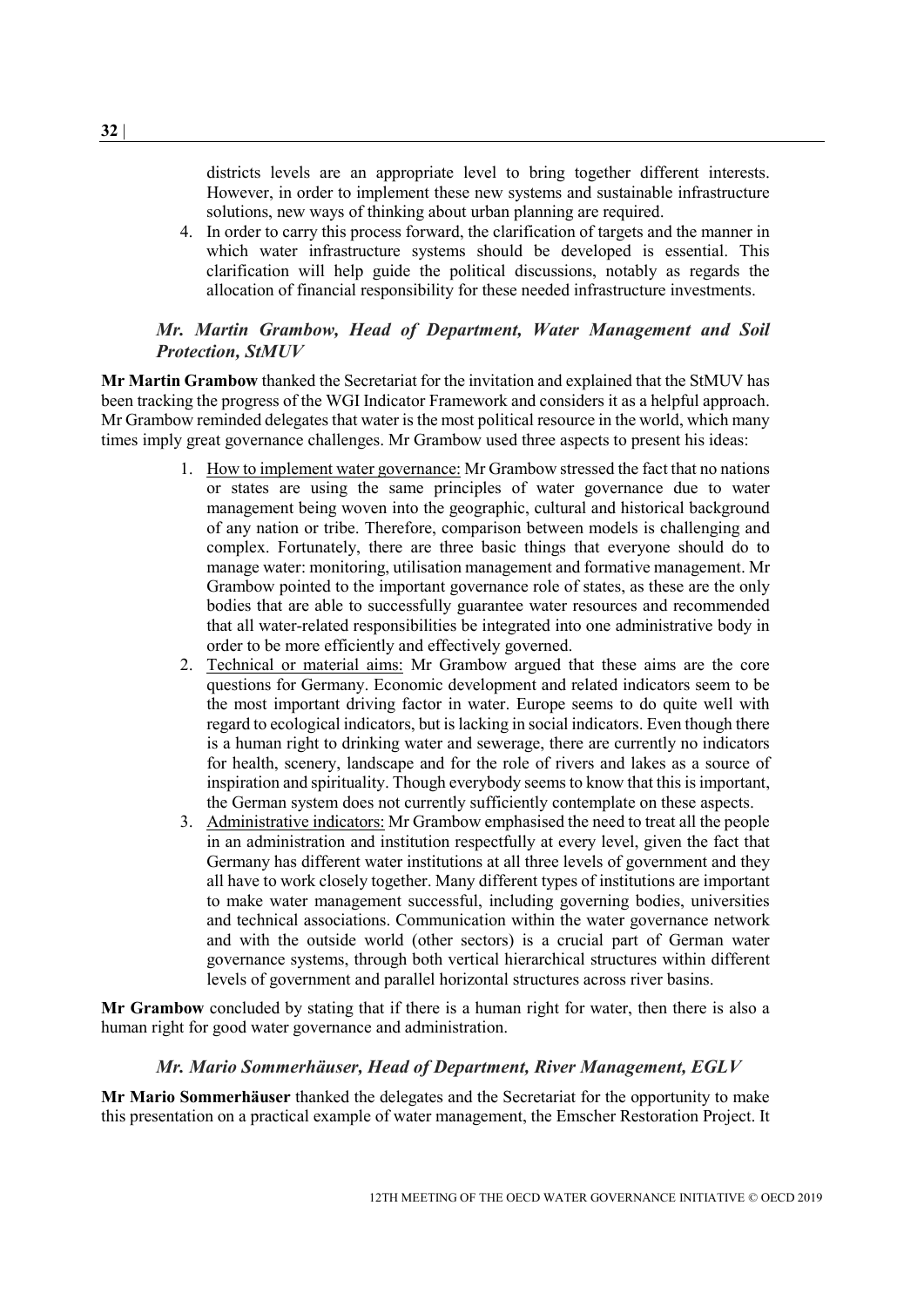districts levels are an appropriate level to bring together different interests. However, in order to implement these new systems and sustainable infrastructure solutions, new ways of thinking about urban planning are required.

4. In order to carry this process forward, the clarification of targets and the manner in which water infrastructure systems should be developed is essential. This clarification will help guide the political discussions, notably as regards the allocation of financial responsibility for these needed infrastructure investments.

### *Mr. Martin Grambow, Head of Department, Water Management and Soil Protection, StMUV*

**Mr Martin Grambow** thanked the Secretariat for the invitation and explained that the StMUV has been tracking the progress of the WGI Indicator Framework and considers it as a helpful approach. Mr Grambow reminded delegates that water is the most political resource in the world, which many times imply great governance challenges. Mr Grambow used three aspects to present his ideas:

1. How to implement water governance: Mr Grambow stressed the fact that no nations or states are using the same principles of water governance due to water management being woven into the geographic, cultural and historical background of any nation or tribe. Therefore, comparison between models is challenging and complex. Fortunately, there are three basic things that everyone should do to manage water: monitoring, utilisation management and formative management. Mr Grambow pointed to the important governance role of states, as these are the only bodies that are able to successfully guarantee water resources and recommended that all water-related responsibilities be integrated into one administrative body in order to be more efficiently and effectively governed.
2. Technical or material aims: Mr Grambow argued that these aims are the core questions for Germany. Economic development and related indicators seem to be the most important driving factor in water. Europe seems to do quite well with regard to ecological indicators, but is lacking in social indicators. Even though there is a human right to drinking water and sewerage, there are currently no indicators for health, scenery, landscape and for the role of rivers and lakes as a source of inspiration and spirituality. Though everybody seems to know that this is important, the German system does not currently sufficiently contemplate on these aspects.
3. Administrative indicators: Mr Grambow emphasised the need to treat all the people in an administration and institution respectfully at every level, given the fact that Germany has different water institutions at all three levels of government and they all have to work closely together. Many different types of institutions are important to make water management successful, including governing bodies, universities and technical associations. Communication within the water governance network and with the outside world (other sectors) is a crucial part of German water governance systems, through both vertical hierarchical structures within different levels of government and parallel horizontal structures across river basins.

**Mr Grambow** concluded by stating that if there is a human right for water, then there is also a human right for good water governance and administration.

### *Mr. Mario Sommerhäuser, Head of Department, River Management, EGLV*

**Mr Mario Sommerhäuser** thanked the delegates and the Secretariat for the opportunity to make this presentation on a practical example of water management, the Emscher Restoration Project. It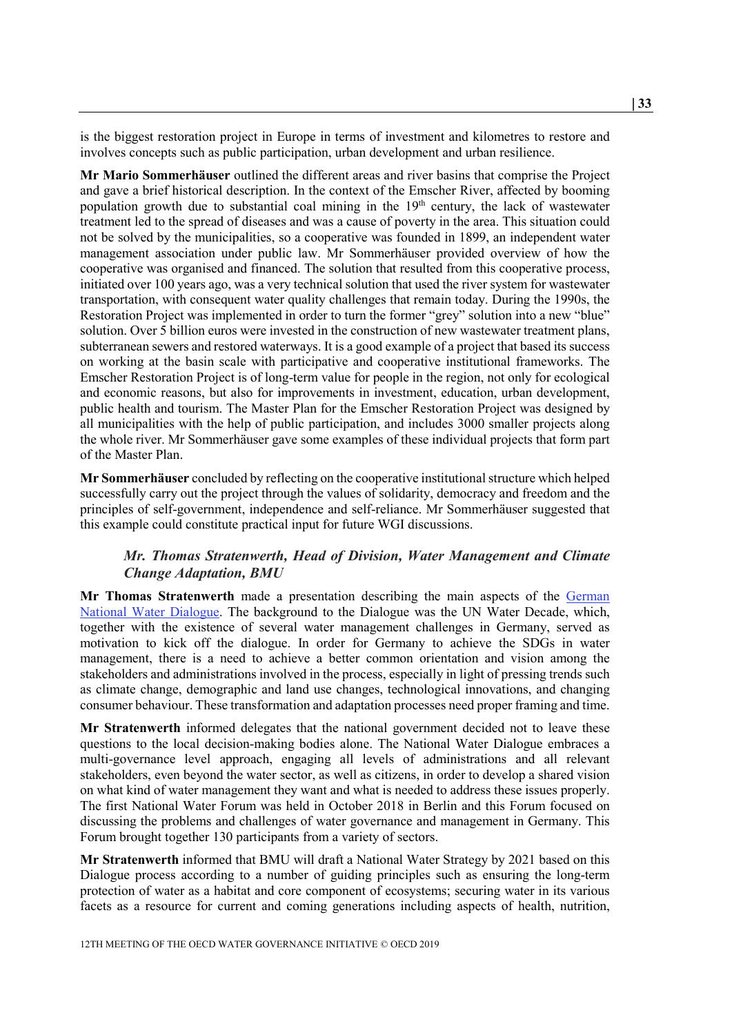is the biggest restoration project in Europe in terms of investment and kilometres to restore and involves concepts such as public participation, urban development and urban resilience.

**Mr Mario Sommerhäuser** outlined the different areas and river basins that comprise the Project and gave a brief historical description. In the context of the Emscher River, affected by booming population growth due to substantial coal mining in the 19th century, the lack of wastewater treatment led to the spread of diseases and was a cause of poverty in the area. This situation could not be solved by the municipalities, so a cooperative was founded in 1899, an independent water management association under public law. Mr Sommerhäuser provided overview of how the cooperative was organised and financed. The solution that resulted from this cooperative process, initiated over 100 years ago, was a very technical solution that used the river system for wastewater transportation, with consequent water quality challenges that remain today. During the 1990s, the Restoration Project was implemented in order to turn the former "grey" solution into a new "blue" solution. Over 5 billion euros were invested in the construction of new wastewater treatment plans, subterranean sewers and restored waterways. It is a good example of a project that based its success on working at the basin scale with participative and cooperative institutional frameworks. The Emscher Restoration Project is of long-term value for people in the region, not only for ecological and economic reasons, but also for improvements in investment, education, urban development, public health and tourism. The Master Plan for the Emscher Restoration Project was designed by all municipalities with the help of public participation, and includes 3000 smaller projects along the whole river. Mr Sommerhäuser gave some examples of these individual projects that form part of the Master Plan.

**Mr Sommerhäuser** concluded by reflecting on the cooperative institutional structure which helped successfully carry out the project through the values of solidarity, democracy and freedom and the principles of self-government, independence and self-reliance. Mr Sommerhäuser suggested that this example could constitute practical input for future WGI discussions.

### *Mr. Thomas Stratenwerth, Head of Division, Water Management and Climate Change Adaptation, BMU*

**Mr Thomas Stratenwerth** made a presentation describing the main aspects of the German National Water Dialogue. The background to the Dialogue was the UN Water Decade, which, together with the existence of several water management challenges in Germany, served as motivation to kick off the dialogue. In order for Germany to achieve the SDGs in water management, there is a need to achieve a better common orientation and vision among the stakeholders and administrations involved in the process, especially in light of pressing trends such as climate change, demographic and land use changes, technological innovations, and changing consumer behaviour. These transformation and adaptation processes need proper framing and time.

**Mr Stratenwerth** informed delegates that the national government decided not to leave these questions to the local decision-making bodies alone. The National Water Dialogue embraces a multi-governance level approach, engaging all levels of administrations and all relevant stakeholders, even beyond the water sector, as well as citizens, in order to develop a shared vision on what kind of water management they want and what is needed to address these issues properly. The first National Water Forum was held in October 2018 in Berlin and this Forum focused on discussing the problems and challenges of water governance and management in Germany. This Forum brought together 130 participants from a variety of sectors.

**Mr Stratenwerth** informed that BMU will draft a National Water Strategy by 2021 based on this Dialogue process according to a number of guiding principles such as ensuring the long-term protection of water as a habitat and core component of ecosystems; securing water in its various facets as a resource for current and coming generations including aspects of health, nutrition,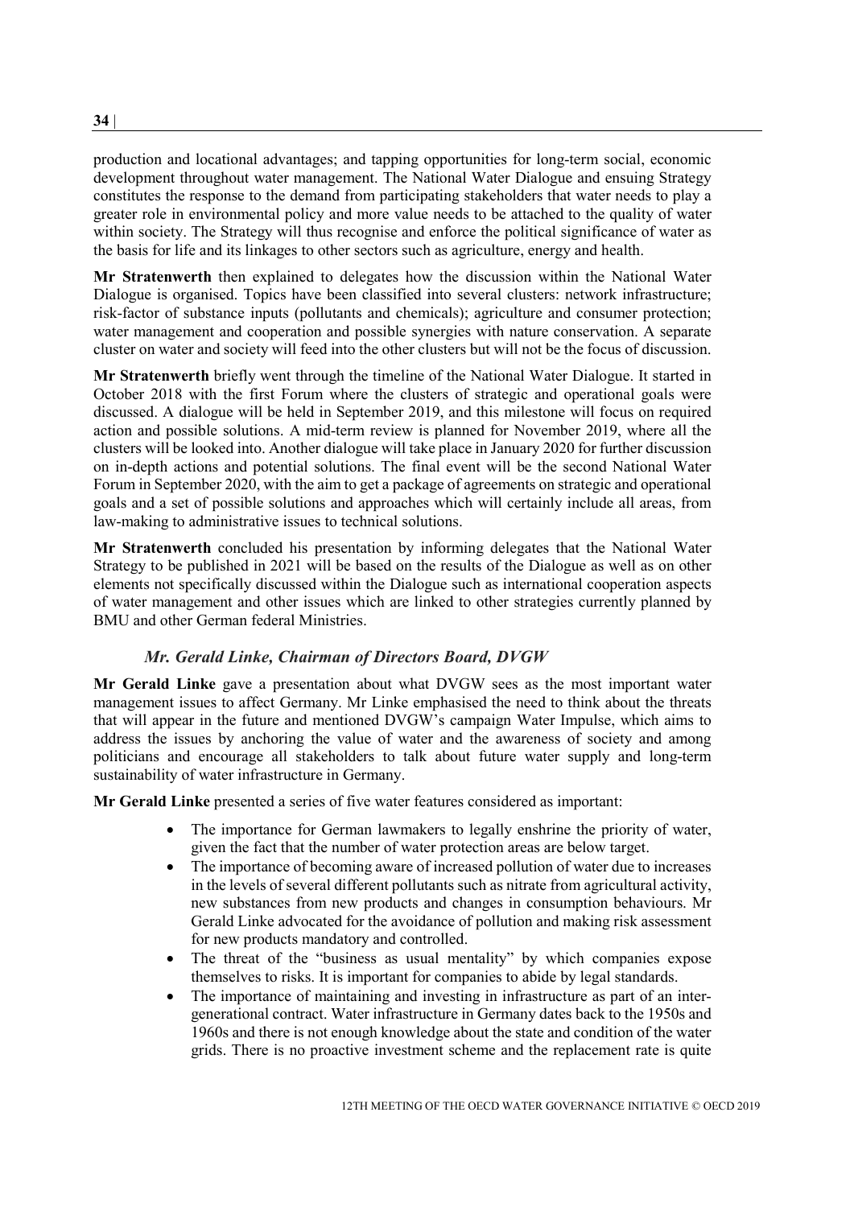production and locational advantages; and tapping opportunities for long-term social, economic development throughout water management. The National Water Dialogue and ensuing Strategy constitutes the response to the demand from participating stakeholders that water needs to play a greater role in environmental policy and more value needs to be attached to the quality of water within society. The Strategy will thus recognise and enforce the political significance of water as the basis for life and its linkages to other sectors such as agriculture, energy and health.

**Mr Stratenwerth** then explained to delegates how the discussion within the National Water Dialogue is organised. Topics have been classified into several clusters: network infrastructure; risk-factor of substance inputs (pollutants and chemicals); agriculture and consumer protection; water management and cooperation and possible synergies with nature conservation. A separate cluster on water and society will feed into the other clusters but will not be the focus of discussion.

**Mr Stratenwerth** briefly went through the timeline of the National Water Dialogue. It started in October 2018 with the first Forum where the clusters of strategic and operational goals were discussed. A dialogue will be held in September 2019, and this milestone will focus on required action and possible solutions. A mid-term review is planned for November 2019, where all the clusters will be looked into. Another dialogue will take place in January 2020 for further discussion on in-depth actions and potential solutions. The final event will be the second National Water Forum in September 2020, with the aim to get a package of agreements on strategic and operational goals and a set of possible solutions and approaches which will certainly include all areas, from law-making to administrative issues to technical solutions.

**Mr Stratenwerth** concluded his presentation by informing delegates that the National Water Strategy to be published in 2021 will be based on the results of the Dialogue as well as on other elements not specifically discussed within the Dialogue such as international cooperation aspects of water management and other issues which are linked to other strategies currently planned by BMU and other German federal Ministries.

### *Mr. Gerald Linke, Chairman of Directors Board, DVGW*

**Mr Gerald Linke** gave a presentation about what DVGW sees as the most important water management issues to affect Germany. Mr Linke emphasised the need to think about the threats that will appear in the future and mentioned DVGW's campaign Water Impulse, which aims to address the issues by anchoring the value of water and the awareness of society and among politicians and encourage all stakeholders to talk about future water supply and long-term sustainability of water infrastructure in Germany.

**Mr Gerald Linke** presented a series of five water features considered as important:

- The importance for German lawmakers to legally enshrine the priority of water, given the fact that the number of water protection areas are below target.
- The importance of becoming aware of increased pollution of water due to increases in the levels of several different pollutants such as nitrate from agricultural activity, new substances from new products and changes in consumption behaviours. Mr Gerald Linke advocated for the avoidance of pollution and making risk assessment for new products mandatory and controlled.
- The threat of the "business as usual mentality" by which companies expose themselves to risks. It is important for companies to abide by legal standards.
- The importance of maintaining and investing in infrastructure as part of an inter-generational contract. Water infrastructure in Germany dates back to the 1950s and 1960s and there is not enough knowledge about the state and condition of the water grids. There is no proactive investment scheme and the replacement rate is quite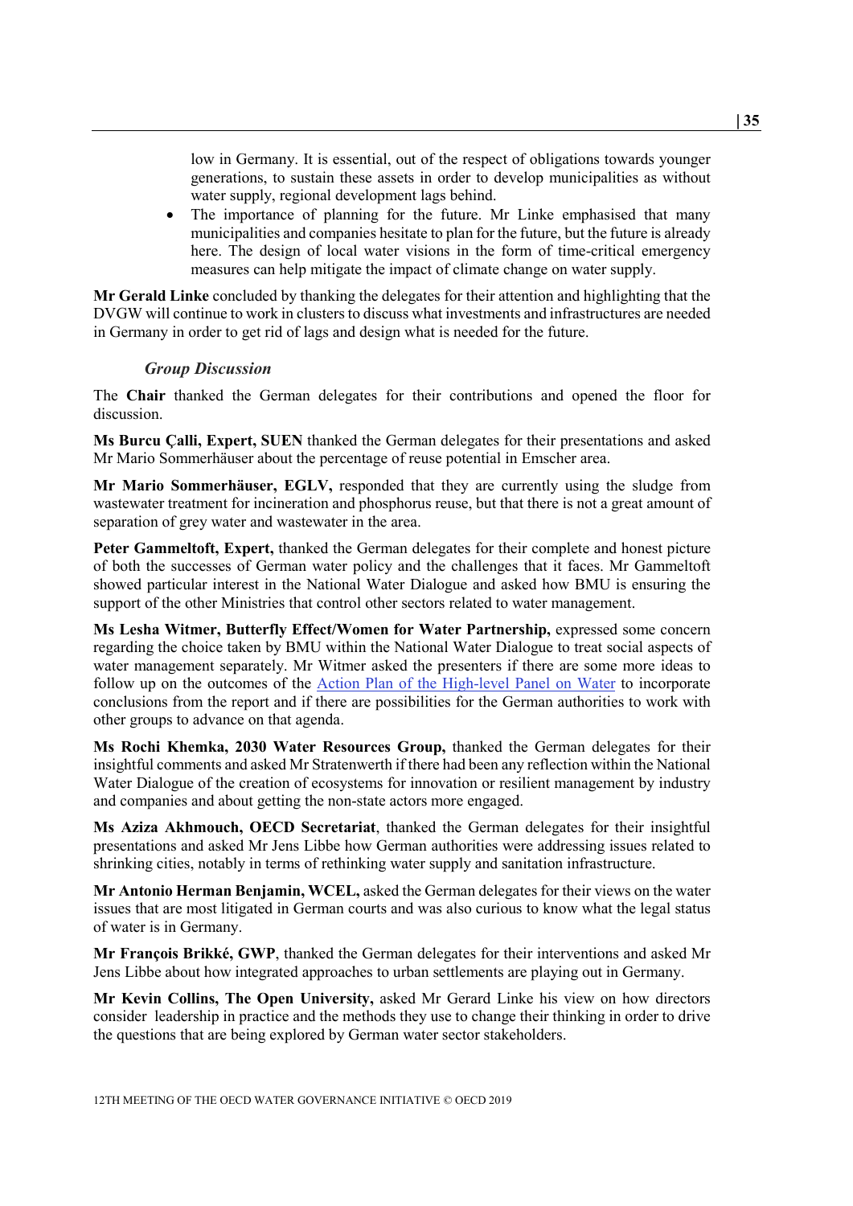low in Germany. It is essential, out of the respect of obligations towards younger generations, to sustain these assets in order to develop municipalities as without water supply, regional development lags behind.

- The importance of planning for the future. Mr Linke emphasised that many municipalities and companies hesitate to plan for the future, but the future is already here. The design of local water visions in the form of time-critical emergency measures can help mitigate the impact of climate change on water supply.

**Mr Gerald Linke** concluded by thanking the delegates for their attention and highlighting that the DVGW will continue to work in clusters to discuss what investments and infrastructures are needed in Germany in order to get rid of lags and design what is needed for the future.

### *Group Discussion*

The **Chair** thanked the German delegates for their contributions and opened the floor for discussion.

**Ms Burcu Çalli, Expert, SUEN** thanked the German delegates for their presentations and asked Mr Mario Sommerhäuser about the percentage of reuse potential in Emscher area.

**Mr Mario Sommerhäuser, EGLV,** responded that they are currently using the sludge from wastewater treatment for incineration and phosphorus reuse, but that there is not a great amount of separation of grey water and wastewater in the area.

**Peter Gammeltoft, Expert,** thanked the German delegates for their complete and honest picture of both the successes of German water policy and the challenges that it faces. Mr Gammeltoft showed particular interest in the National Water Dialogue and asked how BMU is ensuring the support of the other Ministries that control other sectors related to water management.

**Ms Lesha Witmer, Butterfly Effect/Women for Water Partnership,** expressed some concern regarding the choice taken by BMU within the National Water Dialogue to treat social aspects of water management separately. Mr Witmer asked the presenters if there are some more ideas to follow up on the outcomes of the Action Plan of the High-level Panel on Water to incorporate conclusions from the report and if there are possibilities for the German authorities to work with other groups to advance on that agenda.

**Ms Rochi Khemka, 2030 Water Resources Group,** thanked the German delegates for their insightful comments and asked Mr Stratenwerth if there had been any reflection within the National Water Dialogue of the creation of ecosystems for innovation or resilient management by industry and companies and about getting the non-state actors more engaged.

**Ms Aziza Akhmouch, OECD Secretariat**, thanked the German delegates for their insightful presentations and asked Mr Jens Libbe how German authorities were addressing issues related to shrinking cities, notably in terms of rethinking water supply and sanitation infrastructure.

**Mr Antonio Herman Benjamin, WCEL,** asked the German delegates for their views on the water issues that are most litigated in German courts and was also curious to know what the legal status of water is in Germany.

**Mr François Brikké, GWP**, thanked the German delegates for their interventions and asked Mr Jens Libbe about how integrated approaches to urban settlements are playing out in Germany.

**Mr Kevin Collins, The Open University,** asked Mr Gerard Linke his view on how directors consider leadership in practice and the methods they use to change their thinking in order to drive the questions that are being explored by German water sector stakeholders.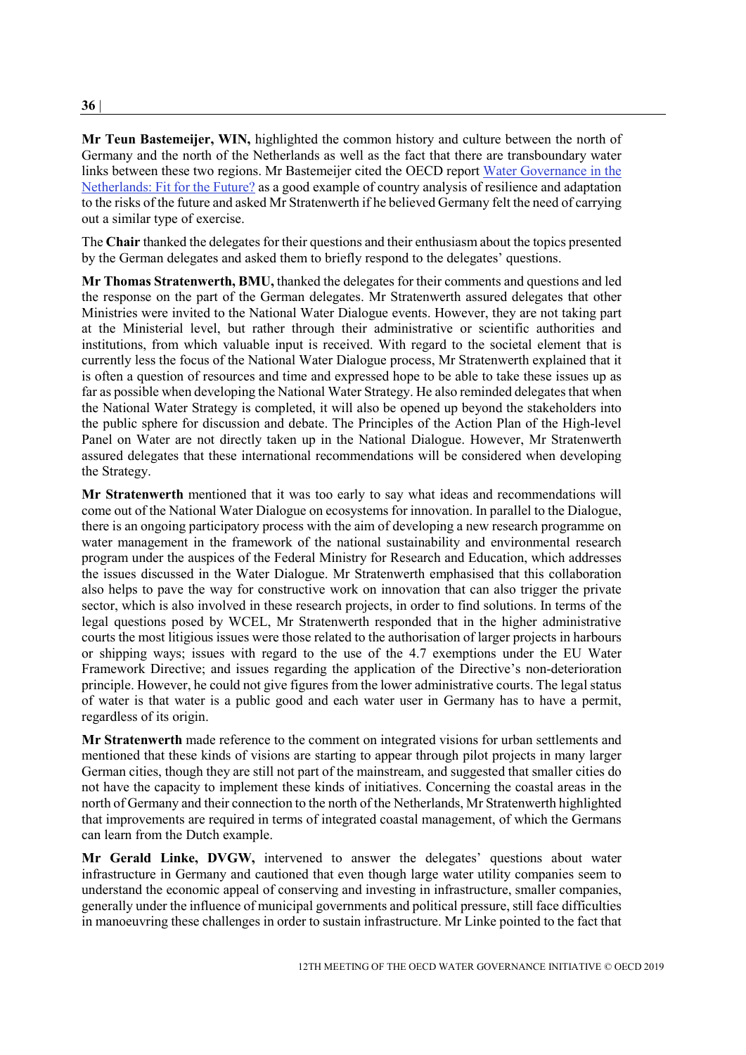**Mr Teun Bastemeijer, WIN,** highlighted the common history and culture between the north of Germany and the north of the Netherlands as well as the fact that there are transboundary water links between these two regions. Mr Bastemeijer cited the OECD report [Water Governance in the Netherlands: Fit for the Future?](#) as a good example of country analysis of resilience and adaptation to the risks of the future and asked Mr Stratenwerth if he believed Germany felt the need of carrying out a similar type of exercise.

The **Chair** thanked the delegates for their questions and their enthusiasm about the topics presented by the German delegates and asked them to briefly respond to the delegates' questions.

**Mr Thomas Stratenwerth, BMU,** thanked the delegates for their comments and questions and led the response on the part of the German delegates. Mr Stratenwerth assured delegates that other Ministries were invited to the National Water Dialogue events. However, they are not taking part at the Ministerial level, but rather through their administrative or scientific authorities and institutions, from which valuable input is received. With regard to the societal element that is currently less the focus of the National Water Dialogue process, Mr Stratenwerth explained that it is often a question of resources and time and expressed hope to be able to take these issues up as far as possible when developing the National Water Strategy. He also reminded delegates that when the National Water Strategy is completed, it will also be opened up beyond the stakeholders into the public sphere for discussion and debate. The Principles of the Action Plan of the High-level Panel on Water are not directly taken up in the National Dialogue. However, Mr Stratenwerth assured delegates that these international recommendations will be considered when developing the Strategy.

**Mr Stratenwerth** mentioned that it was too early to say what ideas and recommendations will come out of the National Water Dialogue on ecosystems for innovation. In parallel to the Dialogue, there is an ongoing participatory process with the aim of developing a new research programme on water management in the framework of the national sustainability and environmental research program under the auspices of the Federal Ministry for Research and Education, which addresses the issues discussed in the Water Dialogue. Mr Stratenwerth emphasised that this collaboration also helps to pave the way for constructive work on innovation that can also trigger the private sector, which is also involved in these research projects, in order to find solutions. In terms of the legal questions posed by WCEL, Mr Stratenwerth responded that in the higher administrative courts the most litigious issues were those related to the authorisation of larger projects in harbours or shipping ways; issues with regard to the use of the 4.7 exemptions under the EU Water Framework Directive; and issues regarding the application of the Directive's non-deterioration principle. However, he could not give figures from the lower administrative courts. The legal status of water is that water is a public good and each water user in Germany has to have a permit, regardless of its origin.

**Mr Stratenwerth** made reference to the comment on integrated visions for urban settlements and mentioned that these kinds of visions are starting to appear through pilot projects in many larger German cities, though they are still not part of the mainstream, and suggested that smaller cities do not have the capacity to implement these kinds of initiatives. Concerning the coastal areas in the north of Germany and their connection to the north of the Netherlands, Mr Stratenwerth highlighted that improvements are required in terms of integrated coastal management, of which the Germans can learn from the Dutch example.

**Mr Gerald Linke, DVGW,** intervened to answer the delegates' questions about water infrastructure in Germany and cautioned that even though large water utility companies seem to understand the economic appeal of conserving and investing in infrastructure, smaller companies, generally under the influence of municipal governments and political pressure, still face difficulties in manoeuvring these challenges in order to sustain infrastructure. Mr Linke pointed to the fact that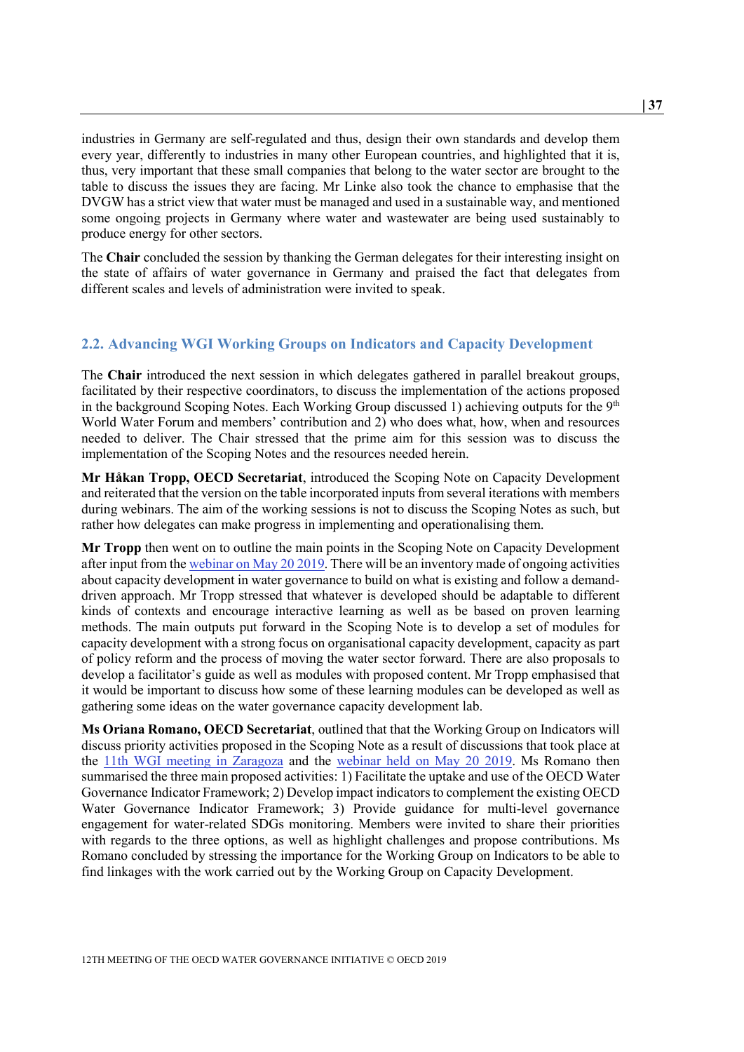industries in Germany are self-regulated and thus, design their own standards and develop them every year, differently to industries in many other European countries, and highlighted that it is, thus, very important that these small companies that belong to the water sector are brought to the table to discuss the issues they are facing. Mr Linke also took the chance to emphasise that the DVGW has a strict view that water must be managed and used in a sustainable way, and mentioned some ongoing projects in Germany where water and wastewater are being used sustainably to produce energy for other sectors.

The **Chair** concluded the session by thanking the German delegates for their interesting insight on the state of affairs of water governance in Germany and praised the fact that delegates from different scales and levels of administration were invited to speak.

## 2.2. Advancing WGI Working Groups on Indicators and Capacity Development

The **Chair** introduced the next session in which delegates gathered in parallel breakout groups, facilitated by their respective coordinators, to discuss the implementation of the actions proposed in the background Scoping Notes. Each Working Group discussed 1) achieving outputs for the 9th World Water Forum and members' contribution and 2) who does what, how, when and resources needed to deliver. The Chair stressed that the prime aim for this session was to discuss the implementation of the Scoping Notes and the resources needed herein.

**Mr Håkan Tropp, OECD Secretariat**, introduced the Scoping Note on Capacity Development and reiterated that the version on the table incorporated inputs from several iterations with members during webinars. The aim of the working sessions is not to discuss the Scoping Notes as such, but rather how delegates can make progress in implementing and operationalising them.

**Mr Tropp** then went on to outline the main points in the Scoping Note on Capacity Development after input from the webinar on May 20 2019. There will be an inventory made of ongoing activities about capacity development in water governance to build on what is existing and follow a demand-driven approach. Mr Tropp stressed that whatever is developed should be adaptable to different kinds of contexts and encourage interactive learning as well as be based on proven learning methods. The main outputs put forward in the Scoping Note is to develop a set of modules for capacity development with a strong focus on organisational capacity development, capacity as part of policy reform and the process of moving the water sector forward. There are also proposals to develop a facilitator's guide as well as modules with proposed content. Mr Tropp emphasised that it would be important to discuss how some of these learning modules can be developed as well as gathering some ideas on the water governance capacity development lab.

**Ms Oriana Romano, OECD Secretariat**, outlined that that the Working Group on Indicators will discuss priority activities proposed in the Scoping Note as a result of discussions that took place at the 11th WGI meeting in Zaragoza and the webinar held on May 20 2019. Ms Romano then summarised the three main proposed activities: 1) Facilitate the uptake and use of the OECD Water Governance Indicator Framework; 2) Develop impact indicators to complement the existing OECD Water Governance Indicator Framework; 3) Provide guidance for multi-level governance engagement for water-related SDGs monitoring. Members were invited to share their priorities with regards to the three options, as well as highlight challenges and propose contributions. Ms Romano concluded by stressing the importance for the Working Group on Indicators to be able to find linkages with the work carried out by the Working Group on Capacity Development.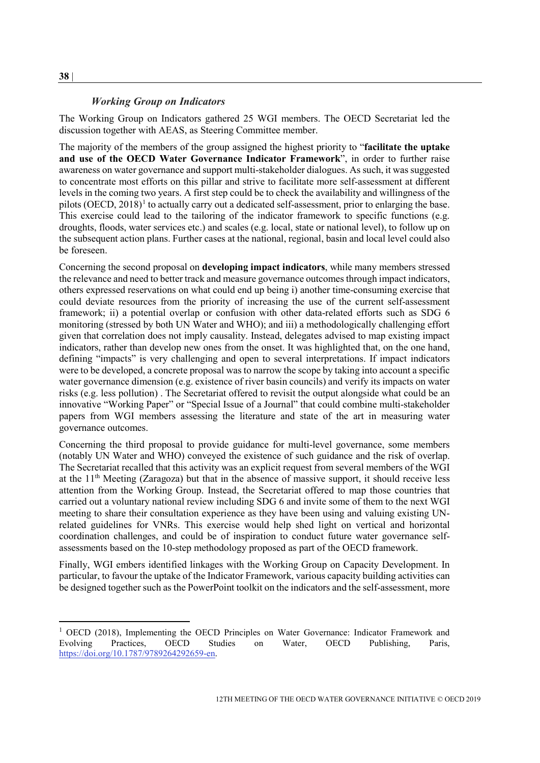### *Working Group on Indicators*

The Working Group on Indicators gathered 25 WGI members. The OECD Secretariat led the discussion together with AEAS, as Steering Committee member.

The majority of the members of the group assigned the highest priority to "**facilitate the uptake and use of the OECD Water Governance Indicator Framework**", in order to further raise awareness on water governance and support multi-stakeholder dialogues. As such, it was suggested to concentrate most efforts on this pillar and strive to facilitate more self-assessment at different levels in the coming two years. A first step could be to check the availability and willingness of the pilots (OECD, 2018)[1] to actually carry out a dedicated self-assessment, prior to enlarging the base. This exercise could lead to the tailoring of the indicator framework to specific functions (e.g. droughts, floods, water services etc.) and scales (e.g. local, state or national level), to follow up on the subsequent action plans. Further cases at the national, regional, basin and local level could also be foreseen.

Concerning the second proposal on **developing impact indicators**, while many members stressed the relevance and need to better track and measure governance outcomes through impact indicators, others expressed reservations on what could end up being i) another time-consuming exercise that could deviate resources from the priority of increasing the use of the current self-assessment framework; ii) a potential overlap or confusion with other data-related efforts such as SDG 6 monitoring (stressed by both UN Water and WHO); and iii) a methodologically challenging effort given that correlation does not imply causality. Instead, delegates advised to map existing impact indicators, rather than develop new ones from the onset. It was highlighted that, on the one hand, defining "impacts" is very challenging and open to several interpretations. If impact indicators were to be developed, a concrete proposal was to narrow the scope by taking into account a specific water governance dimension (e.g. existence of river basin councils) and verify its impacts on water risks (e.g. less pollution) . The Secretariat offered to revisit the output alongside what could be an innovative "Working Paper" or "Special Issue of a Journal" that could combine multi-stakeholder papers from WGI members assessing the literature and state of the art in measuring water governance outcomes.

Concerning the third proposal to provide guidance for multi-level governance, some members (notably UN Water and WHO) conveyed the existence of such guidance and the risk of overlap. The Secretariat recalled that this activity was an explicit request from several members of the WGI at the 11th Meeting (Zaragoza) but that in the absence of massive support, it should receive less attention from the Working Group. Instead, the Secretariat offered to map those countries that carried out a voluntary national review including SDG 6 and invite some of them to the next WGI meeting to share their consultation experience as they have been using and valuing existing UN-related guidelines for VNRs. This exercise would help shed light on vertical and horizontal coordination challenges, and could be of inspiration to conduct future water governance self-assessments based on the 10-step methodology proposed as part of the OECD framework.

Finally, WGI embers identified linkages with the Working Group on Capacity Development. In particular, to favour the uptake of the Indicator Framework, various capacity building activities can be designed together such as the PowerPoint toolkit on the indicators and the self-assessment, more

[1] OECD (2018), Implementing the OECD Principles on Water Governance: Indicator Framework and Evolving Practices, OECD Studies on Water, OECD Publishing, Paris, https://doi.org/10.1787/9789264292659-en.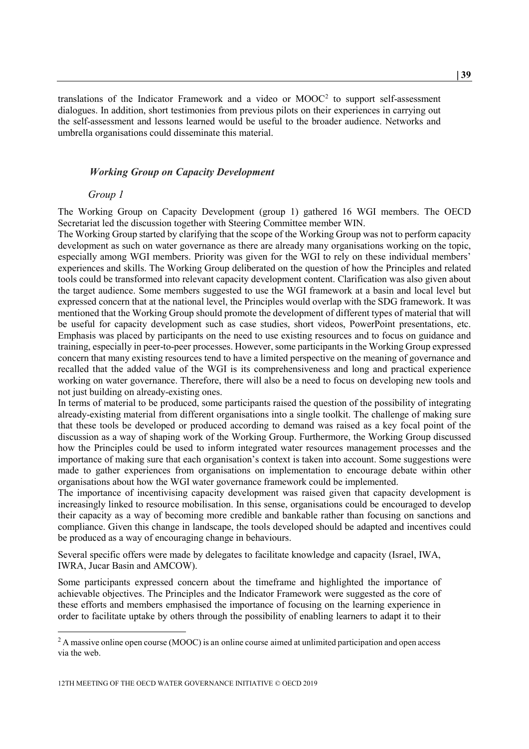translations of the Indicator Framework and a video or MOOC[2] to support self-assessment dialogues. In addition, short testimonies from previous pilots on their experiences in carrying out the self-assessment and lessons learned would be useful to the broader audience. Networks and umbrella organisations could disseminate this material.

### *Working Group on Capacity Development*

#### *Group 1*

The Working Group on Capacity Development (group 1) gathered 16 WGI members. The OECD Secretariat led the discussion together with Steering Committee member WIN.

The Working Group started by clarifying that the scope of the Working Group was not to perform capacity development as such on water governance as there are already many organisations working on the topic, especially among WGI members. Priority was given for the WGI to rely on these individual members' experiences and skills. The Working Group deliberated on the question of how the Principles and related tools could be transformed into relevant capacity development content. Clarification was also given about the target audience. Some members suggested to use the WGI framework at a basin and local level but expressed concern that at the national level, the Principles would overlap with the SDG framework. It was mentioned that the Working Group should promote the development of different types of material that will be useful for capacity development such as case studies, short videos, PowerPoint presentations, etc. Emphasis was placed by participants on the need to use existing resources and to focus on guidance and training, especially in peer-to-peer processes. However, some participants in the Working Group expressed concern that many existing resources tend to have a limited perspective on the meaning of governance and recalled that the added value of the WGI is its comprehensiveness and long and practical experience working on water governance. Therefore, there will also be a need to focus on developing new tools and not just building on already-existing ones.

In terms of material to be produced, some participants raised the question of the possibility of integrating already-existing material from different organisations into a single toolkit. The challenge of making sure that these tools be developed or produced according to demand was raised as a key focal point of the discussion as a way of shaping work of the Working Group. Furthermore, the Working Group discussed how the Principles could be used to inform integrated water resources management processes and the importance of making sure that each organisation's context is taken into account. Some suggestions were made to gather experiences from organisations on implementation to encourage debate within other organisations about how the WGI water governance framework could be implemented.

The importance of incentivising capacity development was raised given that capacity development is increasingly linked to resource mobilisation. In this sense, organisations could be encouraged to develop their capacity as a way of becoming more credible and bankable rather than focusing on sanctions and compliance. Given this change in landscape, the tools developed should be adapted and incentives could be produced as a way of encouraging change in behaviours.

Several specific offers were made by delegates to facilitate knowledge and capacity (Israel, IWA, IWRA, Jucar Basin and AMCOW).

Some participants expressed concern about the timeframe and highlighted the importance of achievable objectives. The Principles and the Indicator Framework were suggested as the core of these efforts and members emphasised the importance of focusing on the learning experience in order to facilitate uptake by others through the possibility of enabling learners to adapt it to their

[2] A massive online open course (MOOC) is an online course aimed at unlimited participation and open access via the web.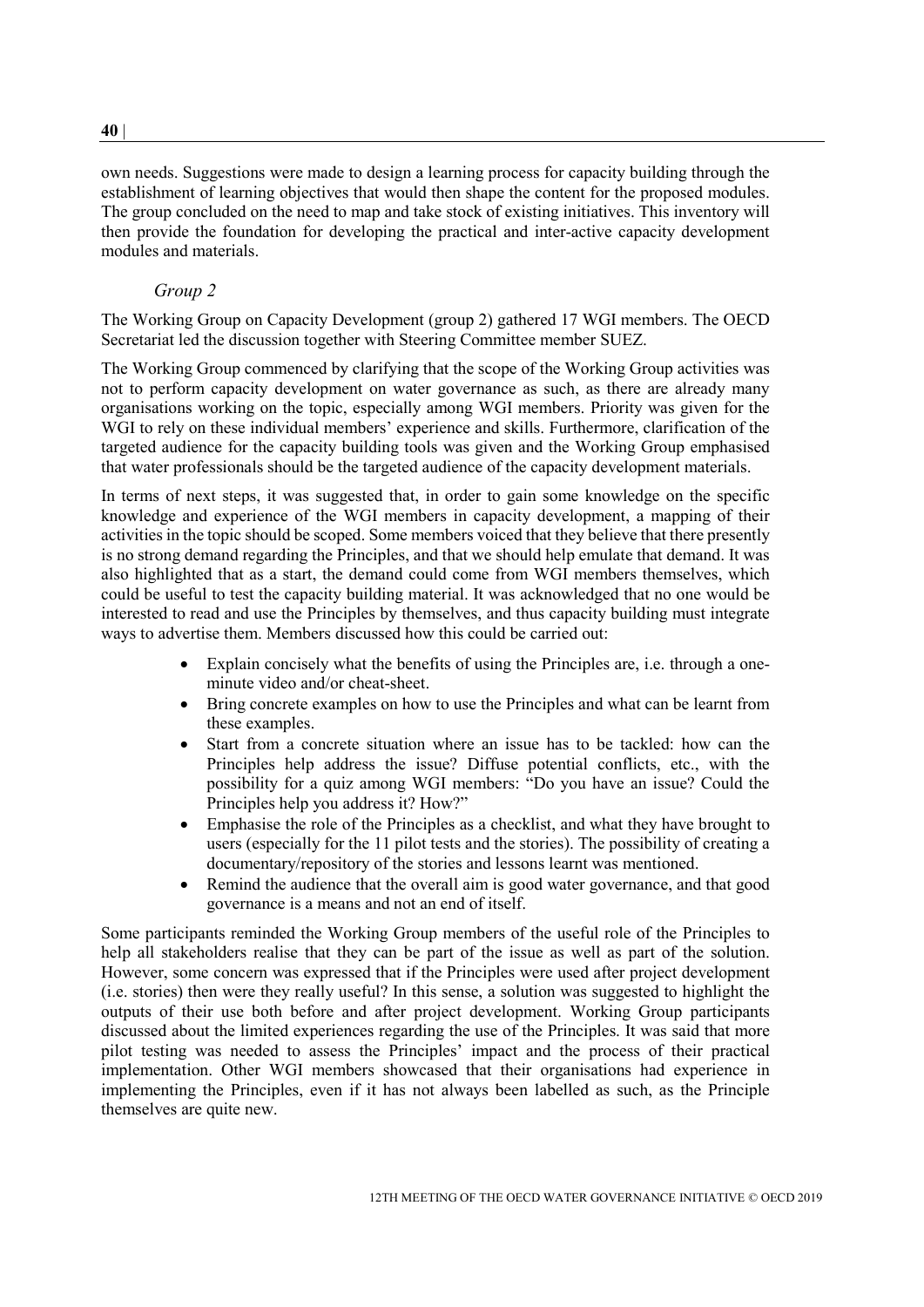own needs. Suggestions were made to design a learning process for capacity building through the establishment of learning objectives that would then shape the content for the proposed modules. The group concluded on the need to map and take stock of existing initiatives. This inventory will then provide the foundation for developing the practical and inter-active capacity development modules and materials.

*Group 2*

The Working Group on Capacity Development (group 2) gathered 17 WGI members. The OECD Secretariat led the discussion together with Steering Committee member SUEZ.

The Working Group commenced by clarifying that the scope of the Working Group activities was not to perform capacity development on water governance as such, as there are already many organisations working on the topic, especially among WGI members. Priority was given for the WGI to rely on these individual members' experience and skills. Furthermore, clarification of the targeted audience for the capacity building tools was given and the Working Group emphasised that water professionals should be the targeted audience of the capacity development materials.

In terms of next steps, it was suggested that, in order to gain some knowledge on the specific knowledge and experience of the WGI members in capacity development, a mapping of their activities in the topic should be scoped. Some members voiced that they believe that there presently is no strong demand regarding the Principles, and that we should help emulate that demand. It was also highlighted that as a start, the demand could come from WGI members themselves, which could be useful to test the capacity building material. It was acknowledged that no one would be interested to read and use the Principles by themselves, and thus capacity building must integrate ways to advertise them. Members discussed how this could be carried out:

- Explain concisely what the benefits of using the Principles are, i.e. through a one-minute video and/or cheat-sheet.
- Bring concrete examples on how to use the Principles and what can be learnt from these examples.
- Start from a concrete situation where an issue has to be tackled: how can the Principles help address the issue? Diffuse potential conflicts, etc., with the possibility for a quiz among WGI members: "Do you have an issue? Could the Principles help you address it? How?"
- Emphasise the role of the Principles as a checklist, and what they have brought to users (especially for the 11 pilot tests and the stories). The possibility of creating a documentary/repository of the stories and lessons learnt was mentioned.
- Remind the audience that the overall aim is good water governance, and that good governance is a means and not an end of itself.

Some participants reminded the Working Group members of the useful role of the Principles to help all stakeholders realise that they can be part of the issue as well as part of the solution. However, some concern was expressed that if the Principles were used after project development (i.e. stories) then were they really useful? In this sense, a solution was suggested to highlight the outputs of their use both before and after project development. Working Group participants discussed about the limited experiences regarding the use of the Principles. It was said that more pilot testing was needed to assess the Principles' impact and the process of their practical implementation. Other WGI members showcased that their organisations had experience in implementing the Principles, even if it has not always been labelled as such, as the Principle themselves are quite new.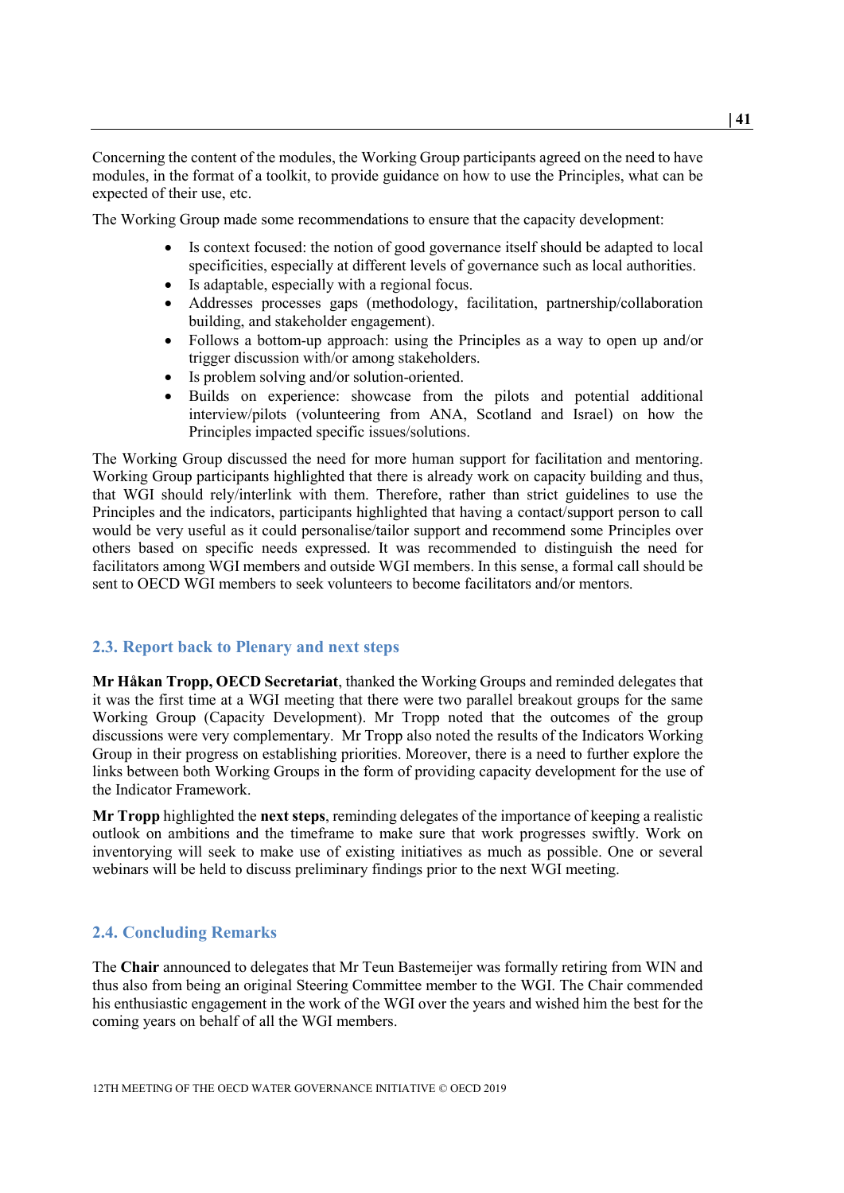Concerning the content of the modules, the Working Group participants agreed on the need to have modules, in the format of a toolkit, to provide guidance on how to use the Principles, what can be expected of their use, etc.

The Working Group made some recommendations to ensure that the capacity development:

- Is context focused: the notion of good governance itself should be adapted to local specificities, especially at different levels of governance such as local authorities.
- Is adaptable, especially with a regional focus.
- Addresses processes gaps (methodology, facilitation, partnership/collaboration building, and stakeholder engagement).
- Follows a bottom-up approach: using the Principles as a way to open up and/or trigger discussion with/or among stakeholders.
- Is problem solving and/or solution-oriented.
- Builds on experience: showcase from the pilots and potential additional interview/pilots (volunteering from ANA, Scotland and Israel) on how the Principles impacted specific issues/solutions.

The Working Group discussed the need for more human support for facilitation and mentoring. Working Group participants highlighted that there is already work on capacity building and thus, that WGI should rely/interlink with them. Therefore, rather than strict guidelines to use the Principles and the indicators, participants highlighted that having a contact/support person to call would be very useful as it could personalise/tailor support and recommend some Principles over others based on specific needs expressed. It was recommended to distinguish the need for facilitators among WGI members and outside WGI members. In this sense, a formal call should be sent to OECD WGI members to seek volunteers to become facilitators and/or mentors.

## 2.3. Report back to Plenary and next steps

**Mr Håkan Tropp, OECD Secretariat**, thanked the Working Groups and reminded delegates that it was the first time at a WGI meeting that there were two parallel breakout groups for the same Working Group (Capacity Development). Mr Tropp noted that the outcomes of the group discussions were very complementary. Mr Tropp also noted the results of the Indicators Working Group in their progress on establishing priorities. Moreover, there is a need to further explore the links between both Working Groups in the form of providing capacity development for the use of the Indicator Framework.

**Mr Tropp** highlighted the **next steps**, reminding delegates of the importance of keeping a realistic outlook on ambitions and the timeframe to make sure that work progresses swiftly. Work on inventorying will seek to make use of existing initiatives as much as possible. One or several webinars will be held to discuss preliminary findings prior to the next WGI meeting.

## 2.4. Concluding Remarks

The **Chair** announced to delegates that Mr Teun Bastemeijer was formally retiring from WIN and thus also from being an original Steering Committee member to the WGI. The Chair commended his enthusiastic engagement in the work of the WGI over the years and wished him the best for the coming years on behalf of all the WGI members.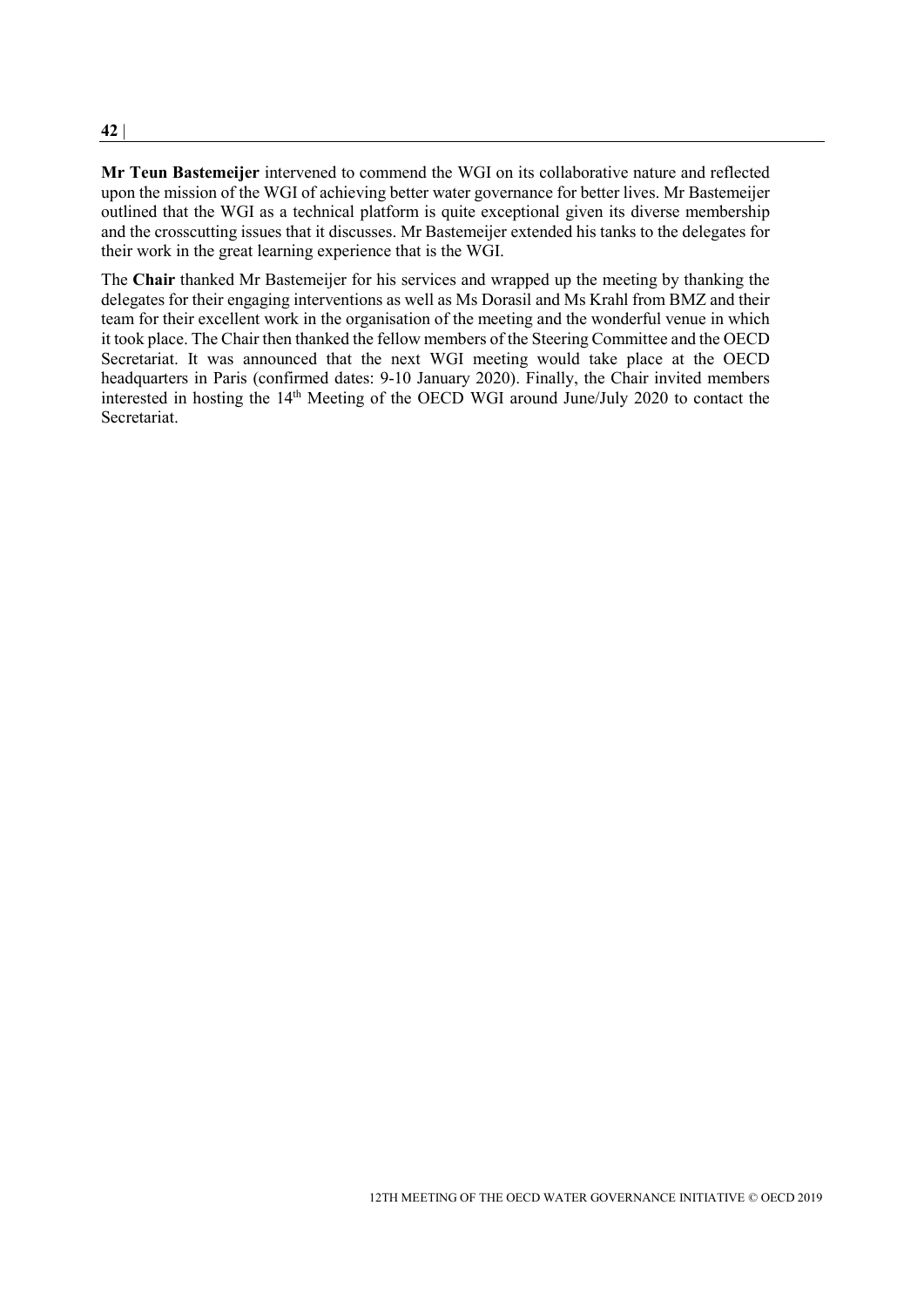**Mr Teun Bastemeijer** intervened to commend the WGI on its collaborative nature and reflected upon the mission of the WGI of achieving better water governance for better lives. Mr Bastemeijer outlined that the WGI as a technical platform is quite exceptional given its diverse membership and the crosscutting issues that it discusses. Mr Bastemeijer extended his tanks to the delegates for their work in the great learning experience that is the WGI.

The **Chair** thanked Mr Bastemeijer for his services and wrapped up the meeting by thanking the delegates for their engaging interventions as well as Ms Dorasil and Ms Krahl from BMZ and their team for their excellent work in the organisation of the meeting and the wonderful venue in which it took place. The Chair then thanked the fellow members of the Steering Committee and the OECD Secretariat. It was announced that the next WGI meeting would take place at the OECD headquarters in Paris (confirmed dates: 9-10 January 2020). Finally, the Chair invited members interested in hosting the 14th Meeting of the OECD WGI around June/July 2020 to contact the Secretariat.